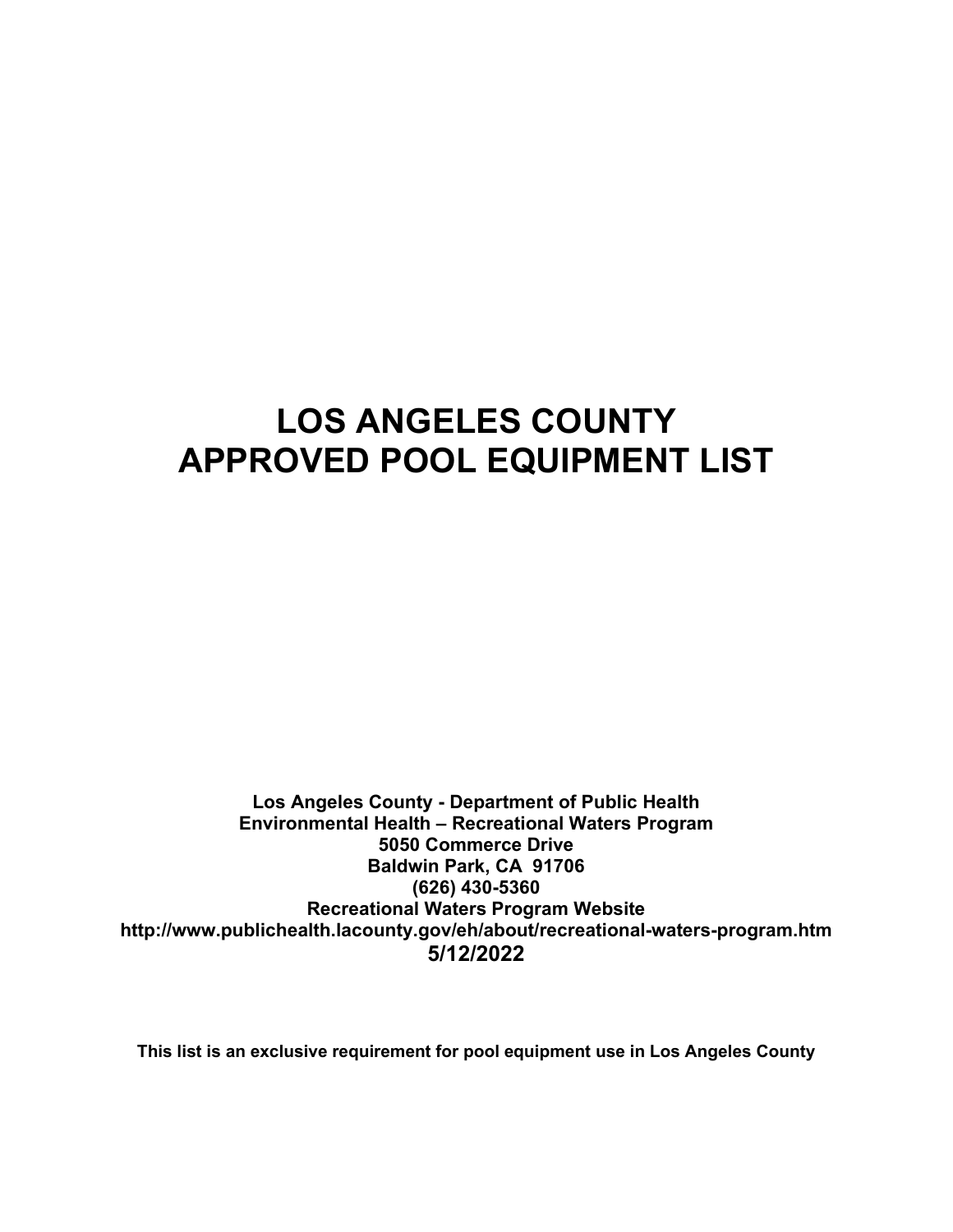# LOS ANGELES COUNTY
# APPROVED POOL EQUIPMENT LIST

**Los Angeles County - Department of Public Health**
**Environmental Health – Recreational Waters Program**
**5050 Commerce Drive**
**Baldwin Park, CA 91706**
**(626) 430-5360**
**Recreational Waters Program Website**
**http://www.publichealth.lacounty.gov/eh/about/recreational-waters-program.htm**
**5/12/2022**

**This list is an exclusive requirement for pool equipment use in Los Angeles County**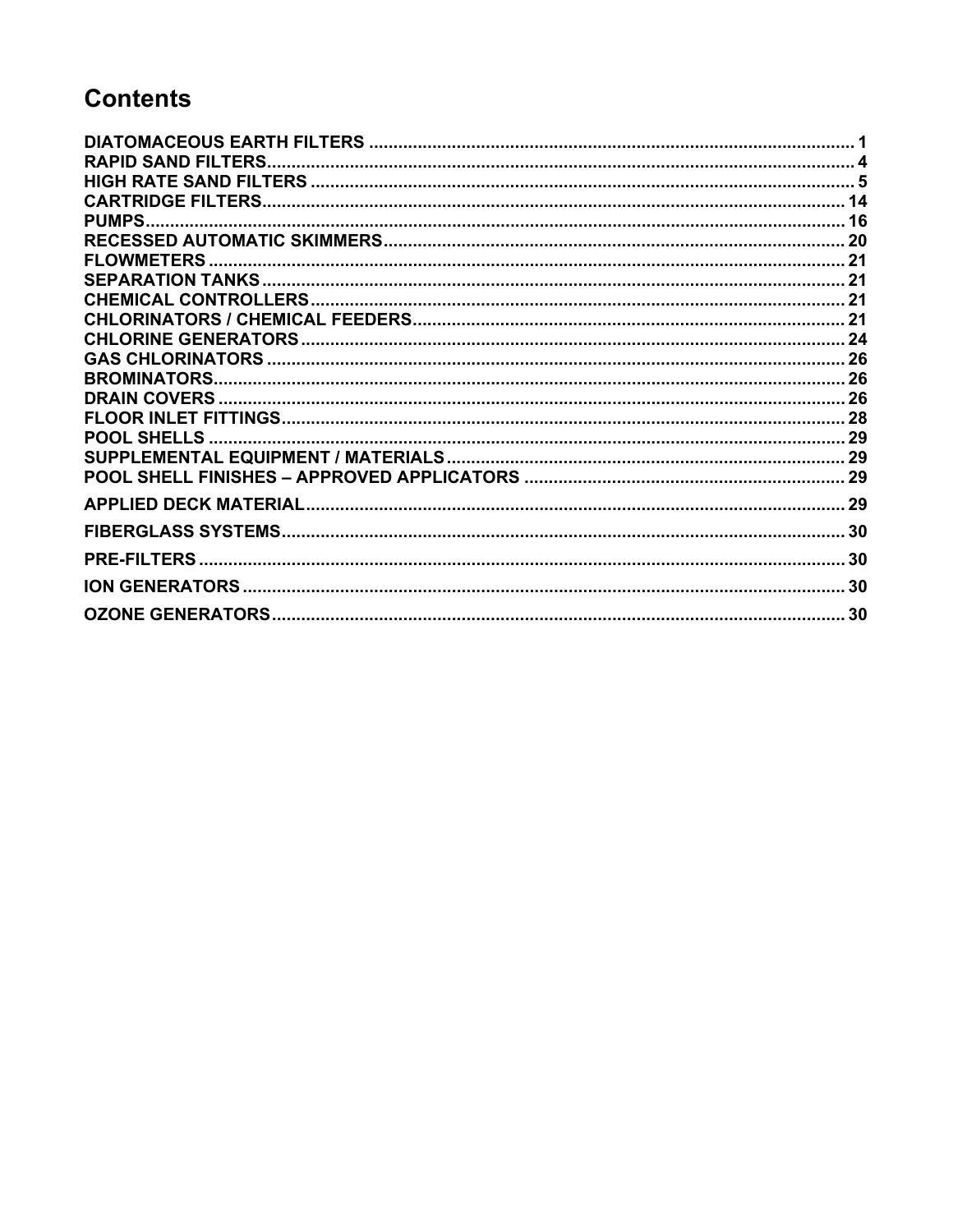# Contents

| | |
|---|---|
| DIATOMACEOUS EARTH FILTERS | 1 |
| RAPID SAND FILTERS | 4 |
| HIGH RATE SAND FILTERS | 5 |
| CARTRIDGE FILTERS | 14 |
| PUMPS | 16 |
| RECESSED AUTOMATIC SKIMMERS | 20 |
| FLOWMETERS | 21 |
| SEPARATION TANKS | 21 |
| CHEMICAL CONTROLLERS | 21 |
| CHLORINATORS / CHEMICAL FEEDERS | 21 |
| CHLORINE GENERATORS | 24 |
| GAS CHLORINATORS | 26 |
| BROMINATORS | 26 |
| DRAIN COVERS | 26 |
| FLOOR INLET FITTINGS | 28 |
| POOL SHELLS | 29 |
| SUPPLEMENTAL EQUIPMENT / MATERIALS | 29 |
| POOL SHELL FINISHES – APPROVED APPLICATORS | 29 |
| APPLIED DECK MATERIAL | 29 |
| FIBERGLASS SYSTEMS | 30 |
| PRE-FILTERS | 30 |
| ION GENERATORS | 30 |
| OZONE GENERATORS | 30 |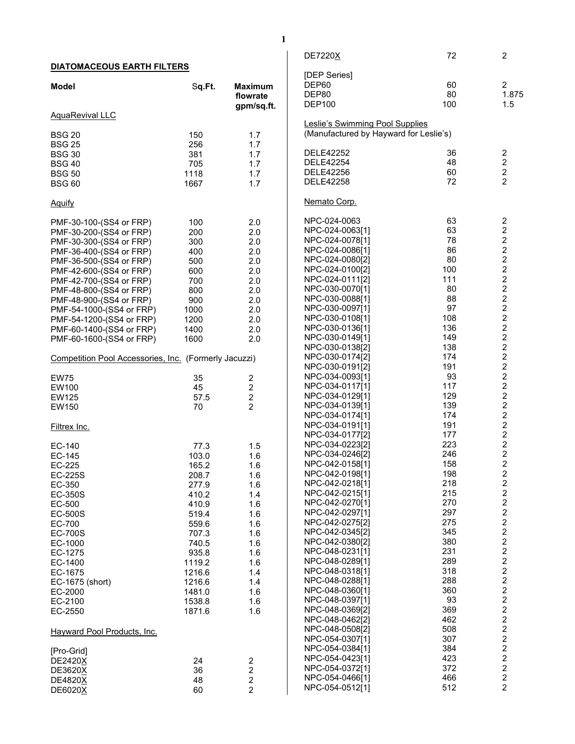## DIATOMACEOUS EARTH FILTERS

| Model | Sq.Ft. | Maximum flowrate gpm/sq.ft. |
|---|---|---|
| AquaRevival LLC | | |
| BSG 20 | 150 | 1.7 |
| BSG 25 | 256 | 1.7 |
| BSG 30 | 381 | 1.7 |
| BSG 40 | 705 | 1.7 |
| BSG 50 | 1118 | 1.7 |
| BSG 60 | 1667 | 1.7 |
| Aquify | | |
| PMF-30-100-(SS4 or FRP) | 100 | 2.0 |
| PMF-30-200-(SS4 or FRP) | 200 | 2.0 |
| PMF-30-300-(SS4 or FRP) | 300 | 2.0 |
| PMF-36-400-(SS4 or FRP) | 400 | 2.0 |
| PMF-36-500-(SS4 or FRP) | 500 | 2.0 |
| PMF-42-600-(SS4 or FRP) | 600 | 2.0 |
| PMF-42-700-(SS4 or FRP) | 700 | 2.0 |
| PMF-48-800-(SS4 or FRP) | 800 | 2.0 |
| PMF-48-900-(SS4 or FRP) | 900 | 2.0 |
| PMF-54-1000-(SS4 or FRP) | 1000 | 2.0 |
| PMF-54-1200-(SS4 or FRP) | 1200 | 2.0 |
| PMF-60-1400-(SS4 or FRP) | 1400 | 2.0 |
| PMF-60-1600-(SS4 or FRP) | 1600 | 2.0 |
| Competition Pool Accessories, Inc. (Formerly Jacuzzi) | | |
| EW75 | 35 | 2 |
| EW100 | 45 | 2 |
| EW125 | 57.5 | 2 |
| EW150 | 70 | 2 |
| Filtrex Inc. | | |
| EC-140 | 77.3 | 1.5 |
| EC-145 | 103.0 | 1.6 |
| EC-225 | 165.2 | 1.6 |
| EC-225S | 208.7 | 1.6 |
| EC-350 | 277.9 | 1.6 |
| EC-350S | 410.2 | 1.4 |
| EC-500 | 410.9 | 1.6 |
| EC-500S | 519.4 | 1.6 |
| EC-700 | 559.6 | 1.6 |
| EC-700S | 707.3 | 1.6 |
| EC-1000 | 740.5 | 1.6 |
| EC-1275 | 935.8 | 1.6 |
| EC-1400 | 1119.2 | 1.6 |
| EC-1675 | 1216.6 | 1.4 |
| EC-1675 (short) | 1216.6 | 1.4 |
| EC-2000 | 1481.0 | 1.6 |
| EC-2100 | 1538.8 | 1.6 |
| EC-2550 | 1871.6 | 1.6 |
| Hayward Pool Products, Inc. | | |
| [Pro-Grid] | | |
| DE2420X | 24 | 2 |
| DE3620X | 36 | 2 |
| DE4820X | 48 | 2 |
| DE6020X | 60 | 2 |
| DE7220X | 72 | 2 |
| [DEP Series] | | |
| DEP60 | 60 | 2 |
| DEP80 | 80 | 1.875 |
| DEP100 | 100 | 1.5 |
| Leslie's Swimming Pool Supplies (Manufactured by Hayward for Leslie's) | | |
| DELE42252 | 36 | 2 |
| DELE42254 | 48 | 2 |
| DELE42256 | 60 | 2 |
| DELE42258 | 72 | 2 |
| Nemato Corp. | | |
| NPC-024-0063 | 63 | 2 |
| NPC-024-0063[1] | 63 | 2 |
| NPC-024-0078[1] | 78 | 2 |
| NPC-024-0086[1] | 86 | 2 |
| NPC-024-0080[2] | 80 | 2 |
| NPC-024-0100[2] | 100 | 2 |
| NPC-024-0111[2] | 111 | 2 |
| NPC-030-0070[1] | 80 | 2 |
| NPC-030-0088[1] | 88 | 2 |
| NPC-030-0097[1] | 97 | 2 |
| NPC-030-0108[1] | 108 | 2 |
| NPC-030-0136[1] | 136 | 2 |
| NPC-030-0149[1] | 149 | 2 |
| NPC-030-0138[2] | 138 | 2 |
| NPC-030-0174[2] | 174 | 2 |
| NPC-030-0191[2] | 191 | 2 |
| NPC-034-0093[1] | 93 | 2 |
| NPC-034-0117[1] | 117 | 2 |
| NPC-034-0129[1] | 129 | 2 |
| NPC-034-0139[1] | 139 | 2 |
| NPC-034-0174[1] | 174 | 2 |
| NPC-034-0191[1] | 191 | 2 |
| NPC-034-0177[2] | 177 | 2 |
| NPC-034-0223[2] | 223 | 2 |
| NPC-034-0246[2] | 246 | 2 |
| NPC-042-0158[1] | 158 | 2 |
| NPC-042-0198[1] | 198 | 2 |
| NPC-042-0218[1] | 218 | 2 |
| NPC-042-0215[1] | 215 | 2 |
| NPC-042-0270[1] | 270 | 2 |
| NPC-042-0297[1] | 297 | 2 |
| NPC-042-0275[2] | 275 | 2 |
| NPC-042-0345[2] | 345 | 2 |
| NPC-042-0380[2] | 380 | 2 |
| NPC-048-0231[1] | 231 | 2 |
| NPC-048-0289[1] | 289 | 2 |
| NPC-048-0318[1] | 318 | 2 |
| NPC-048-0288[1] | 288 | 2 |
| NPC-048-0360[1] | 360 | 2 |
| NPC-048-0397[1] | 93 | 2 |
| NPC-048-0369[2] | 369 | 2 |
| NPC-048-0462[2] | 462 | 2 |
| NPC-048-0508[2] | 508 | 2 |
| NPC-054-0307[1] | 307 | 2 |
| NPC-054-0384[1] | 384 | 2 |
| NPC-054-0423[1] | 423 | 2 |
| NPC-054-0372[1] | 372 | 2 |
| NPC-054-0466[1] | 466 | 2 |
| NPC-054-0512[1] | 512 | 2 |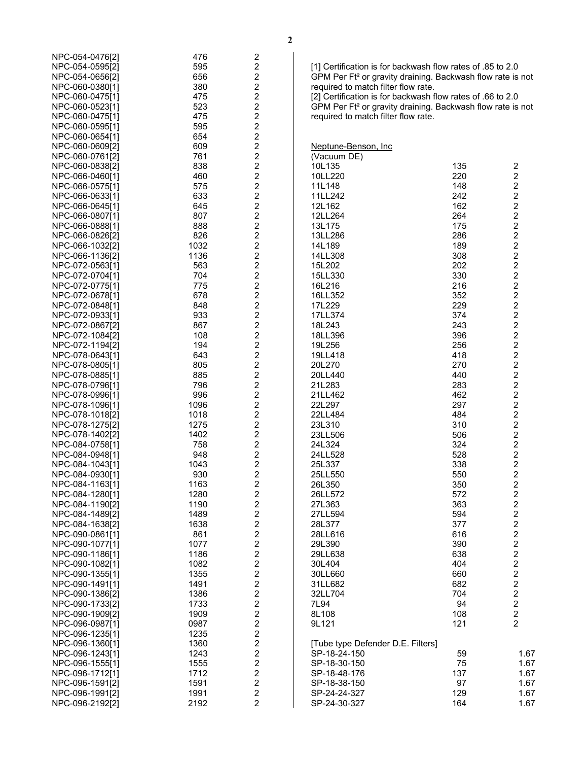| | | |
|---|---|---|
| NPC-054-0476[2] | 476 | 2 |
| NPC-054-0595[2] | 595 | 2 |
| NPC-054-0656[2] | 656 | 2 |
| NPC-060-0380[1] | 380 | 2 |
| NPC-060-0475[1] | 475 | 2 |
| NPC-060-0523[1] | 523 | 2 |
| NPC-060-0475[1] | 475 | 2 |
| NPC-060-0595[1] | 595 | 2 |
| NPC-060-0654[1] | 654 | 2 |
| NPC-060-0609[2] | 609 | 2 |
| NPC-060-0761[2] | 761 | 2 |
| NPC-060-0838[2] | 838 | 2 |
| NPC-066-0460[1] | 460 | 2 |
| NPC-066-0575[1] | 575 | 2 |
| NPC-066-0633[1] | 633 | 2 |
| NPC-066-0645[1] | 645 | 2 |
| NPC-066-0807[1] | 807 | 2 |
| NPC-066-0888[1] | 888 | 2 |
| NPC-066-0826[2] | 826 | 2 |
| NPC-066-1032[2] | 1032 | 2 |
| NPC-066-1136[2] | 1136 | 2 |
| NPC-072-0563[1] | 563 | 2 |
| NPC-072-0704[1] | 704 | 2 |
| NPC-072-0775[1] | 775 | 2 |
| NPC-072-0678[1] | 678 | 2 |
| NPC-072-0848[1] | 848 | 2 |
| NPC-072-0933[1] | 933 | 2 |
| NPC-072-0867[2] | 867 | 2 |
| NPC-072-1084[2] | 108 | 2 |
| NPC-072-1194[2] | 194 | 2 |
| NPC-078-0643[1] | 643 | 2 |
| NPC-078-0805[1] | 805 | 2 |
| NPC-078-0885[1] | 885 | 2 |
| NPC-078-0796[1] | 796 | 2 |
| NPC-078-0996[1] | 996 | 2 |
| NPC-078-1096[1] | 1096 | 2 |
| NPC-078-1018[2] | 1018 | 2 |
| NPC-078-1275[2] | 1275 | 2 |
| NPC-078-1402[2] | 1402 | 2 |
| NPC-084-0758[1] | 758 | 2 |
| NPC-084-0948[1] | 948 | 2 |
| NPC-084-1043[1] | 1043 | 2 |
| NPC-084-0930[1] | 930 | 2 |
| NPC-084-1163[1] | 1163 | 2 |
| NPC-084-1280[1] | 1280 | 2 |
| NPC-084-1190[2] | 1190 | 2 |
| NPC-084-1489[2] | 1489 | 2 |
| NPC-084-1638[2] | 1638 | 2 |
| NPC-090-0861[1] | 861 | 2 |
| NPC-090-1077[1] | 1077 | 2 |
| NPC-090-1186[1] | 1186 | 2 |
| NPC-090-1082[1] | 1082 | 2 |
| NPC-090-1355[1] | 1355 | 2 |
| NPC-090-1491[1] | 1491 | 2 |
| NPC-090-1386[2] | 1386 | 2 |
| NPC-090-1733[2] | 1733 | 2 |
| NPC-090-1909[2] | 1909 | 2 |
| NPC-096-0987[1] | 0987 | 2 |
| NPC-096-1235[1] | 1235 | 2 |
| NPC-096-1360[1] | 1360 | 2 |
| NPC-096-1243[1] | 1243 | 2 |
| NPC-096-1555[1] | 1555 | 2 |
| NPC-096-1712[1] | 1712 | 2 |
| NPC-096-1591[2] | 1591 | 2 |
| NPC-096-1991[2] | 1991 | 2 |
| NPC-096-2192[2] | 2192 | 2 |

[1] Certification is for backwash flow rates of .85 to 2.0 GPM Per Ft² or gravity draining. Backwash flow rate is not required to match filter flow rate.
[2] Certification is for backwash flow rates of .66 to 2.0 GPM Per Ft² or gravity draining. Backwash flow rate is not required to match filter flow rate.

Neptune-Benson, Inc
(Vacuum DE)

| | | |
|---|---|---|
| 10L135 | 135 | 2 |
| 10LL220 | 220 | 2 |
| 11L148 | 148 | 2 |
| 11LL242 | 242 | 2 |
| 12L162 | 162 | 2 |
| 12LL264 | 264 | 2 |
| 13L175 | 175 | 2 |
| 13LL286 | 286 | 2 |
| 14L189 | 189 | 2 |
| 14LL308 | 308 | 2 |
| 15L202 | 202 | 2 |
| 15LL330 | 330 | 2 |
| 16L216 | 216 | 2 |
| 16LL352 | 352 | 2 |
| 17L229 | 229 | 2 |
| 17LL374 | 374 | 2 |
| 18L243 | 243 | 2 |
| 18LL396 | 396 | 2 |
| 19L256 | 256 | 2 |
| 19LL418 | 418 | 2 |
| 20L270 | 270 | 2 |
| 20LL440 | 440 | 2 |
| 21L283 | 283 | 2 |
| 21LL462 | 462 | 2 |
| 22L297 | 297 | 2 |
| 22LL484 | 484 | 2 |
| 23L310 | 310 | 2 |
| 23LL506 | 506 | 2 |
| 24L324 | 324 | 2 |
| 24LL528 | 528 | 2 |
| 25L337 | 338 | 2 |
| 25LL550 | 550 | 2 |
| 26L350 | 350 | 2 |
| 26LL572 | 572 | 2 |
| 27L363 | 363 | 2 |
| 27LL594 | 594 | 2 |
| 28L377 | 377 | 2 |
| 28LL616 | 616 | 2 |
| 29L390 | 390 | 2 |
| 29LL638 | 638 | 2 |
| 30L404 | 404 | 2 |
| 30LL660 | 660 | 2 |
| 31LL682 | 682 | 2 |
| 32LL704 | 704 | 2 |
| 7L94 | 94 | 2 |
| 8L108 | 108 | 2 |
| 9L121 | 121 | 2 |

[Tube type Defender D.E. Filters]

| | | |
|---|---|---|
| SP-18-24-150 | 59 | 1.67 |
| SP-18-30-150 | 75 | 1.67 |
| SP-18-48-176 | 137 | 1.67 |
| SP-18-38-150 | 97 | 1.67 |
| SP-24-24-327 | 129 | 1.67 |
| SP-24-30-327 | 164 | 1.67 |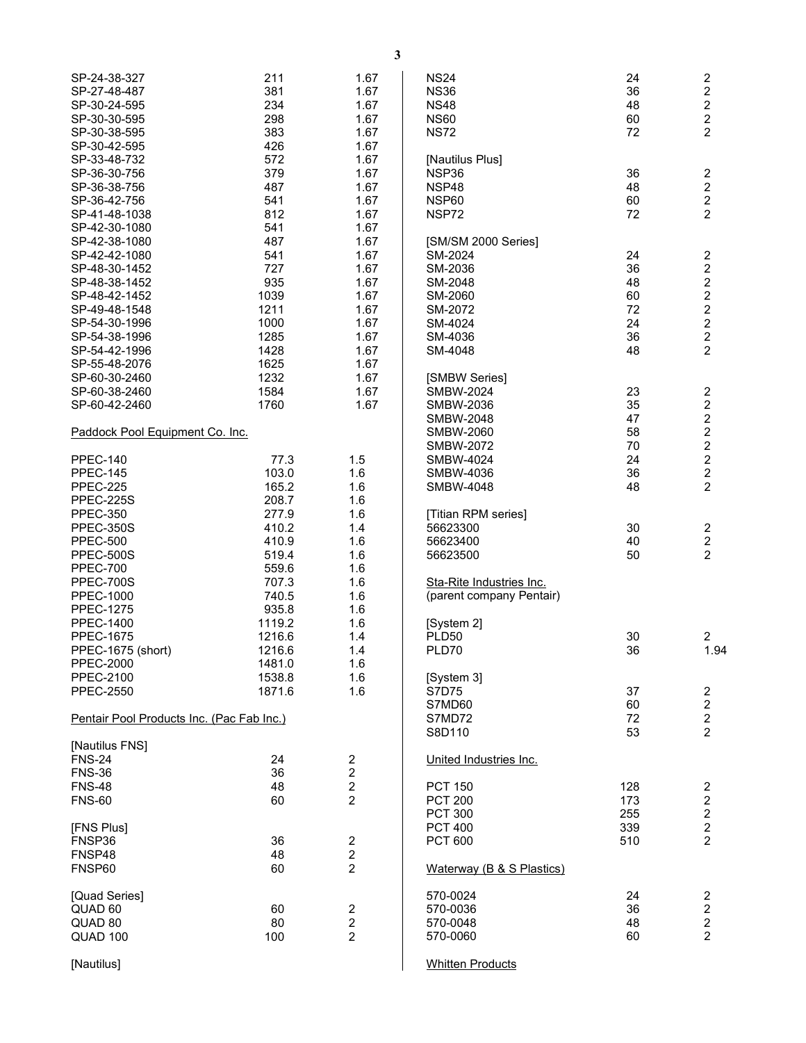| | | |
|---|---|---|
| SP-24-38-327 | 211 | 1.67 |
| SP-27-48-487 | 381 | 1.67 |
| SP-30-24-595 | 234 | 1.67 |
| SP-30-30-595 | 298 | 1.67 |
| SP-30-38-595 | 383 | 1.67 |
| SP-30-42-595 | 426 | 1.67 |
| SP-33-48-732 | 572 | 1.67 |
| SP-36-30-756 | 379 | 1.67 |
| SP-36-38-756 | 487 | 1.67 |
| SP-36-42-756 | 541 | 1.67 |
| SP-41-48-1038 | 812 | 1.67 |
| SP-42-30-1080 | 541 | 1.67 |
| SP-42-38-1080 | 487 | 1.67 |
| SP-42-42-1080 | 541 | 1.67 |
| SP-48-30-1452 | 727 | 1.67 |
| SP-48-38-1452 | 935 | 1.67 |
| SP-48-42-1452 | 1039 | 1.67 |
| SP-49-48-1548 | 1211 | 1.67 |
| SP-54-30-1996 | 1000 | 1.67 |
| SP-54-38-1996 | 1285 | 1.67 |
| SP-54-42-1996 | 1428 | 1.67 |
| SP-55-48-2076 | 1625 | 1.67 |
| SP-60-30-2460 | 1232 | 1.67 |
| SP-60-38-2460 | 1584 | 1.67 |
| SP-60-42-2460 | 1760 | 1.67 |

Paddock Pool Equipment Co. Inc.

| | | |
|---|---|---|
| PPEC-140 | 77.3 | 1.5 |
| PPEC-145 | 103.0 | 1.6 |
| PPEC-225 | 165.2 | 1.6 |
| PPEC-225S | 208.7 | 1.6 |
| PPEC-350 | 277.9 | 1.6 |
| PPEC-350S | 410.2 | 1.4 |
| PPEC-500 | 410.9 | 1.6 |
| PPEC-500S | 519.4 | 1.6 |
| PPEC-700 | 559.6 | 1.6 |
| PPEC-700S | 707.3 | 1.6 |
| PPEC-1000 | 740.5 | 1.6 |
| PPEC-1275 | 935.8 | 1.6 |
| PPEC-1400 | 1119.2 | 1.6 |
| PPEC-1675 | 1216.6 | 1.4 |
| PPEC-1675 (short) | 1216.6 | 1.4 |
| PPEC-2000 | 1481.0 | 1.6 |
| PPEC-2100 | 1538.8 | 1.6 |
| PPEC-2550 | 1871.6 | 1.6 |

Pentair Pool Products Inc. (Pac Fab Inc.)

| | | |
|---|---|---|
| [Nautilus FNS] | | |
| FNS-24 | 24 | 2 |
| FNS-36 | 36 | 2 |
| FNS-48 | 48 | 2 |
| FNS-60 | 60 | 2 |
| [FNS Plus] | | |
| FNSP36 | 36 | 2 |
| FNSP48 | 48 | 2 |
| FNSP60 | 60 | 2 |
| [Quad Series] | | |
| QUAD 60 | 60 | 2 |
| QUAD 80 | 80 | 2 |
| QUAD 100 | 100 | 2 |
| [Nautilus] | | |
| NS24 | 24 | 2 |
| NS36 | 36 | 2 |
| NS48 | 48 | 2 |
| NS60 | 60 | 2 |
| NS72 | 72 | 2 |
| [Nautilus Plus] | | |
| NSP36 | 36 | 2 |
| NSP48 | 48 | 2 |
| NSP60 | 60 | 2 |
| NSP72 | 72 | 2 |
| [SM/SM 2000 Series] | | |
| SM-2024 | 24 | 2 |
| SM-2036 | 36 | 2 |
| SM-2048 | 48 | 2 |
| SM-2060 | 60 | 2 |
| SM-2072 | 72 | 2 |
| SM-4024 | 24 | 2 |
| SM-4036 | 36 | 2 |
| SM-4048 | 48 | 2 |
| [SMBW Series] | | |
| SMBW-2024 | 23 | 2 |
| SMBW-2036 | 35 | 2 |
| SMBW-2048 | 47 | 2 |
| SMBW-2060 | 58 | 2 |
| SMBW-2072 | 70 | 2 |
| SMBW-4024 | 24 | 2 |
| SMBW-4036 | 36 | 2 |
| SMBW-4048 | 48 | 2 |
| [Titian RPM series] | | |
| 56623300 | 30 | 2 |
| 56623400 | 40 | 2 |
| 56623500 | 50 | 2 |

Sta-Rite Industries Inc.
(parent company Pentair)

| | | |
|---|---|---|
| [System 2] | | |
| PLD50 | 30 | 2 |
| PLD70 | 36 | 1.94 |
| [System 3] | | |
| S7D75 | 37 | 2 |
| S7MD60 | 60 | 2 |
| S7MD72 | 72 | 2 |
| S8D110 | 53 | 2 |

United Industries Inc.

| | | |
|---|---|---|
| PCT 150 | 128 | 2 |
| PCT 200 | 173 | 2 |
| PCT 300 | 255 | 2 |
| PCT 400 | 339 | 2 |
| PCT 600 | 510 | 2 |

Waterway (B & S Plastics)

| | | |
|---|---|---|
| 570-0024 | 24 | 2 |
| 570-0036 | 36 | 2 |
| 570-0048 | 48 | 2 |
| 570-0060 | 60 | 2 |

Whitten Products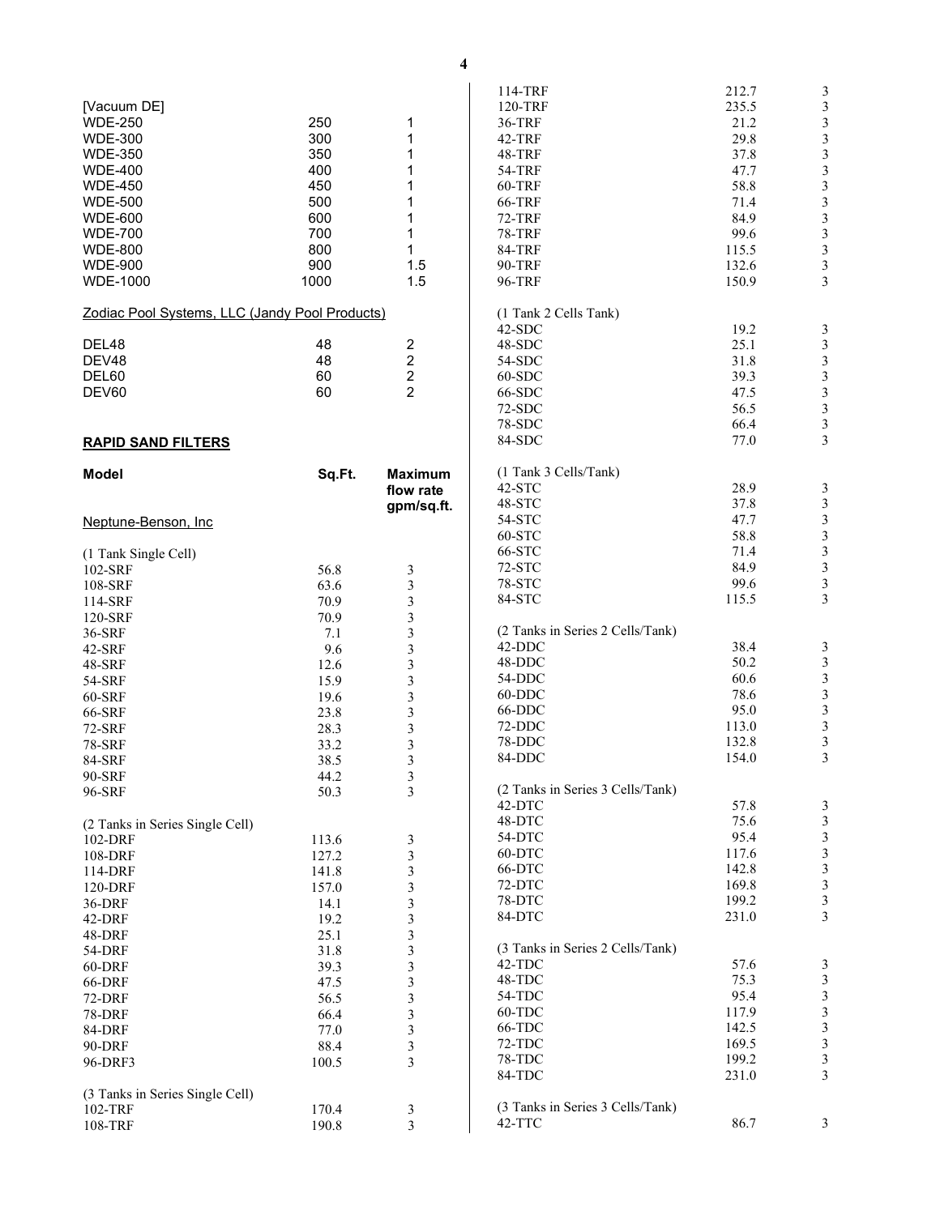[Vacuum DE]

| | | |
|---|---|---|
| WDE-250 | 250 | 1 |
| WDE-300 | 300 | 1 |
| WDE-350 | 350 | 1 |
| WDE-400 | 400 | 1 |
| WDE-450 | 450 | 1 |
| WDE-500 | 500 | 1 |
| WDE-600 | 600 | 1 |
| WDE-700 | 700 | 1 |
| WDE-800 | 800 | 1 |
| WDE-900 | 900 | 1.5 |
| WDE-1000 | 1000 | 1.5 |

Zodiac Pool Systems, LLC (Jandy Pool Products)

| | | |
|---|---|---|
| DEL48 | 48 | 2 |
| DEV48 | 48 | 2 |
| DEL60 | 60 | 2 |
| DEV60 | 60 | 2 |

## RAPID SAND FILTERS

| Model | Sq.Ft. | Maximum flow rate gpm/sq.ft. |
|---|---|---|
| Neptune-Benson, Inc | | |
| (1 Tank Single Cell) | | |
| 102-SRF | 56.8 | 3 |
| 108-SRF | 63.6 | 3 |
| 114-SRF | 70.9 | 3 |
| 120-SRF | 70.9 | 3 |
| 36-SRF | 7.1 | 3 |
| 42-SRF | 9.6 | 3 |
| 48-SRF | 12.6 | 3 |
| 54-SRF | 15.9 | 3 |
| 60-SRF | 19.6 | 3 |
| 66-SRF | 23.8 | 3 |
| 72-SRF | 28.3 | 3 |
| 78-SRF | 33.2 | 3 |
| 84-SRF | 38.5 | 3 |
| 90-SRF | 44.2 | 3 |
| 96-SRF | 50.3 | 3 |
| (2 Tanks in Series Single Cell) | | |
| 102-DRF | 113.6 | 3 |
| 108-DRF | 127.2 | 3 |
| 114-DRF | 141.8 | 3 |
| 120-DRF | 157.0 | 3 |
| 36-DRF | 14.1 | 3 |
| 42-DRF | 19.2 | 3 |
| 48-DRF | 25.1 | 3 |
| 54-DRF | 31.8 | 3 |
| 60-DRF | 39.3 | 3 |
| 66-DRF | 47.5 | 3 |
| 72-DRF | 56.5 | 3 |
| 78-DRF | 66.4 | 3 |
| 84-DRF | 77.0 | 3 |
| 90-DRF | 88.4 | 3 |
| 96-DRF3 | 100.5 | 3 |
| (3 Tanks in Series Single Cell) | | |
| 102-TRF | 170.4 | 3 |
| 108-TRF | 190.8 | 3 |
| 114-TRF | 212.7 | 3 |
| 120-TRF | 235.5 | 3 |
| 36-TRF | 21.2 | 3 |
| 42-TRF | 29.8 | 3 |
| 48-TRF | 37.8 | 3 |
| 54-TRF | 47.7 | 3 |
| 60-TRF | 58.8 | 3 |
| 66-TRF | 71.4 | 3 |
| 72-TRF | 84.9 | 3 |
| 78-TRF | 99.6 | 3 |
| 84-TRF | 115.5 | 3 |
| 90-TRF | 132.6 | 3 |
| 96-TRF | 150.9 | 3 |
| (1 Tank 2 Cells Tank) | | |
| 42-SDC | 19.2 | 3 |
| 48-SDC | 25.1 | 3 |
| 54-SDC | 31.8 | 3 |
| 60-SDC | 39.3 | 3 |
| 66-SDC | 47.5 | 3 |
| 72-SDC | 56.5 | 3 |
| 78-SDC | 66.4 | 3 |
| 84-SDC | 77.0 | 3 |
| (1 Tank 3 Cells/Tank) | | |
| 42-STC | 28.9 | 3 |
| 48-STC | 37.8 | 3 |
| 54-STC | 47.7 | 3 |
| 60-STC | 58.8 | 3 |
| 66-STC | 71.4 | 3 |
| 72-STC | 84.9 | 3 |
| 78-STC | 99.6 | 3 |
| 84-STC | 115.5 | 3 |
| (2 Tanks in Series 2 Cells/Tank) | | |
| 42-DDC | 38.4 | 3 |
| 48-DDC | 50.2 | 3 |
| 54-DDC | 60.6 | 3 |
| 60-DDC | 78.6 | 3 |
| 66-DDC | 95.0 | 3 |
| 72-DDC | 113.0 | 3 |
| 78-DDC | 132.8 | 3 |
| 84-DDC | 154.0 | 3 |
| (2 Tanks in Series 3 Cells/Tank) | | |
| 42-DTC | 57.8 | 3 |
| 48-DTC | 75.6 | 3 |
| 54-DTC | 95.4 | 3 |
| 60-DTC | 117.6 | 3 |
| 66-DTC | 142.8 | 3 |
| 72-DTC | 169.8 | 3 |
| 78-DTC | 199.2 | 3 |
| 84-DTC | 231.0 | 3 |
| (3 Tanks in Series 2 Cells/Tank) | | |
| 42-TDC | 57.6 | 3 |
| 48-TDC | 75.3 | 3 |
| 54-TDC | 95.4 | 3 |
| 60-TDC | 117.9 | 3 |
| 66-TDC | 142.5 | 3 |
| 72-TDC | 169.5 | 3 |
| 78-TDC | 199.2 | 3 |
| 84-TDC | 231.0 | 3 |
| (3 Tanks in Series 3 Cells/Tank) | | |
| 42-TTC | 86.7 | 3 |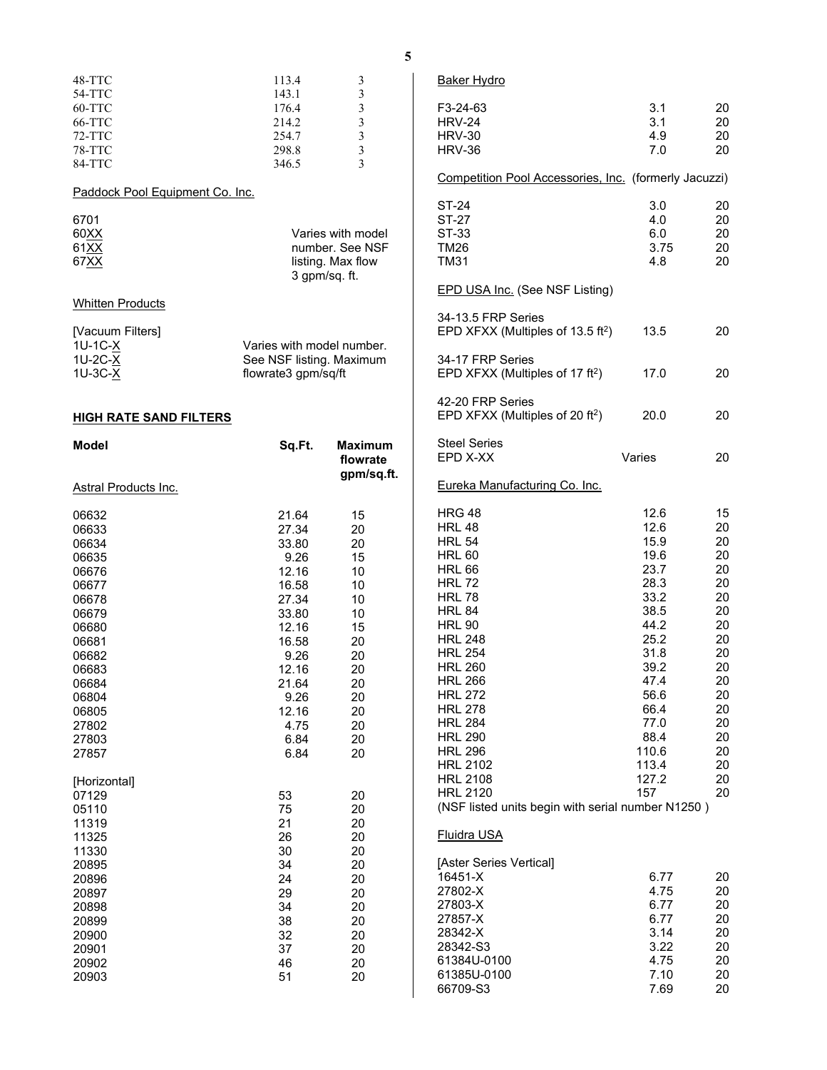| | | |
|---|---|---|
| 48-TTC | 113.4 | 3 |
| 54-TTC | 143.1 | 3 |
| 60-TTC | 176.4 | 3 |
| 66-TTC | 214.2 | 3 |
| 72-TTC | 254.7 | 3 |
| 78-TTC | 298.8 | 3 |
| 84-TTC | 346.5 | 3 |

Paddock Pool Equipment Co. Inc.

6701
60XX
61XX
67XX

Varies with model number. See NSF listing. Max flow 3 gpm/sq. ft.

Whitten Products

[Vacuum Filters]
1U-1C-X
1U-2C-X
1U-3C-X

Varies with model number. See NSF listing. Maximum flowrate3 gpm/sq/ft

## HIGH RATE SAND FILTERS

| Model | Sq.Ft. | Maximum flowrate gpm/sq.ft. |
|---|---|---|
| Astral Products Inc. | | |
| 06632 | 21.64 | 15 |
| 06633 | 27.34 | 20 |
| 06634 | 33.80 | 20 |
| 06635 | 9.26 | 15 |
| 06676 | 12.16 | 10 |
| 06677 | 16.58 | 10 |
| 06678 | 27.34 | 10 |
| 06679 | 33.80 | 10 |
| 06680 | 12.16 | 15 |
| 06681 | 16.58 | 20 |
| 06682 | 9.26 | 20 |
| 06683 | 12.16 | 20 |
| 06684 | 21.64 | 20 |
| 06804 | 9.26 | 20 |
| 06805 | 12.16 | 20 |
| 27802 | 4.75 | 20 |
| 27803 | 6.84 | 20 |
| 27857 | 6.84 | 20 |
| [Horizontal] | | |
| 07129 | 53 | 20 |
| 05110 | 75 | 20 |
| 11319 | 21 | 20 |
| 11325 | 26 | 20 |
| 11330 | 30 | 20 |
| 20895 | 34 | 20 |
| 20896 | 24 | 20 |
| 20897 | 29 | 20 |
| 20898 | 34 | 20 |
| 20899 | 38 | 20 |
| 20900 | 32 | 20 |
| 20901 | 37 | 20 |
| 20902 | 46 | 20 |
| 20903 | 51 | 20 |

Baker Hydro

| | | |
|---|---|---|
| F3-24-63 | 3.1 | 20 |
| HRV-24 | 3.1 | 20 |
| HRV-30 | 4.9 | 20 |
| HRV-36 | 7.0 | 20 |

Competition Pool Accessories, Inc. (formerly Jacuzzi)

| | | |
|---|---|---|
| ST-24 | 3.0 | 20 |
| ST-27 | 4.0 | 20 |
| ST-33 | 6.0 | 20 |
| TM26 | 3.75 | 20 |
| TM31 | 4.8 | 20 |

EPD USA Inc. (See NSF Listing)

| | | |
|---|---|---|
| 34-13.5 FRP Series EPD XFXX (Multiples of 13.5 $ft^2$) | 13.5 | 20 |
| 34-17 FRP Series EPD XFXX (Multiples of 17 $ft^2$) | 17.0 | 20 |
| 42-20 FRP Series EPD XFXX (Multiples of 20 $ft^2$) | 20.0 | 20 |
| Steel Series EPD X-XX | Varies | 20 |

Eureka Manufacturing Co. Inc.

| | | |
|---|---|---|
| HRG 48 | 12.6 | 15 |
| HRL 48 | 12.6 | 20 |
| HRL 54 | 15.9 | 20 |
| HRL 60 | 19.6 | 20 |
| HRL 66 | 23.7 | 20 |
| HRL 72 | 28.3 | 20 |
| HRL 78 | 33.2 | 20 |
| HRL 84 | 38.5 | 20 |
| HRL 90 | 44.2 | 20 |
| HRL 248 | 25.2 | 20 |
| HRL 254 | 31.8 | 20 |
| HRL 260 | 39.2 | 20 |
| HRL 266 | 47.4 | 20 |
| HRL 272 | 56.6 | 20 |
| HRL 278 | 66.4 | 20 |
| HRL 284 | 77.0 | 20 |
| HRL 290 | 88.4 | 20 |
| HRL 296 | 110.6 | 20 |
| HRL 2102 | 113.4 | 20 |
| HRL 2108 | 127.2 | 20 |
| HRL 2120 | 157 | 20 |

(NSF listed units begin with serial number N1250 )

Fluidra USA

| | | |
|---|---|---|
| [Aster Series Vertical] | | |
| 16451-X | 6.77 | 20 |
| 27802-X | 4.75 | 20 |
| 27803-X | 6.77 | 20 |
| 27857-X | 6.77 | 20 |
| 28342-X | 3.14 | 20 |
| 28342-S3 | 3.22 | 20 |
| 61384U-0100 | 4.75 | 20 |
| 61385U-0100 | 7.10 | 20 |
| 66709-S3 | 7.69 | 20 |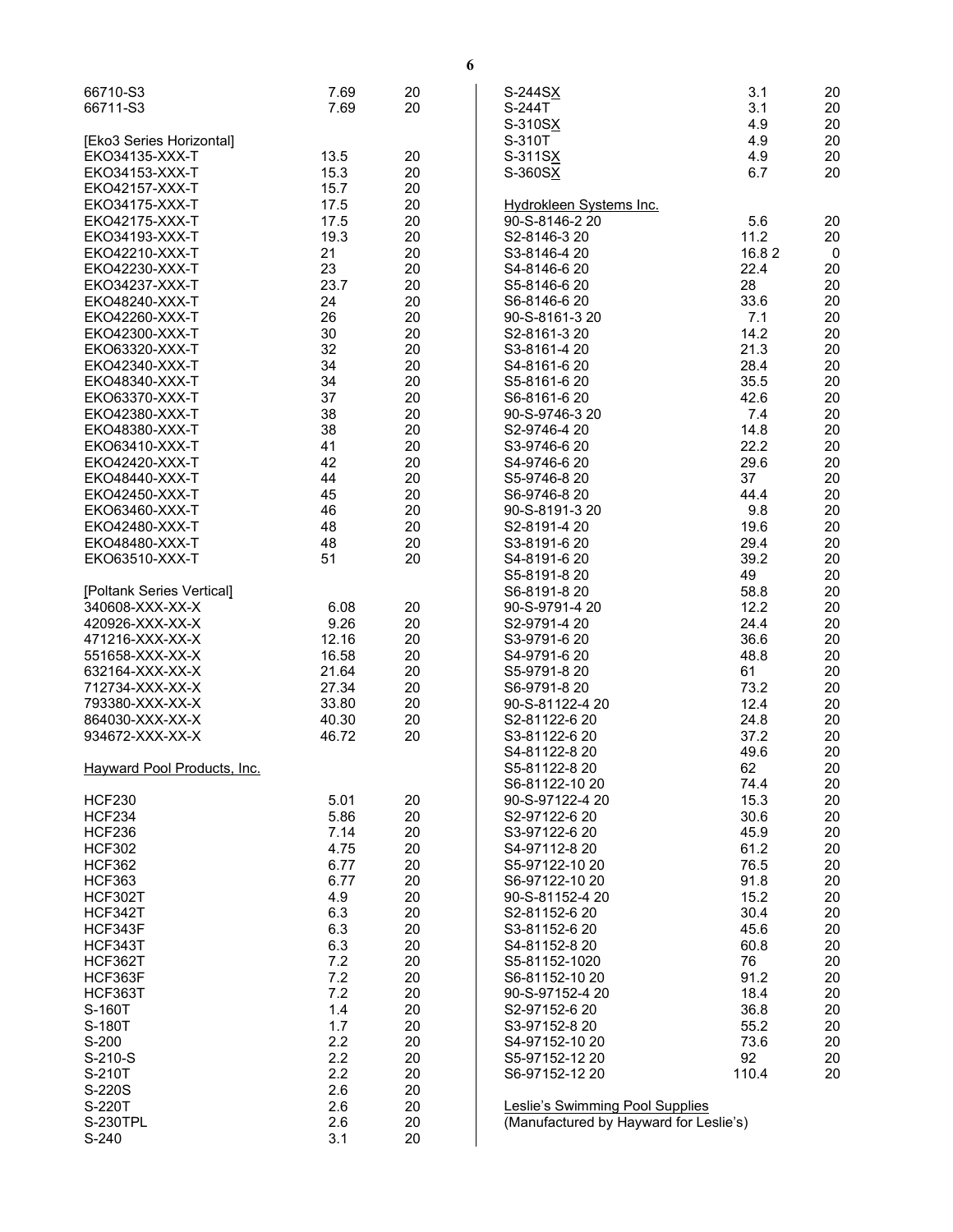| | | |
|---|---|---|
| 66710-S3 | 7.69 | 20 |
| 66711-S3 | 7.69 | 20 |
| | | |
| [Eko3 Series Horizontal] | | |
| EKO34135-XXX-T | 13.5 | 20 |
| EKO34153-XXX-T | 15.3 | 20 |
| EKO42157-XXX-T | 15.7 | 20 |
| EKO34175-XXX-T | 17.5 | 20 |
| EKO42175-XXX-T | 17.5 | 20 |
| EKO34193-XXX-T | 19.3 | 20 |
| EKO42210-XXX-T | 21 | 20 |
| EKO42230-XXX-T | 23 | 20 |
| EKO34237-XXX-T | 23.7 | 20 |
| EKO48240-XXX-T | 24 | 20 |
| EKO42260-XXX-T | 26 | 20 |
| EKO42300-XXX-T | 30 | 20 |
| EKO63320-XXX-T | 32 | 20 |
| EKO42340-XXX-T | 34 | 20 |
| EKO48340-XXX-T | 34 | 20 |
| EKO63370-XXX-T | 37 | 20 |
| EKO42380-XXX-T | 38 | 20 |
| EKO48380-XXX-T | 38 | 20 |
| EKO63410-XXX-T | 41 | 20 |
| EKO42420-XXX-T | 42 | 20 |
| EKO48440-XXX-T | 44 | 20 |
| EKO42450-XXX-T | 45 | 20 |
| EKO63460-XXX-T | 46 | 20 |
| EKO42480-XXX-T | 48 | 20 |
| EKO48480-XXX-T | 48 | 20 |
| EKO63510-XXX-T | 51 | 20 |
| | | |
| [Poltank Series Vertical] | | |
| 340608-XXX-XX-X | 6.08 | 20 |
| 420926-XXX-XX-X | 9.26 | 20 |
| 471216-XXX-XX-X | 12.16 | 20 |
| 551658-XXX-XX-X | 16.58 | 20 |
| 632164-XXX-XX-X | 21.64 | 20 |
| 712734-XXX-XX-X | 27.34 | 20 |
| 793380-XXX-XX-X | 33.80 | 20 |
| 864030-XXX-XX-X | 40.30 | 20 |
| 934672-XXX-XX-X | 46.72 | 20 |

Hayward Pool Products, Inc.

| | | |
|---|---|---|
| HCF230 | 5.01 | 20 |
| HCF234 | 5.86 | 20 |
| HCF236 | 7.14 | 20 |
| HCF302 | 4.75 | 20 |
| HCF362 | 6.77 | 20 |
| HCF363 | 6.77 | 20 |
| HCF302T | 4.9 | 20 |
| HCF342T | 6.3 | 20 |
| HCF343F | 6.3 | 20 |
| HCF343T | 6.3 | 20 |
| HCF362T | 7.2 | 20 |
| HCF363F | 7.2 | 20 |
| HCF363T | 7.2 | 20 |
| S-160T | 1.4 | 20 |
| S-180T | 1.7 | 20 |
| S-200 | 2.2 | 20 |
| S-210-S | 2.2 | 20 |
| S-210T | 2.2 | 20 |
| S-220S | 2.6 | 20 |
| S-220T | 2.6 | 20 |
| S-230TPL | 2.6 | 20 |
| S-240 | 3.1 | 20 |
| S-244SX | 3.1 | 20 |
| S-244T | 3.1 | 20 |
| S-310SX | 4.9 | 20 |
| S-310T | 4.9 | 20 |
| S-311SX | 4.9 | 20 |
| S-360SX | 6.7 | 20 |

Hydrokleen Systems Inc.

| | | |
|---|---|---|
| 90-S-8146-2 20 | 5.6 | 20 |
| S2-8146-3 20 | 11.2 | 20 |
| S3-8146-4 20 | 16.8 2 | 0 |
| S4-8146-6 20 | 22.4 | 20 |
| S5-8146-6 20 | 28 | 20 |
| S6-8146-6 20 | 33.6 | 20 |
| 90-S-8161-3 20 | 7.1 | 20 |
| S2-8161-3 20 | 14.2 | 20 |
| S3-8161-4 20 | 21.3 | 20 |
| S4-8161-6 20 | 28.4 | 20 |
| S5-8161-6 20 | 35.5 | 20 |
| S6-8161-6 20 | 42.6 | 20 |
| 90-S-9746-3 20 | 7.4 | 20 |
| S2-9746-4 20 | 14.8 | 20 |
| S3-9746-6 20 | 22.2 | 20 |
| S4-9746-6 20 | 29.6 | 20 |
| S5-9746-8 20 | 37 | 20 |
| S6-9746-8 20 | 44.4 | 20 |
| 90-S-8191-3 20 | 9.8 | 20 |
| S2-8191-4 20 | 19.6 | 20 |
| S3-8191-6 20 | 29.4 | 20 |
| S4-8191-6 20 | 39.2 | 20 |
| S5-8191-8 20 | 49 | 20 |
| S6-8191-8 20 | 58.8 | 20 |
| 90-S-9791-4 20 | 12.2 | 20 |
| S2-9791-4 20 | 24.4 | 20 |
| S3-9791-6 20 | 36.6 | 20 |
| S4-9791-6 20 | 48.8 | 20 |
| S5-9791-8 20 | 61 | 20 |
| S6-9791-8 20 | 73.2 | 20 |
| 90-S-81122-4 20 | 12.4 | 20 |
| S2-81122-6 20 | 24.8 | 20 |
| S3-81122-6 20 | 37.2 | 20 |
| S4-81122-8 20 | 49.6 | 20 |
| S5-81122-8 20 | 62 | 20 |
| S6-81122-10 20 | 74.4 | 20 |
| 90-S-97122-4 20 | 15.3 | 20 |
| S2-97122-6 20 | 30.6 | 20 |
| S3-97122-6 20 | 45.9 | 20 |
| S4-97112-8 20 | 61.2 | 20 |
| S5-97122-10 20 | 76.5 | 20 |
| S6-97122-10 20 | 91.8 | 20 |
| 90-S-81152-4 20 | 15.2 | 20 |
| S2-81152-6 20 | 30.4 | 20 |
| S3-81152-6 20 | 45.6 | 20 |
| S4-81152-8 20 | 60.8 | 20 |
| S5-81152-1020 | 76 | 20 |
| S6-81152-10 20 | 91.2 | 20 |
| 90-S-97152-4 20 | 18.4 | 20 |
| S2-97152-6 20 | 36.8 | 20 |
| S3-97152-8 20 | 55.2 | 20 |
| S4-97152-10 20 | 73.6 | 20 |
| S5-97152-12 20 | 92 | 20 |
| S6-97152-12 20 | 110.4 | 20 |

Leslie's Swimming Pool Supplies
(Manufactured by Hayward for Leslie's)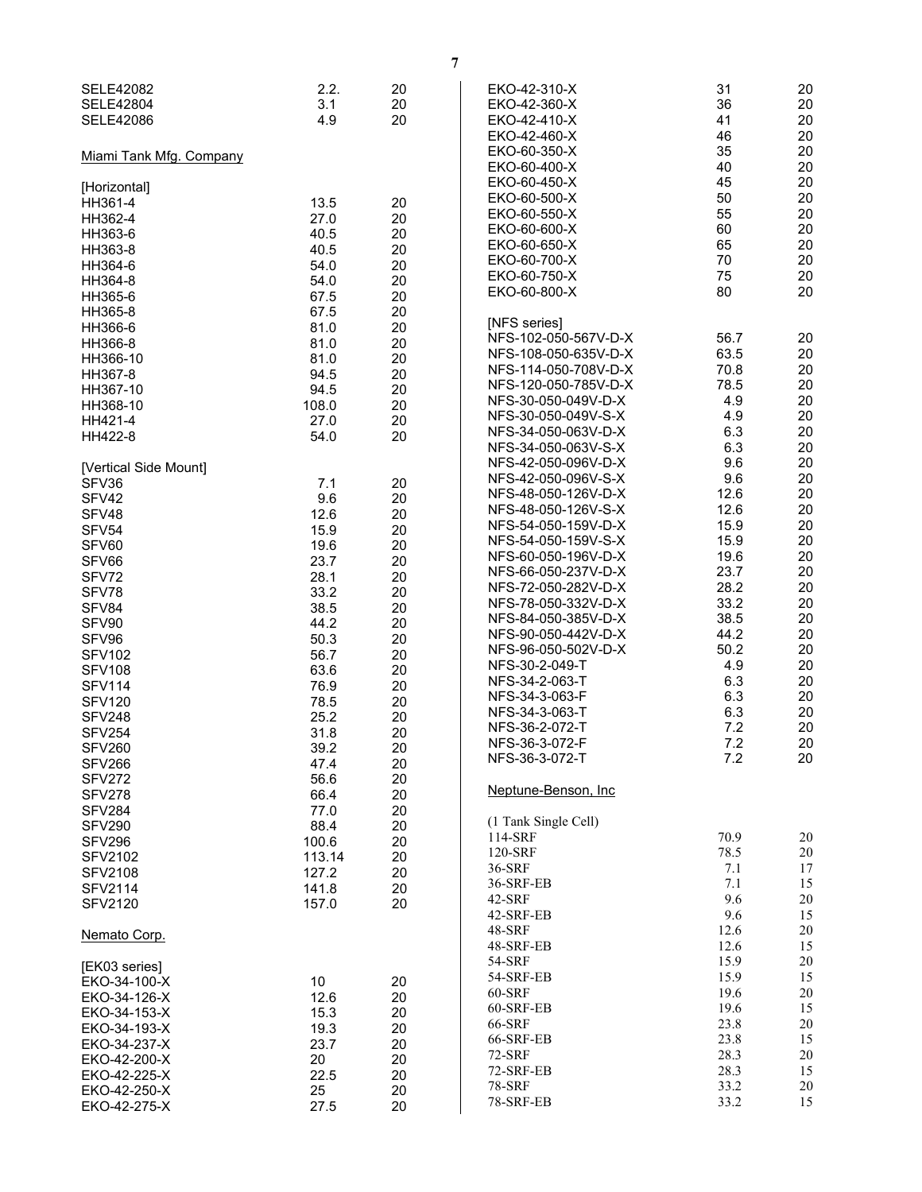| | | |
|---|---|---|
| SELE42082 | 2.2. | 20 |
| SELE42804 | 3.1 | 20 |
| SELE42086 | 4.9 | 20 |

Miami Tank Mfg. Company

[Horizontal]

| | | |
|---|---|---|
| HH361-4 | 13.5 | 20 |
| HH362-4 | 27.0 | 20 |
| HH363-6 | 40.5 | 20 |
| HH363-8 | 40.5 | 20 |
| HH364-6 | 54.0 | 20 |
| HH364-8 | 54.0 | 20 |
| HH365-6 | 67.5 | 20 |
| HH365-8 | 67.5 | 20 |
| HH366-6 | 81.0 | 20 |
| HH366-8 | 81.0 | 20 |
| HH366-10 | 81.0 | 20 |
| HH367-8 | 94.5 | 20 |
| HH367-10 | 94.5 | 20 |
| HH368-10 | 108.0 | 20 |
| HH421-4 | 27.0 | 20 |
| HH422-8 | 54.0 | 20 |

[Vertical Side Mount]

| | | |
|---|---|---|
| SFV36 | 7.1 | 20 |
| SFV42 | 9.6 | 20 |
| SFV48 | 12.6 | 20 |
| SFV54 | 15.9 | 20 |
| SFV60 | 19.6 | 20 |
| SFV66 | 23.7 | 20 |
| SFV72 | 28.1 | 20 |
| SFV78 | 33.2 | 20 |
| SFV84 | 38.5 | 20 |
| SFV90 | 44.2 | 20 |
| SFV96 | 50.3 | 20 |
| SFV102 | 56.7 | 20 |
| SFV108 | 63.6 | 20 |
| SFV114 | 76.9 | 20 |
| SFV120 | 78.5 | 20 |
| SFV248 | 25.2 | 20 |
| SFV254 | 31.8 | 20 |
| SFV260 | 39.2 | 20 |
| SFV266 | 47.4 | 20 |
| SFV272 | 56.6 | 20 |
| SFV278 | 66.4 | 20 |
| SFV284 | 77.0 | 20 |
| SFV290 | 88.4 | 20 |
| SFV296 | 100.6 | 20 |
| SFV2102 | 113.14 | 20 |
| SFV2108 | 127.2 | 20 |
| SFV2114 | 141.8 | 20 |
| SFV2120 | 157.0 | 20 |

Nemato Corp.

[EK03 series]

| | | |
|---|---|---|
| EKO-34-100-X | 10 | 20 |
| EKO-34-126-X | 12.6 | 20 |
| EKO-34-153-X | 15.3 | 20 |
| EKO-34-193-X | 19.3 | 20 |
| EKO-34-237-X | 23.7 | 20 |
| EKO-42-200-X | 20 | 20 |
| EKO-42-225-X | 22.5 | 20 |
| EKO-42-250-X | 25 | 20 |
| EKO-42-275-X | 27.5 | 20 |
| EKO-42-310-X | 31 | 20 |
| EKO-42-360-X | 36 | 20 |
| EKO-42-410-X | 41 | 20 |
| EKO-42-460-X | 46 | 20 |
| EKO-60-350-X | 35 | 20 |
| EKO-60-400-X | 40 | 20 |
| EKO-60-450-X | 45 | 20 |
| EKO-60-500-X | 50 | 20 |
| EKO-60-550-X | 55 | 20 |
| EKO-60-600-X | 60 | 20 |
| EKO-60-650-X | 65 | 20 |
| EKO-60-700-X | 70 | 20 |
| EKO-60-750-X | 75 | 20 |
| EKO-60-800-X | 80 | 20 |

[NFS series]

| | | |
|---|---|---|
| NFS-102-050-567V-D-X | 56.7 | 20 |
| NFS-108-050-635V-D-X | 63.5 | 20 |
| NFS-114-050-708V-D-X | 70.8 | 20 |
| NFS-120-050-785V-D-X | 78.5 | 20 |
| NFS-30-050-049V-D-X | 4.9 | 20 |
| NFS-30-050-049V-S-X | 4.9 | 20 |
| NFS-34-050-063V-D-X | 6.3 | 20 |
| NFS-34-050-063V-S-X | 6.3 | 20 |
| NFS-42-050-096V-D-X | 9.6 | 20 |
| NFS-42-050-096V-S-X | 9.6 | 20 |
| NFS-48-050-126V-D-X | 12.6 | 20 |
| NFS-48-050-126V-S-X | 12.6 | 20 |
| NFS-54-050-159V-D-X | 15.9 | 20 |
| NFS-54-050-159V-S-X | 15.9 | 20 |
| NFS-60-050-196V-D-X | 19.6 | 20 |
| NFS-66-050-237V-D-X | 23.7 | 20 |
| NFS-72-050-282V-D-X | 28.2 | 20 |
| NFS-78-050-332V-D-X | 33.2 | 20 |
| NFS-84-050-385V-D-X | 38.5 | 20 |
| NFS-90-050-442V-D-X | 44.2 | 20 |
| NFS-96-050-502V-D-X | 50.2 | 20 |
| NFS-30-2-049-T | 4.9 | 20 |
| NFS-34-2-063-T | 6.3 | 20 |
| NFS-34-3-063-F | 6.3 | 20 |
| NFS-34-3-063-T | 6.3 | 20 |
| NFS-36-2-072-T | 7.2 | 20 |
| NFS-36-3-072-F | 7.2 | 20 |
| NFS-36-3-072-T | 7.2 | 20 |

Neptune-Benson, Inc

(1 Tank Single Cell)

| | | |
|---|---|---|
| 114-SRF | 70.9 | 20 |
| 120-SRF | 78.5 | 20 |
| 36-SRF | 7.1 | 17 |
| 36-SRF-EB | 7.1 | 15 |
| 42-SRF | 9.6 | 20 |
| 42-SRF-EB | 9.6 | 15 |
| 48-SRF | 12.6 | 20 |
| 48-SRF-EB | 12.6 | 15 |
| 54-SRF | 15.9 | 20 |
| 54-SRF-EB | 15.9 | 15 |
| 60-SRF | 19.6 | 20 |
| 60-SRF-EB | 19.6 | 15 |
| 66-SRF | 23.8 | 20 |
| 66-SRF-EB | 23.8 | 15 |
| 72-SRF | 28.3 | 20 |
| 72-SRF-EB | 28.3 | 15 |
| 78-SRF | 33.2 | 20 |
| 78-SRF-EB | 33.2 | 15 |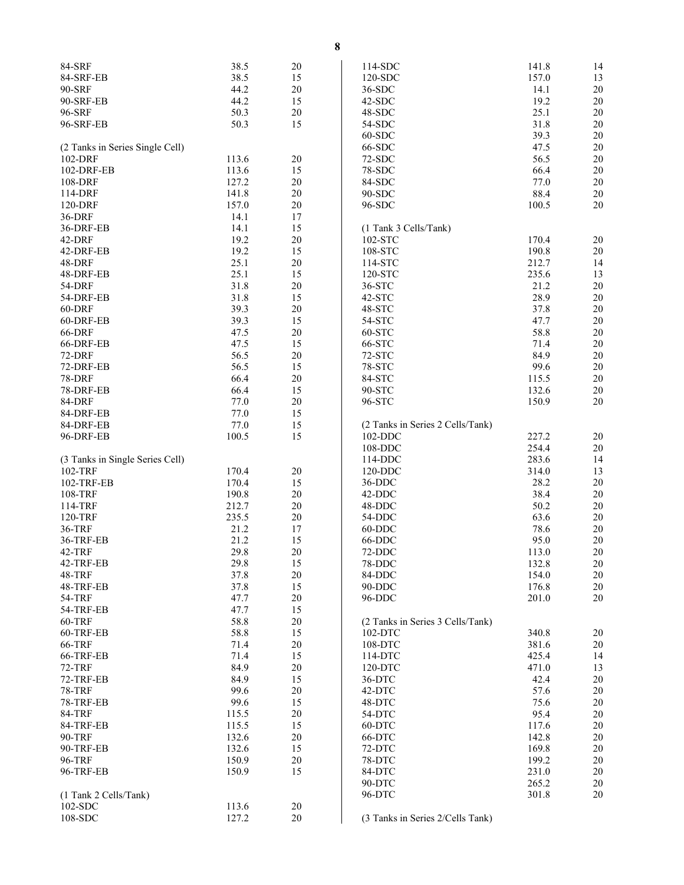| | | |
|---|---|---|
| 84-SRF | 38.5 | 20 |
| 84-SRF-EB | 38.5 | 15 |
| 90-SRF | 44.2 | 20 |
| 90-SRF-EB | 44.2 | 15 |
| 96-SRF | 50.3 | 20 |
| 96-SRF-EB | 50.3 | 15 |
| | | |
| (2 Tanks in Series Single Cell) | | |
| 102-DRF | 113.6 | 20 |
| 102-DRF-EB | 113.6 | 15 |
| 108-DRF | 127.2 | 20 |
| 114-DRF | 141.8 | 20 |
| 120-DRF | 157.0 | 20 |
| 36-DRF | 14.1 | 17 |
| 36-DRF-EB | 14.1 | 15 |
| 42-DRF | 19.2 | 20 |
| 42-DRF-EB | 19.2 | 15 |
| 48-DRF | 25.1 | 20 |
| 48-DRF-EB | 25.1 | 15 |
| 54-DRF | 31.8 | 20 |
| 54-DRF-EB | 31.8 | 15 |
| 60-DRF | 39.3 | 20 |
| 60-DRF-EB | 39.3 | 15 |
| 66-DRF | 47.5 | 20 |
| 66-DRF-EB | 47.5 | 15 |
| 72-DRF | 56.5 | 20 |
| 72-DRF-EB | 56.5 | 15 |
| 78-DRF | 66.4 | 20 |
| 78-DRF-EB | 66.4 | 15 |
| 84-DRF | 77.0 | 20 |
| 84-DRF-EB | 77.0 | 15 |
| 84-DRF-EB | 77.0 | 15 |
| 96-DRF-EB | 100.5 | 15 |
| | | |
| (3 Tanks in Single Series Cell) | | |
| 102-TRF | 170.4 | 20 |
| 102-TRF-EB | 170.4 | 15 |
| 108-TRF | 190.8 | 20 |
| 114-TRF | 212.7 | 20 |
| 120-TRF | 235.5 | 20 |
| 36-TRF | 21.2 | 17 |
| 36-TRF-EB | 21.2 | 15 |
| 42-TRF | 29.8 | 20 |
| 42-TRF-EB | 29.8 | 15 |
| 48-TRF | 37.8 | 20 |
| 48-TRF-EB | 37.8 | 15 |
| 54-TRF | 47.7 | 20 |
| 54-TRF-EB | 47.7 | 15 |
| 60-TRF | 58.8 | 20 |
| 60-TRF-EB | 58.8 | 15 |
| 66-TRF | 71.4 | 20 |
| 66-TRF-EB | 71.4 | 15 |
| 72-TRF | 84.9 | 20 |
| 72-TRF-EB | 84.9 | 15 |
| 78-TRF | 99.6 | 20 |
| 78-TRF-EB | 99.6 | 15 |
| 84-TRF | 115.5 | 20 |
| 84-TRF-EB | 115.5 | 15 |
| 90-TRF | 132.6 | 20 |
| 90-TRF-EB | 132.6 | 15 |
| 96-TRF | 150.9 | 20 |
| 96-TRF-EB | 150.9 | 15 |
| | | |
| (1 Tank 2 Cells/Tank) | | |
| 102-SDC | 113.6 | 20 |
| 108-SDC | 127.2 | 20 |
| 114-SDC | 141.8 | 14 |
| 120-SDC | 157.0 | 13 |
| 36-SDC | 14.1 | 20 |
| 42-SDC | 19.2 | 20 |
| 48-SDC | 25.1 | 20 |
| 54-SDC | 31.8 | 20 |
| 60-SDC | 39.3 | 20 |
| 66-SDC | 47.5 | 20 |
| 72-SDC | 56.5 | 20 |
| 78-SDC | 66.4 | 20 |
| 84-SDC | 77.0 | 20 |
| 90-SDC | 88.4 | 20 |
| 96-SDC | 100.5 | 20 |
| | | |
| (1 Tank 3 Cells/Tank) | | |
| 102-STC | 170.4 | 20 |
| 108-STC | 190.8 | 20 |
| 114-STC | 212.7 | 14 |
| 120-STC | 235.6 | 13 |
| 36-STC | 21.2 | 20 |
| 42-STC | 28.9 | 20 |
| 48-STC | 37.8 | 20 |
| 54-STC | 47.7 | 20 |
| 60-STC | 58.8 | 20 |
| 66-STC | 71.4 | 20 |
| 72-STC | 84.9 | 20 |
| 78-STC | 99.6 | 20 |
| 84-STC | 115.5 | 20 |
| 90-STC | 132.6 | 20 |
| 96-STC | 150.9 | 20 |
| | | |
| (2 Tanks in Series 2 Cells/Tank) | | |
| 102-DDC | 227.2 | 20 |
| 108-DDC | 254.4 | 20 |
| 114-DDC | 283.6 | 14 |
| 120-DDC | 314.0 | 13 |
| 36-DDC | 28.2 | 20 |
| 42-DDC | 38.4 | 20 |
| 48-DDC | 50.2 | 20 |
| 54-DDC | 63.6 | 20 |
| 60-DDC | 78.6 | 20 |
| 66-DDC | 95.0 | 20 |
| 72-DDC | 113.0 | 20 |
| 78-DDC | 132.8 | 20 |
| 84-DDC | 154.0 | 20 |
| 90-DDC | 176.8 | 20 |
| 96-DDC | 201.0 | 20 |
| | | |
| (2 Tanks in Series 3 Cells/Tank) | | |
| 102-DTC | 340.8 | 20 |
| 108-DTC | 381.6 | 20 |
| 114-DTC | 425.4 | 14 |
| 120-DTC | 471.0 | 13 |
| 36-DTC | 42.4 | 20 |
| 42-DTC | 57.6 | 20 |
| 48-DTC | 75.6 | 20 |
| 54-DTC | 95.4 | 20 |
| 60-DTC | 117.6 | 20 |
| 66-DTC | 142.8 | 20 |
| 72-DTC | 169.8 | 20 |
| 78-DTC | 199.2 | 20 |
| 84-DTC | 231.0 | 20 |
| 90-DTC | 265.2 | 20 |
| 96-DTC | 301.8 | 20 |
| | | |
| (3 Tanks in Series 2/Cells Tank) | | |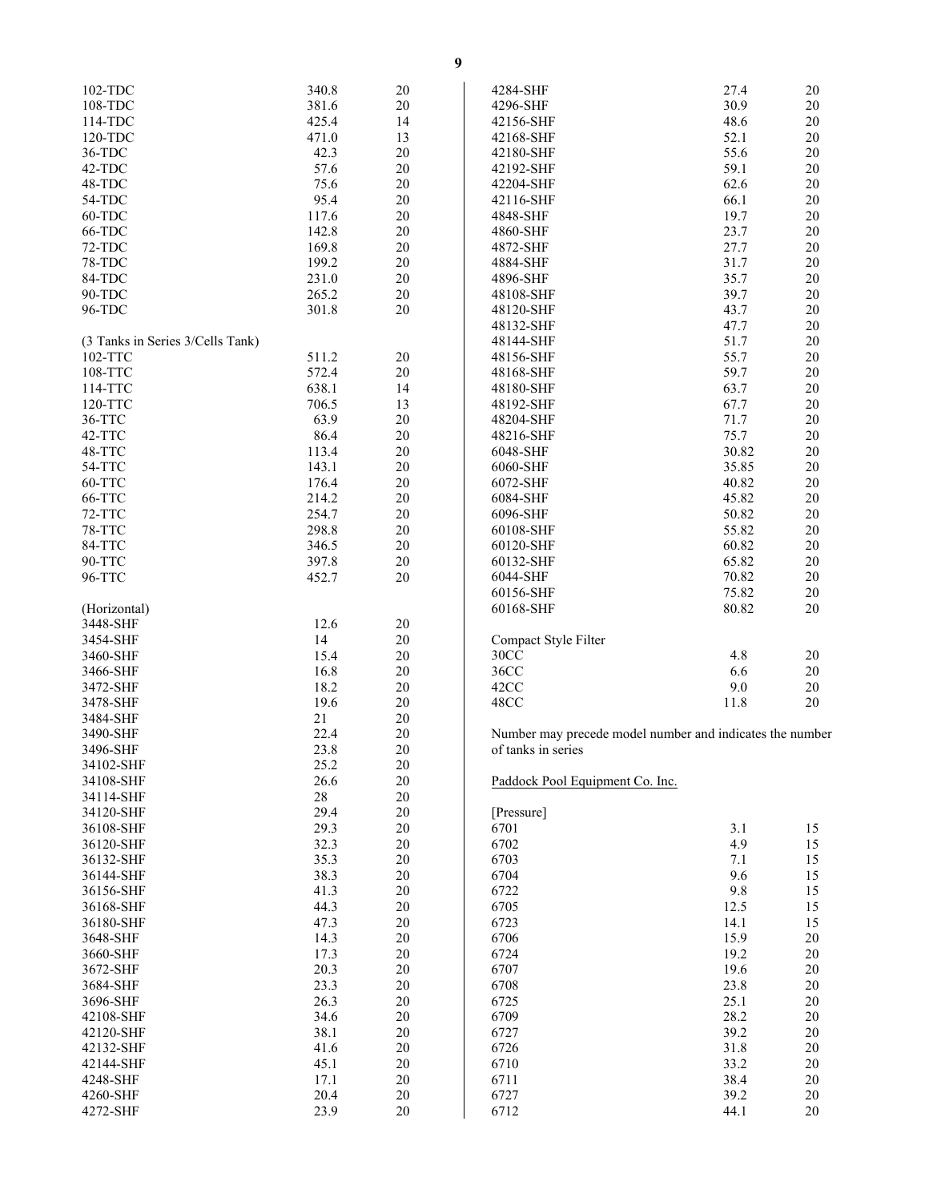| | | |
|---|---|---|
| 102-TDC | 340.8 | 20 |
| 108-TDC | 381.6 | 20 |
| 114-TDC | 425.4 | 14 |
| 120-TDC | 471.0 | 13 |
| 36-TDC | 42.3 | 20 |
| 42-TDC | 57.6 | 20 |
| 48-TDC | 75.6 | 20 |
| 54-TDC | 95.4 | 20 |
| 60-TDC | 117.6 | 20 |
| 66-TDC | 142.8 | 20 |
| 72-TDC | 169.8 | 20 |
| 78-TDC | 199.2 | 20 |
| 84-TDC | 231.0 | 20 |
| 90-TDC | 265.2 | 20 |
| 96-TDC | 301.8 | 20 |

(3 Tanks in Series 3/Cells Tank)

| | | |
|---|---|---|
| 102-TTC | 511.2 | 20 |
| 108-TTC | 572.4 | 20 |
| 114-TTC | 638.1 | 14 |
| 120-TTC | 706.5 | 13 |
| 36-TTC | 63.9 | 20 |
| 42-TTC | 86.4 | 20 |
| 48-TTC | 113.4 | 20 |
| 54-TTC | 143.1 | 20 |
| 60-TTC | 176.4 | 20 |
| 66-TTC | 214.2 | 20 |
| 72-TTC | 254.7 | 20 |
| 78-TTC | 298.8 | 20 |
| 84-TTC | 346.5 | 20 |
| 90-TTC | 397.8 | 20 |
| 96-TTC | 452.7 | 20 |

(Horizontal)

| | | |
|---|---|---|
| 3448-SHF | 12.6 | 20 |
| 3454-SHF | 14 | 20 |
| 3460-SHF | 15.4 | 20 |
| 3466-SHF | 16.8 | 20 |
| 3472-SHF | 18.2 | 20 |
| 3478-SHF | 19.6 | 20 |
| 3484-SHF | 21 | 20 |
| 3490-SHF | 22.4 | 20 |
| 3496-SHF | 23.8 | 20 |
| 34102-SHF | 25.2 | 20 |
| 34108-SHF | 26.6 | 20 |
| 34114-SHF | 28 | 20 |
| 34120-SHF | 29.4 | 20 |
| 36108-SHF | 29.3 | 20 |
| 36120-SHF | 32.3 | 20 |
| 36132-SHF | 35.3 | 20 |
| 36144-SHF | 38.3 | 20 |
| 36156-SHF | 41.3 | 20 |
| 36168-SHF | 44.3 | 20 |
| 36180-SHF | 47.3 | 20 |
| 3648-SHF | 14.3 | 20 |
| 3660-SHF | 17.3 | 20 |
| 3672-SHF | 20.3 | 20 |
| 3684-SHF | 23.3 | 20 |
| 3696-SHF | 26.3 | 20 |
| 42108-SHF | 34.6 | 20 |
| 42120-SHF | 38.1 | 20 |
| 42132-SHF | 41.6 | 20 |
| 42144-SHF | 45.1 | 20 |
| 4248-SHF | 17.1 | 20 |
| 4260-SHF | 20.4 | 20 |
| 4272-SHF | 23.9 | 20 |
| 4284-SHF | 27.4 | 20 |
| 4296-SHF | 30.9 | 20 |
| 42156-SHF | 48.6 | 20 |
| 42168-SHF | 52.1 | 20 |
| 42180-SHF | 55.6 | 20 |
| 42192-SHF | 59.1 | 20 |
| 42204-SHF | 62.6 | 20 |
| 42116-SHF | 66.1 | 20 |
| 4848-SHF | 19.7 | 20 |
| 4860-SHF | 23.7 | 20 |
| 4872-SHF | 27.7 | 20 |
| 4884-SHF | 31.7 | 20 |
| 4896-SHF | 35.7 | 20 |
| 48108-SHF | 39.7 | 20 |
| 48120-SHF | 43.7 | 20 |
| 48132-SHF | 47.7 | 20 |
| 48144-SHF | 51.7 | 20 |
| 48156-SHF | 55.7 | 20 |
| 48168-SHF | 59.7 | 20 |
| 48180-SHF | 63.7 | 20 |
| 48192-SHF | 67.7 | 20 |
| 48204-SHF | 71.7 | 20 |
| 48216-SHF | 75.7 | 20 |
| 6048-SHF | 30.82 | 20 |
| 6060-SHF | 35.85 | 20 |
| 6072-SHF | 40.82 | 20 |
| 6084-SHF | 45.82 | 20 |
| 6096-SHF | 50.82 | 20 |
| 60108-SHF | 55.82 | 20 |
| 60120-SHF | 60.82 | 20 |
| 60132-SHF | 65.82 | 20 |
| 6044-SHF | 70.82 | 20 |
| 60156-SHF | 75.82 | 20 |
| 60168-SHF | 80.82 | 20 |

Compact Style Filter

| | | |
|---|---|---|
| 30CC | 4.8 | 20 |
| 36CC | 6.6 | 20 |
| 42CC | 9.0 | 20 |
| 48CC | 11.8 | 20 |

Number may precede model number and indicates the number of tanks in series

Paddock Pool Equipment Co. Inc.

[Pressure]

| | | |
|---|---|---|
| 6701 | 3.1 | 15 |
| 6702 | 4.9 | 15 |
| 6703 | 7.1 | 15 |
| 6704 | 9.6 | 15 |
| 6722 | 9.8 | 15 |
| 6705 | 12.5 | 15 |
| 6723 | 14.1 | 15 |
| 6706 | 15.9 | 20 |
| 6724 | 19.2 | 20 |
| 6707 | 19.6 | 20 |
| 6708 | 23.8 | 20 |
| 6725 | 25.1 | 20 |
| 6709 | 28.2 | 20 |
| 6727 | 39.2 | 20 |
| 6726 | 31.8 | 20 |
| 6710 | 33.2 | 20 |
| 6711 | 38.4 | 20 |
| 6727 | 39.2 | 20 |
| 6712 | 44.1 | 20 |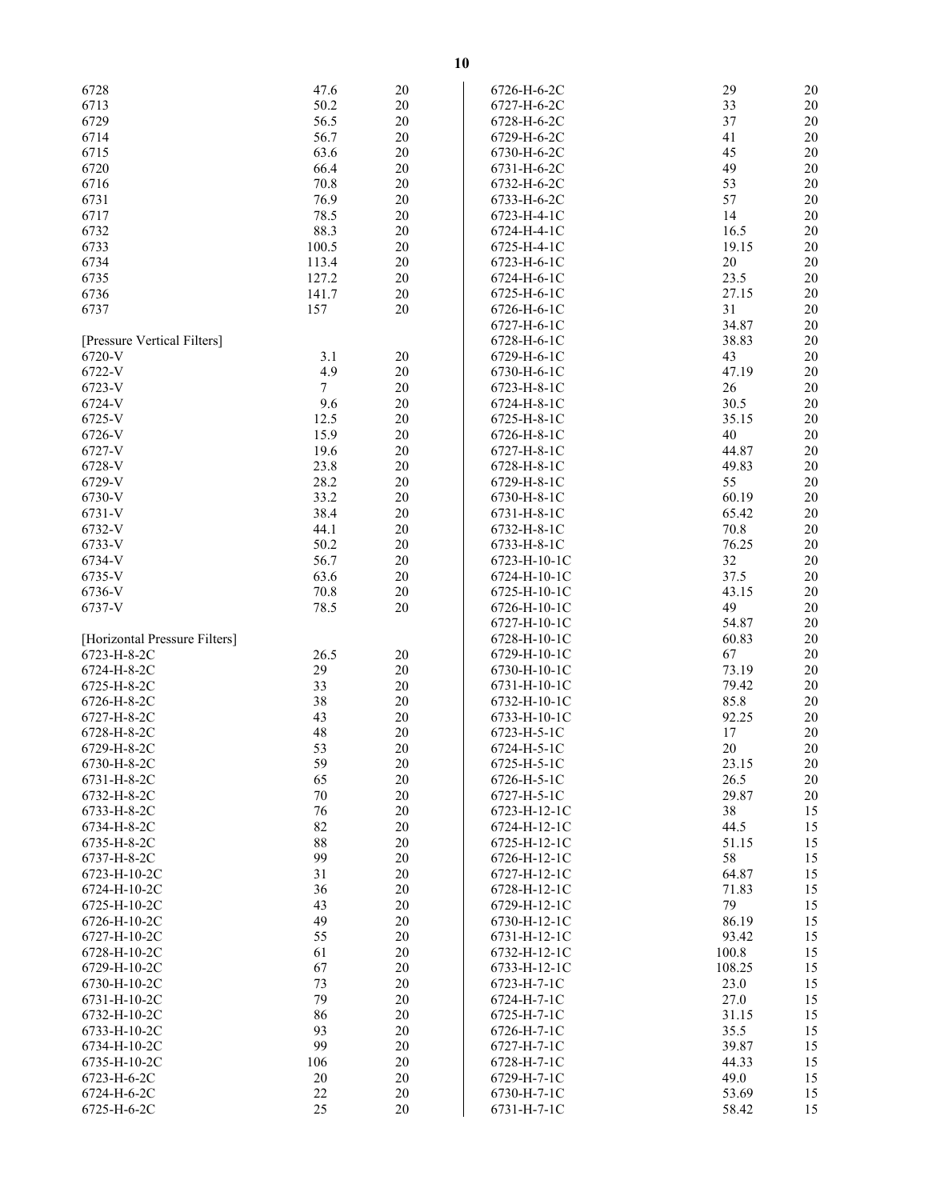| | | |
|---|---|---|
| 6728 | 47.6 | 20 |
| 6713 | 50.2 | 20 |
| 6729 | 56.5 | 20 |
| 6714 | 56.7 | 20 |
| 6715 | 63.6 | 20 |
| 6720 | 66.4 | 20 |
| 6716 | 70.8 | 20 |
| 6731 | 76.9 | 20 |
| 6717 | 78.5 | 20 |
| 6732 | 88.3 | 20 |
| 6733 | 100.5 | 20 |
| 6734 | 113.4 | 20 |
| 6735 | 127.2 | 20 |
| 6736 | 141.7 | 20 |
| 6737 | 157 | 20 |

[Pressure Vertical Filters]

| | | |
|---|---|---|
| 6720-V | 3.1 | 20 |
| 6722-V | 4.9 | 20 |
| 6723-V | 7 | 20 |
| 6724-V | 9.6 | 20 |
| 6725-V | 12.5 | 20 |
| 6726-V | 15.9 | 20 |
| 6727-V | 19.6 | 20 |
| 6728-V | 23.8 | 20 |
| 6729-V | 28.2 | 20 |
| 6730-V | 33.2 | 20 |
| 6731-V | 38.4 | 20 |
| 6732-V | 44.1 | 20 |
| 6733-V | 50.2 | 20 |
| 6734-V | 56.7 | 20 |
| 6735-V | 63.6 | 20 |
| 6736-V | 70.8 | 20 |
| 6737-V | 78.5 | 20 |

[Horizontal Pressure Filters]

| | | |
|---|---|---|
| 6723-H-8-2C | 26.5 | 20 |
| 6724-H-8-2C | 29 | 20 |
| 6725-H-8-2C | 33 | 20 |
| 6726-H-8-2C | 38 | 20 |
| 6727-H-8-2C | 43 | 20 |
| 6728-H-8-2C | 48 | 20 |
| 6729-H-8-2C | 53 | 20 |
| 6730-H-8-2C | 59 | 20 |
| 6731-H-8-2C | 65 | 20 |
| 6732-H-8-2C | 70 | 20 |
| 6733-H-8-2C | 76 | 20 |
| 6734-H-8-2C | 82 | 20 |
| 6735-H-8-2C | 88 | 20 |
| 6737-H-8-2C | 99 | 20 |
| 6723-H-10-2C | 31 | 20 |
| 6724-H-10-2C | 36 | 20 |
| 6725-H-10-2C | 43 | 20 |
| 6726-H-10-2C | 49 | 20 |
| 6727-H-10-2C | 55 | 20 |
| 6728-H-10-2C | 61 | 20 |
| 6729-H-10-2C | 67 | 20 |
| 6730-H-10-2C | 73 | 20 |
| 6731-H-10-2C | 79 | 20 |
| 6732-H-10-2C | 86 | 20 |
| 6733-H-10-2C | 93 | 20 |
| 6734-H-10-2C | 99 | 20 |
| 6735-H-10-2C | 106 | 20 |
| 6723-H-6-2C | 20 | 20 |
| 6724-H-6-2C | 22 | 20 |
| 6725-H-6-2C | 25 | 20 |
| 6726-H-6-2C | 29 | 20 |
| 6727-H-6-2C | 33 | 20 |
| 6728-H-6-2C | 37 | 20 |
| 6729-H-6-2C | 41 | 20 |
| 6730-H-6-2C | 45 | 20 |
| 6731-H-6-2C | 49 | 20 |
| 6732-H-6-2C | 53 | 20 |
| 6733-H-6-2C | 57 | 20 |
| 6723-H-4-1C | 14 | 20 |
| 6724-H-4-1C | 16.5 | 20 |
| 6725-H-4-1C | 19.15 | 20 |
| 6723-H-6-1C | 20 | 20 |
| 6724-H-6-1C | 23.5 | 20 |
| 6725-H-6-1C | 27.15 | 20 |
| 6726-H-6-1C | 31 | 20 |
| 6727-H-6-1C | 34.87 | 20 |
| 6728-H-6-1C | 38.83 | 20 |
| 6729-H-6-1C | 43 | 20 |
| 6730-H-6-1C | 47.19 | 20 |
| 6723-H-8-1C | 26 | 20 |
| 6724-H-8-1C | 30.5 | 20 |
| 6725-H-8-1C | 35.15 | 20 |
| 6726-H-8-1C | 40 | 20 |
| 6727-H-8-1C | 44.87 | 20 |
| 6728-H-8-1C | 49.83 | 20 |
| 6729-H-8-1C | 55 | 20 |
| 6730-H-8-1C | 60.19 | 20 |
| 6731-H-8-1C | 65.42 | 20 |
| 6732-H-8-1C | 70.8 | 20 |
| 6733-H-8-1C | 76.25 | 20 |
| 6723-H-10-1C | 32 | 20 |
| 6724-H-10-1C | 37.5 | 20 |
| 6725-H-10-1C | 43.15 | 20 |
| 6726-H-10-1C | 49 | 20 |
| 6727-H-10-1C | 54.87 | 20 |
| 6728-H-10-1C | 60.83 | 20 |
| 6729-H-10-1C | 67 | 20 |
| 6730-H-10-1C | 73.19 | 20 |
| 6731-H-10-1C | 79.42 | 20 |
| 6732-H-10-1C | 85.8 | 20 |
| 6733-H-10-1C | 92.25 | 20 |
| 6723-H-5-1C | 17 | 20 |
| 6724-H-5-1C | 20 | 20 |
| 6725-H-5-1C | 23.15 | 20 |
| 6726-H-5-1C | 26.5 | 20 |
| 6727-H-5-1C | 29.87 | 20 |
| 6723-H-12-1C | 38 | 15 |
| 6724-H-12-1C | 44.5 | 15 |
| 6725-H-12-1C | 51.15 | 15 |
| 6726-H-12-1C | 58 | 15 |
| 6727-H-12-1C | 64.87 | 15 |
| 6728-H-12-1C | 71.83 | 15 |
| 6729-H-12-1C | 79 | 15 |
| 6730-H-12-1C | 86.19 | 15 |
| 6731-H-12-1C | 93.42 | 15 |
| 6732-H-12-1C | 100.8 | 15 |
| 6733-H-12-1C | 108.25 | 15 |
| 6723-H-7-1C | 23.0 | 15 |
| 6724-H-7-1C | 27.0 | 15 |
| 6725-H-7-1C | 31.15 | 15 |
| 6726-H-7-1C | 35.5 | 15 |
| 6727-H-7-1C | 39.87 | 15 |
| 6728-H-7-1C | 44.33 | 15 |
| 6729-H-7-1C | 49.0 | 15 |
| 6730-H-7-1C | 53.69 | 15 |
| 6731-H-7-1C | 58.42 | 15 |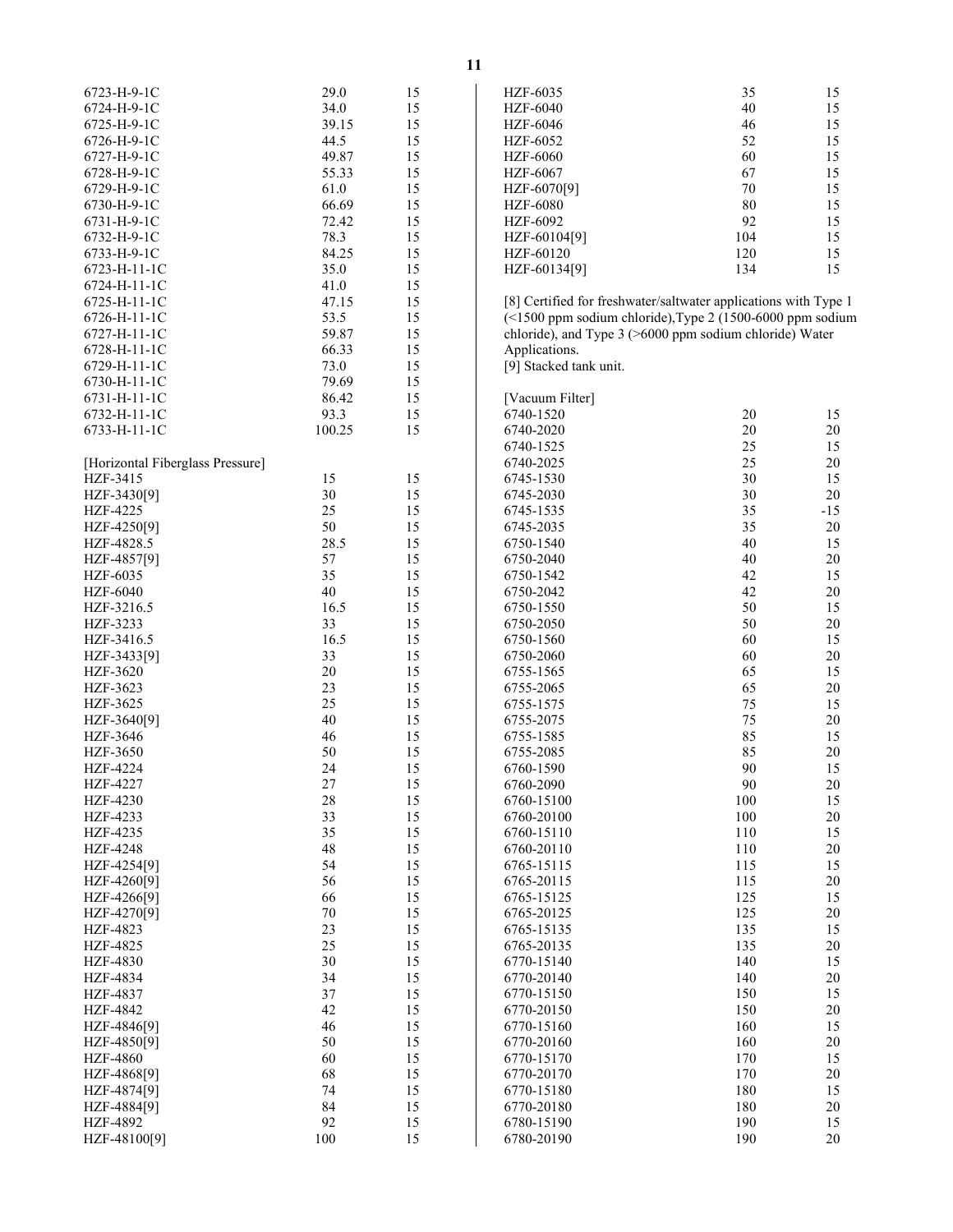| | | |
|---|---|---|
| 6723-H-9-1C | 29.0 | 15 |
| 6724-H-9-1C | 34.0 | 15 |
| 6725-H-9-1C | 39.15 | 15 |
| 6726-H-9-1C | 44.5 | 15 |
| 6727-H-9-1C | 49.87 | 15 |
| 6728-H-9-1C | 55.33 | 15 |
| 6729-H-9-1C | 61.0 | 15 |
| 6730-H-9-1C | 66.69 | 15 |
| 6731-H-9-1C | 72.42 | 15 |
| 6732-H-9-1C | 78.3 | 15 |
| 6733-H-9-1C | 84.25 | 15 |
| 6723-H-11-1C | 35.0 | 15 |
| 6724-H-11-1C | 41.0 | 15 |
| 6725-H-11-1C | 47.15 | 15 |
| 6726-H-11-1C | 53.5 | 15 |
| 6727-H-11-1C | 59.87 | 15 |
| 6728-H-11-1C | 66.33 | 15 |
| 6729-H-11-1C | 73.0 | 15 |
| 6730-H-11-1C | 79.69 | 15 |
| 6731-H-11-1C | 86.42 | 15 |
| 6732-H-11-1C | 93.3 | 15 |
| 6733-H-11-1C | 100.25 | 15 |

[Horizontal Fiberglass Pressure]

| | | |
|---|---|---|
| HZF-3415 | 15 | 15 |
| HZF-3430[9] | 30 | 15 |
| HZF-4225 | 25 | 15 |
| HZF-4250[9] | 50 | 15 |
| HZF-4828.5 | 28.5 | 15 |
| HZF-4857[9] | 57 | 15 |
| HZF-6035 | 35 | 15 |
| HZF-6040 | 40 | 15 |
| HZF-3216.5 | 16.5 | 15 |
| HZF-3233 | 33 | 15 |
| HZF-3416.5 | 16.5 | 15 |
| HZF-3433[9] | 33 | 15 |
| HZF-3620 | 20 | 15 |
| HZF-3623 | 23 | 15 |
| HZF-3625 | 25 | 15 |
| HZF-3640[9] | 40 | 15 |
| HZF-3646 | 46 | 15 |
| HZF-3650 | 50 | 15 |
| HZF-4224 | 24 | 15 |
| HZF-4227 | 27 | 15 |
| HZF-4230 | 28 | 15 |
| HZF-4233 | 33 | 15 |
| HZF-4235 | 35 | 15 |
| HZF-4248 | 48 | 15 |
| HZF-4254[9] | 54 | 15 |
| HZF-4260[9] | 56 | 15 |
| HZF-4266[9] | 66 | 15 |
| HZF-4270[9] | 70 | 15 |
| HZF-4823 | 23 | 15 |
| HZF-4825 | 25 | 15 |
| HZF-4830 | 30 | 15 |
| HZF-4834 | 34 | 15 |
| HZF-4837 | 37 | 15 |
| HZF-4842 | 42 | 15 |
| HZF-4846[9] | 46 | 15 |
| HZF-4850[9] | 50 | 15 |
| HZF-4860 | 60 | 15 |
| HZF-4868[9] | 68 | 15 |
| HZF-4874[9] | 74 | 15 |
| HZF-4884[9] | 84 | 15 |
| HZF-4892 | 92 | 15 |
| HZF-48100[9] | 100 | 15 |
| HZF-6035 | 35 | 15 |
| HZF-6040 | 40 | 15 |
| HZF-6046 | 46 | 15 |
| HZF-6052 | 52 | 15 |
| HZF-6060 | 60 | 15 |
| HZF-6067 | 67 | 15 |
| HZF-6070[9] | 70 | 15 |
| HZF-6080 | 80 | 15 |
| HZF-6092 | 92 | 15 |
| HZF-60104[9] | 104 | 15 |
| HZF-60120 | 120 | 15 |
| HZF-60134[9] | 134 | 15 |

[8] Certified for freshwater/saltwater applications with Type 1 (<1500 ppm sodium chloride),Type 2 (1500-6000 ppm sodium chloride), and Type 3 (>6000 ppm sodium chloride) Water Applications.
[9] Stacked tank unit.

[Vacuum Filter]

| | | |
|---|---|---|
| 6740-1520 | 20 | 15 |
| 6740-2020 | 20 | 20 |
| 6740-1525 | 25 | 15 |
| 6740-2025 | 25 | 20 |
| 6745-1530 | 30 | 15 |
| 6745-2030 | 30 | 20 |
| 6745-1535 | 35 | -15 |
| 6745-2035 | 35 | 20 |
| 6750-1540 | 40 | 15 |
| 6750-2040 | 40 | 20 |
| 6750-1542 | 42 | 15 |
| 6750-2042 | 42 | 20 |
| 6750-1550 | 50 | 15 |
| 6750-2050 | 50 | 20 |
| 6750-1560 | 60 | 15 |
| 6750-2060 | 60 | 20 |
| 6755-1565 | 65 | 15 |
| 6755-2065 | 65 | 20 |
| 6755-1575 | 75 | 15 |
| 6755-2075 | 75 | 20 |
| 6755-1585 | 85 | 15 |
| 6755-2085 | 85 | 20 |
| 6760-1590 | 90 | 15 |
| 6760-2090 | 90 | 20 |
| 6760-15100 | 100 | 15 |
| 6760-20100 | 100 | 20 |
| 6760-15110 | 110 | 15 |
| 6760-20110 | 110 | 20 |
| 6765-15115 | 115 | 15 |
| 6765-20115 | 115 | 20 |
| 6765-15125 | 125 | 15 |
| 6765-20125 | 125 | 20 |
| 6765-15135 | 135 | 15 |
| 6765-20135 | 135 | 20 |
| 6770-15140 | 140 | 15 |
| 6770-20140 | 140 | 20 |
| 6770-15150 | 150 | 15 |
| 6770-20150 | 150 | 20 |
| 6770-15160 | 160 | 15 |
| 6770-20160 | 160 | 20 |
| 6770-15170 | 170 | 15 |
| 6770-20170 | 170 | 20 |
| 6770-15180 | 180 | 15 |
| 6770-20180 | 180 | 20 |
| 6780-15190 | 190 | 15 |
| 6780-20190 | 190 | 20 |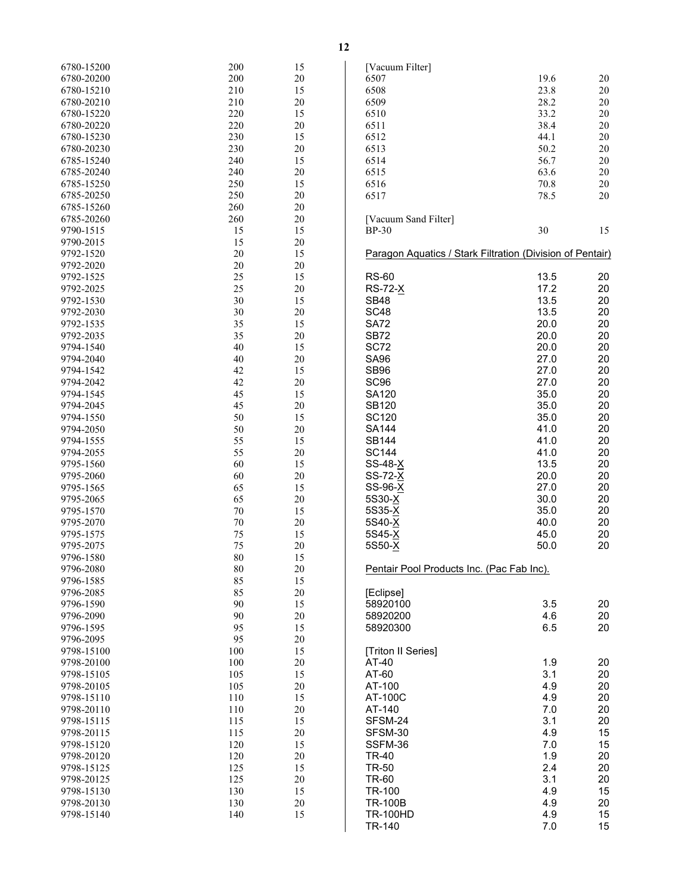| | | |
|---|---|---|
| 6780-15200 | 200 | 15 |
| 6780-20200 | 200 | 20 |
| 6780-15210 | 210 | 15 |
| 6780-20210 | 210 | 20 |
| 6780-15220 | 220 | 15 |
| 6780-20220 | 220 | 20 |
| 6780-15230 | 230 | 15 |
| 6780-20230 | 230 | 20 |
| 6785-15240 | 240 | 15 |
| 6785-20240 | 240 | 20 |
| 6785-15250 | 250 | 15 |
| 6785-20250 | 250 | 20 |
| 6785-15260 | 260 | 20 |
| 6785-20260 | 260 | 20 |
| 9790-1515 | 15 | 15 |
| 9790-2015 | 15 | 20 |
| 9792-1520 | 20 | 15 |
| 9792-2020 | 20 | 20 |
| 9792-1525 | 25 | 15 |
| 9792-2025 | 25 | 20 |
| 9792-1530 | 30 | 15 |
| 9792-2030 | 30 | 20 |
| 9792-1535 | 35 | 15 |
| 9792-2035 | 35 | 20 |
| 9794-1540 | 40 | 15 |
| 9794-2040 | 40 | 20 |
| 9794-1542 | 42 | 15 |
| 9794-2042 | 42 | 20 |
| 9794-1545 | 45 | 15 |
| 9794-2045 | 45 | 20 |
| 9794-1550 | 50 | 15 |
| 9794-2050 | 50 | 20 |
| 9794-1555 | 55 | 15 |
| 9794-2055 | 55 | 20 |
| 9795-1560 | 60 | 15 |
| 9795-2060 | 60 | 20 |
| 9795-1565 | 65 | 15 |
| 9795-2065 | 65 | 20 |
| 9795-1570 | 70 | 15 |
| 9795-2070 | 70 | 20 |
| 9795-1575 | 75 | 15 |
| 9795-2075 | 75 | 20 |
| 9796-1580 | 80 | 15 |
| 9796-2080 | 80 | 20 |
| 9796-1585 | 85 | 15 |
| 9796-2085 | 85 | 20 |
| 9796-1590 | 90 | 15 |
| 9796-2090 | 90 | 20 |
| 9796-1595 | 95 | 15 |
| 9796-2095 | 95 | 20 |
| 9798-15100 | 100 | 15 |
| 9798-20100 | 100 | 20 |
| 9798-15105 | 105 | 15 |
| 9798-20105 | 105 | 20 |
| 9798-15110 | 110 | 15 |
| 9798-20110 | 110 | 20 |
| 9798-15115 | 115 | 15 |
| 9798-20115 | 115 | 20 |
| 9798-15120 | 120 | 15 |
| 9798-20120 | 120 | 20 |
| 9798-15125 | 125 | 15 |
| 9798-20125 | 125 | 20 |
| 9798-15130 | 130 | 15 |
| 9798-20130 | 130 | 20 |
| 9798-15140 | 140 | 15 |

[Vacuum Filter]

| | | |
|---|---|---|
| 6507 | 19.6 | 20 |
| 6508 | 23.8 | 20 |
| 6509 | 28.2 | 20 |
| 6510 | 33.2 | 20 |
| 6511 | 38.4 | 20 |
| 6512 | 44.1 | 20 |
| 6513 | 50.2 | 20 |
| 6514 | 56.7 | 20 |
| 6515 | 63.6 | 20 |
| 6516 | 70.8 | 20 |
| 6517 | 78.5 | 20 |

[Vacuum Sand Filter]

| | | |
|---|---|---|
| BP-30 | 30 | 15 |

Paragon Aquatics / Stark Filtration (Division of Pentair)

| | | |
|---|---|---|
| RS-60 | 13.5 | 20 |
| RS-72-X | 17.2 | 20 |
| SB48 | 13.5 | 20 |
| SC48 | 13.5 | 20 |
| SA72 | 20.0 | 20 |
| SB72 | 20.0 | 20 |
| SC72 | 20.0 | 20 |
| SA96 | 27.0 | 20 |
| SB96 | 27.0 | 20 |
| SC96 | 27.0 | 20 |
| SA120 | 35.0 | 20 |
| SB120 | 35.0 | 20 |
| SC120 | 35.0 | 20 |
| SA144 | 41.0 | 20 |
| SB144 | 41.0 | 20 |
| SC144 | 41.0 | 20 |
| SS-48-X | 13.5 | 20 |
| SS-72-X | 20.0 | 20 |
| SS-96-X | 27.0 | 20 |
| 5S30-X | 30.0 | 20 |
| 5S35-X | 35.0 | 20 |
| 5S40-X | 40.0 | 20 |
| 5S45-X | 45.0 | 20 |
| 5S50-X | 50.0 | 20 |

Pentair Pool Products Inc. (Pac Fab Inc).

[Eclipse]

| | | |
|---|---|---|
| 58920100 | 3.5 | 20 |
| 58920200 | 4.6 | 20 |
| 58920300 | 6.5 | 20 |

[Triton II Series]

| | | |
|---|---|---|
| AT-40 | 1.9 | 20 |
| AT-60 | 3.1 | 20 |
| AT-100 | 4.9 | 20 |
| AT-100C | 4.9 | 20 |
| AT-140 | 7.0 | 20 |
| SFSM-24 | 3.1 | 20 |
| SFSM-30 | 4.9 | 15 |
| SSFM-36 | 7.0 | 15 |
| TR-40 | 1.9 | 20 |
| TR-50 | 2.4 | 20 |
| TR-60 | 3.1 | 20 |
| TR-100 | 4.9 | 15 |
| TR-100B | 4.9 | 20 |
| TR-100HD | 4.9 | 15 |
| TR-140 | 7.0 | 15 |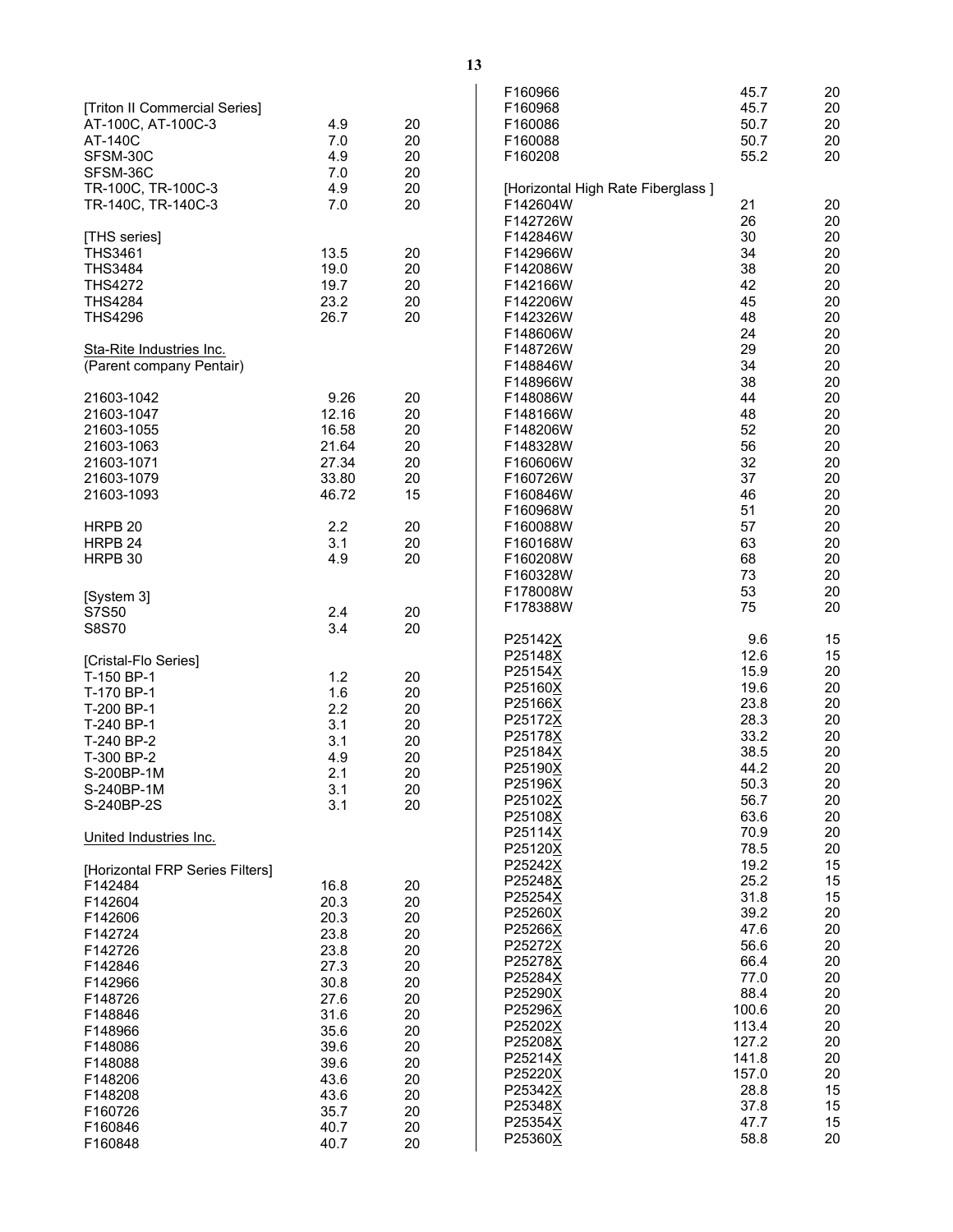| | | |
|---|---|---|
| [Triton II Commercial Series] | | |
| AT-100C, AT-100C-3 | 4.9 | 20 |
| AT-140C | 7.0 | 20 |
| SFSM-30C | 4.9 | 20 |
| SFSM-36C | 7.0 | 20 |
| TR-100C, TR-100C-3 | 4.9 | 20 |
| TR-140C, TR-140C-3 | 7.0 | 20 |
| | | |
| [THS series] | | |
| THS3461 | 13.5 | 20 |
| THS3484 | 19.0 | 20 |
| THS4272 | 19.7 | 20 |
| THS4284 | 23.2 | 20 |
| THS4296 | 26.7 | 20 |

Sta-Rite Industries Inc.
(Parent company Pentair)

| | | |
|---|---|---|
| 21603-1042 | 9.26 | 20 |
| 21603-1047 | 12.16 | 20 |
| 21603-1055 | 16.58 | 20 |
| 21603-1063 | 21.64 | 20 |
| 21603-1071 | 27.34 | 20 |
| 21603-1079 | 33.80 | 20 |
| 21603-1093 | 46.72 | 15 |
| | | |
| HRPB 20 | 2.2 | 20 |
| HRPB 24 | 3.1 | 20 |
| HRPB 30 | 4.9 | 20 |
| | | |
| [System 3] | | |
| S7S50 | 2.4 | 20 |
| S8S70 | 3.4 | 20 |
| | | |
| [Cristal-Flo Series] | | |
| T-150 BP-1 | 1.2 | 20 |
| T-170 BP-1 | 1.6 | 20 |
| T-200 BP-1 | 2.2 | 20 |
| T-240 BP-1 | 3.1 | 20 |
| T-240 BP-2 | 3.1 | 20 |
| T-300 BP-2 | 4.9 | 20 |
| S-200BP-1M | 2.1 | 20 |
| S-240BP-1M | 3.1 | 20 |
| S-240BP-2S | 3.1 | 20 |

United Industries Inc.

| | | |
|---|---|---|
| [Horizontal FRP Series Filters] | | |
| F142484 | 16.8 | 20 |
| F142604 | 20.3 | 20 |
| F142606 | 20.3 | 20 |
| F142724 | 23.8 | 20 |
| F142726 | 23.8 | 20 |
| F142846 | 27.3 | 20 |
| F142966 | 30.8 | 20 |
| F148726 | 27.6 | 20 |
| F148846 | 31.6 | 20 |
| F148966 | 35.6 | 20 |
| F148086 | 39.6 | 20 |
| F148088 | 39.6 | 20 |
| F148206 | 43.6 | 20 |
| F148208 | 43.6 | 20 |
| F160726 | 35.7 | 20 |
| F160846 | 40.7 | 20 |
| F160848 | 40.7 | 20 |
| F160966 | 45.7 | 20 |
| F160968 | 45.7 | 20 |
| F160086 | 50.7 | 20 |
| F160088 | 50.7 | 20 |
| F160208 | 55.2 | 20 |
| | | |
| [Horizontal High Rate Fiberglass ] | | |
| F142604W | 21 | 20 |
| F142726W | 26 | 20 |
| F142846W | 30 | 20 |
| F142966W | 34 | 20 |
| F142086W | 38 | 20 |
| F142166W | 42 | 20 |
| F142206W | 45 | 20 |
| F142326W | 48 | 20 |
| F148606W | 24 | 20 |
| F148726W | 29 | 20 |
| F148846W | 34 | 20 |
| F148966W | 38 | 20 |
| F148086W | 44 | 20 |
| F148166W | 48 | 20 |
| F148206W | 52 | 20 |
| F148328W | 56 | 20 |
| F160606W | 32 | 20 |
| F160726W | 37 | 20 |
| F160846W | 46 | 20 |
| F160968W | 51 | 20 |
| F160088W | 57 | 20 |
| F160168W | 63 | 20 |
| F160208W | 68 | 20 |
| F160328W | 73 | 20 |
| F178008W | 53 | 20 |
| F178388W | 75 | 20 |
| | | |
| P25142X | 9.6 | 15 |
| P25148X | 12.6 | 15 |
| P25154X | 15.9 | 20 |
| P25160X | 19.6 | 20 |
| P25166X | 23.8 | 20 |
| P25172X | 28.3 | 20 |
| P25178X | 33.2 | 20 |
| P25184X | 38.5 | 20 |
| P25190X | 44.2 | 20 |
| P25196X | 50.3 | 20 |
| P25102X | 56.7 | 20 |
| P25108X | 63.6 | 20 |
| P25114X | 70.9 | 20 |
| P25120X | 78.5 | 20 |
| P25242X | 19.2 | 15 |
| P25248X | 25.2 | 15 |
| P25254X | 31.8 | 15 |
| P25260X | 39.2 | 20 |
| P25266X | 47.6 | 20 |
| P25272X | 56.6 | 20 |
| P25278X | 66.4 | 20 |
| P25284X | 77.0 | 20 |
| P25290X | 88.4 | 20 |
| P25296X | 100.6 | 20 |
| P25202X | 113.4 | 20 |
| P25208X | 127.2 | 20 |
| P25214X | 141.8 | 20 |
| P25220X | 157.0 | 20 |
| P25342X | 28.8 | 15 |
| P25348X | 37.8 | 15 |
| P25354X | 47.7 | 15 |
| P25360X | 58.8 | 20 |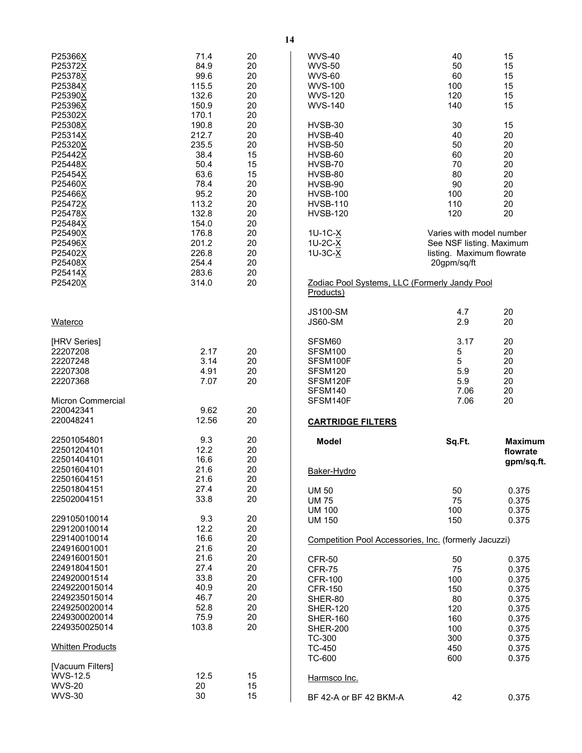| | | |
|---|---|---|
| P25366X | 71.4 | 20 |
| P25372X | 84.9 | 20 |
| P25378X | 99.6 | 20 |
| P25384X | 115.5 | 20 |
| P25390X | 132.6 | 20 |
| P25396X | 150.9 | 20 |
| P25302X | 170.1 | 20 |
| P25308X | 190.8 | 20 |
| P25314X | 212.7 | 20 |
| P25320X | 235.5 | 20 |
| P25442X | 38.4 | 15 |
| P25448X | 50.4 | 15 |
| P25454X | 63.6 | 15 |
| P25460X | 78.4 | 20 |
| P25466X | 95.2 | 20 |
| P25472X | 113.2 | 20 |
| P25478X | 132.8 | 20 |
| P25484X | 154.0 | 20 |
| P25490X | 176.8 | 20 |
| P25496X | 201.2 | 20 |
| P25402X | 226.8 | 20 |
| P25408X | 254.4 | 20 |
| P25414X | 283.6 | 20 |
| P25420X | 314.0 | 20 |

Waterco

| | | |
|---|---|---|
| [HRV Series] | | |
| 22207208 | 2.17 | 20 |
| 22207248 | 3.14 | 20 |
| 22207308 | 4.91 | 20 |
| 22207368 | 7.07 | 20 |
| Micron Commercial | | |
| 220042341 | 9.62 | 20 |
| 220048241 | 12.56 | 20 |
| 22501054801 | 9.3 | 20 |
| 22501204101 | 12.2 | 20 |
| 22501404101 | 16.6 | 20 |
| 22501604101 | 21.6 | 20 |
| 22501604151 | 21.6 | 20 |
| 22501804151 | 27.4 | 20 |
| 22502004151 | 33.8 | 20 |
| 229105010014 | 9.3 | 20 |
| 229120010014 | 12.2 | 20 |
| 229140010014 | 16.6 | 20 |
| 224916001001 | 21.6 | 20 |
| 224916001501 | 21.6 | 20 |
| 224918041501 | 27.4 | 20 |
| 224920001514 | 33.8 | 20 |
| 2249220015014 | 40.9 | 20 |
| 2249235015014 | 46.7 | 20 |
| 2249250020014 | 52.8 | 20 |
| 2249300020014 | 75.9 | 20 |
| 2249350025014 | 103.8 | 20 |

Whitten Products

| | | |
|---|---|---|
| [Vacuum Filters] | | |
| WVS-12.5 | 12.5 | 15 |
| WVS-20 | 20 | 15 |
| WVS-30 | 30 | 15 |
| WVS-40 | 40 | 15 |
| WVS-50 | 50 | 15 |
| WVS-60 | 60 | 15 |
| WVS-100 | 100 | 15 |
| WVS-120 | 120 | 15 |
| WVS-140 | 140 | 15 |
| HVSB-30 | 30 | 15 |
| HVSB-40 | 40 | 20 |
| HVSB-50 | 50 | 20 |
| HVSB-60 | 60 | 20 |
| HVSB-70 | 70 | 20 |
| HVSB-80 | 80 | 20 |
| HVSB-90 | 90 | 20 |
| HVSB-100 | 100 | 20 |
| HVSB-110 | 110 | 20 |
| HVSB-120 | 120 | 20 |
| 1U-1C-X<br>1U-2C-X<br>1U-3C-X | Varies with model number. See NSF listing. Maximum listing. Maximum flowrate 20gpm/sq/ft | |

Zodiac Pool Systems, LLC (Formerly Jandy Pool Products)

| | | |
|---|---|---|
| JS100-SM | 4.7 | 20 |
| JS60-SM | 2.9 | 20 |
| SFSM60 | 3.17 | 20 |
| SFSM100 | 5 | 20 |
| SFSM100F | 5 | 20 |
| SFSM120 | 5.9 | 20 |
| SFSM120F | 5.9 | 20 |
| SFSM140 | 7.06 | 20 |
| SFSM140F | 7.06 | 20 |

**CARTRIDGE FILTERS**

| **Model** | **Sq.Ft.** | **Maximum flowrate gpm/sq.ft.** |
|---|---|---|
| Baker-Hydro | | |
| UM 50 | 50 | 0.375 |
| UM 75 | 75 | 0.375 |
| UM 100 | 100 | 0.375 |
| UM 150 | 150 | 0.375 |
| Competition Pool Accessories, Inc. (formerly Jacuzzi) | | |
| CFR-50 | 50 | 0.375 |
| CFR-75 | 75 | 0.375 |
| CFR-100 | 100 | 0.375 |
| CFR-150 | 150 | 0.375 |
| SHER-80 | 80 | 0.375 |
| SHER-120 | 120 | 0.375 |
| SHER-160 | 160 | 0.375 |
| SHER-200 | 100 | 0.375 |
| TC-300 | 300 | 0.375 |
| TC-450 | 450 | 0.375 |
| TC-600 | 600 | 0.375 |
| Harmsco Inc. | | |
| BF 42-A or BF 42 BKM-A | 42 | 0.375 |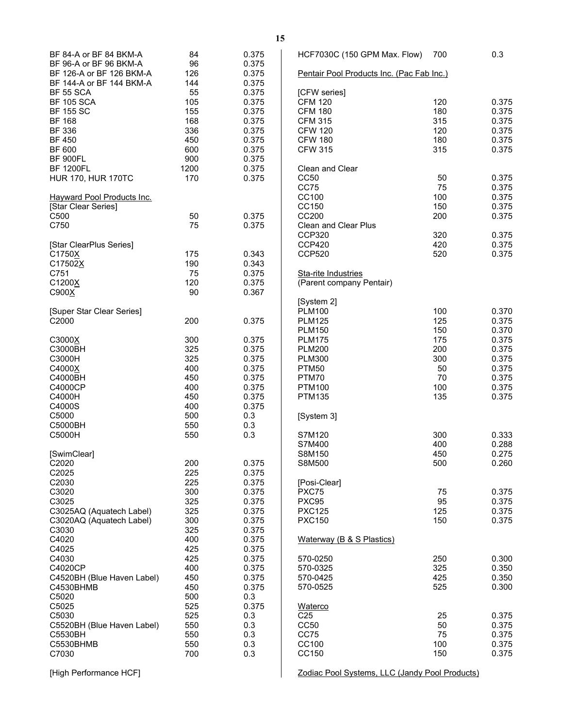| | | |
|---|---|---|
| BF 84-A or BF 84 BKM-A | 84 | 0.375 |
| BF 96-A or BF 96 BKM-A | 96 | 0.375 |
| BF 126-A or BF 126 BKM-A | 126 | 0.375 |
| BF 144-A or BF 144 BKM-A | 144 | 0.375 |
| BF 55 SCA | 55 | 0.375 |
| BF 105 SCA | 105 | 0.375 |
| BF 155 SC | 155 | 0.375 |
| BF 168 | 168 | 0.375 |
| BF 336 | 336 | 0.375 |
| BF 450 | 450 | 0.375 |
| BF 600 | 600 | 0.375 |
| BF 900FL | 900 | 0.375 |
| BF 1200FL | 1200 | 0.375 |
| HUR 170, HUR 170TC | 170 | 0.375 |
| | | |
| Hayward Pool Products Inc. | | |
| [Star Clear Series] | | |
| C500 | 50 | 0.375 |
| C750 | 75 | 0.375 |
| | | |
| [Star ClearPlus Series] | | |
| C1750X | 175 | 0.343 |
| C17502X | 190 | 0.343 |
| C751 | 75 | 0.375 |
| C1200X | 120 | 0.375 |
| C900X | 90 | 0.367 |
| | | |
| [Super Star Clear Series] | | |
| C2000 | 200 | 0.375 |
| | | |
| C3000X | 300 | 0.375 |
| C3000BH | 325 | 0.375 |
| C3000H | 325 | 0.375 |
| C4000X | 400 | 0.375 |
| C4000BH | 450 | 0.375 |
| C4000CP | 400 | 0.375 |
| C4000H | 450 | 0.375 |
| C4000S | 400 | 0.375 |
| C5000 | 500 | 0.3 |
| C5000BH | 550 | 0.3 |
| C5000H | 550 | 0.3 |
| | | |
| [SwimClear] | | |
| C2020 | 200 | 0.375 |
| C2025 | 225 | 0.375 |
| C2030 | 225 | 0.375 |
| C3020 | 300 | 0.375 |
| C3025 | 325 | 0.375 |
| C3025AQ (Aquatech Label) | 325 | 0.375 |
| C3020AQ (Aquatech Label) | 300 | 0.375 |
| C3030 | 325 | 0.375 |
| C4020 | 400 | 0.375 |
| C4025 | 425 | 0.375 |
| C4030 | 425 | 0.375 |
| C4020CP | 400 | 0.375 |
| C4520BH (Blue Haven Label) | 450 | 0.375 |
| C4530BHMB | 450 | 0.375 |
| C5020 | 500 | 0.3 |
| C5025 | 525 | 0.375 |
| C5030 | 525 | 0.3 |
| C5520BH (Blue Haven Label) | 550 | 0.3 |
| C5530BH | 550 | 0.3 |
| C5530BHMB | 550 | 0.3 |
| C7030 | 700 | 0.3 |
| | | |
| [High Performance HCF] | | |
| HCF7030C (150 GPM Max. Flow) | 700 | 0.3 |
| | | |
| Pentair Pool Products Inc. (Pac Fab Inc.) | | |
| | | |
| [CFW series] | | |
| CFM 120 | 120 | 0.375 |
| CFM 180 | 180 | 0.375 |
| CFM 315 | 315 | 0.375 |
| CFW 120 | 120 | 0.375 |
| CFW 180 | 180 | 0.375 |
| CFW 315 | 315 | 0.375 |
| | | |
| Clean and Clear | | |
| CC50 | 50 | 0.375 |
| CC75 | 75 | 0.375 |
| CC100 | 100 | 0.375 |
| CC150 | 150 | 0.375 |
| CC200 | 200 | 0.375 |
| Clean and Clear Plus | | |
| CCP320 | 320 | 0.375 |
| CCP420 | 420 | 0.375 |
| CCP520 | 520 | 0.375 |
| | | |
| Sta-rite Industries | | |
| (Parent company Pentair) | | |
| | | |
| [System 2] | | |
| PLM100 | 100 | 0.370 |
| PLM125 | 125 | 0.375 |
| PLM150 | 150 | 0.370 |
| PLM175 | 175 | 0.375 |
| PLM200 | 200 | 0.375 |
| PLM300 | 300 | 0.375 |
| PTM50 | 50 | 0.375 |
| PTM70 | 70 | 0.375 |
| PTM100 | 100 | 0.375 |
| PTM135 | 135 | 0.375 |
| | | |
| [System 3] | | |
| | | |
| S7M120 | 300 | 0.333 |
| S7M400 | 400 | 0.288 |
| S8M150 | 450 | 0.275 |
| S8M500 | 500 | 0.260 |
| | | |
| [Posi-Clear] | | |
| PXC75 | 75 | 0.375 |
| PXC95 | 95 | 0.375 |
| PXC125 | 125 | 0.375 |
| PXC150 | 150 | 0.375 |
| | | |
| Waterway (B & S Plastics) | | |
| | | |
| 570-0250 | 250 | 0.300 |
| 570-0325 | 325 | 0.350 |
| 570-0425 | 425 | 0.350 |
| 570-0525 | 525 | 0.300 |
| | | |
| Waterco | | |
| C25 | 25 | 0.375 |
| CC50 | 50 | 0.375 |
| CC75 | 75 | 0.375 |
| CC100 | 100 | 0.375 |
| CC150 | 150 | 0.375 |
| | | |
| Zodiac Pool Systems, LLC (Jandy Pool Products) | | |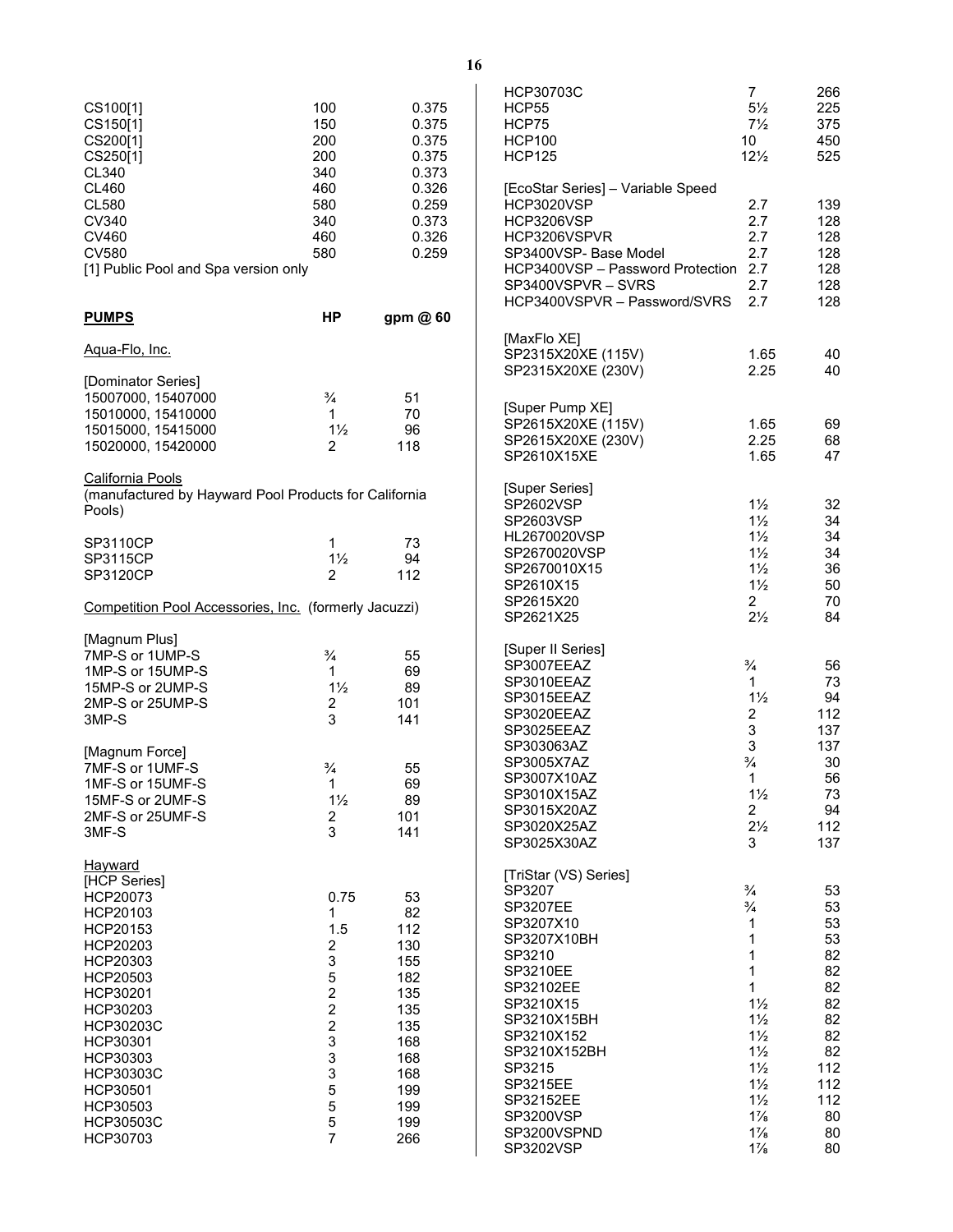| | | |
|---|---|---|
| CS100[1] | 100 | 0.375 |
| CS150[1] | 150 | 0.375 |
| CS200[1] | 200 | 0.375 |
| CS250[1] | 200 | 0.375 |
| CL340 | 340 | 0.373 |
| CL460 | 460 | 0.326 |
| CL580 | 580 | 0.259 |
| CV340 | 340 | 0.373 |
| CV460 | 460 | 0.326 |
| CV580 | 580 | 0.259 |

[1] Public Pool and Spa version only

| **PUMPS** | **HP** | **gpm @ 60** |
|---|---|---|
| Aqua-Flo, Inc. | | |
| [Dominator Series] | | |
| 15007000, 15407000 | ¾ | 51 |
| 15010000, 15410000 | 1 | 70 |
| 15015000, 15415000 | 1½ | 96 |
| 15020000, 15420000 | 2 | 118 |
| California Pools (manufactured by Hayward Pool Products for California Pools) | | |
| SP3110CP | 1 | 73 |
| SP3115CP | 1½ | 94 |
| SP3120CP | 2 | 112 |
| Competition Pool Accessories, Inc. (formerly Jacuzzi) | | |
| [Magnum Plus] | | |
| 7MP-S or 1UMP-S | ¾ | 55 |
| 1MP-S or 15UMP-S | 1 | 69 |
| 15MP-S or 2UMP-S | 1½ | 89 |
| 2MP-S or 25UMP-S | 2 | 101 |
| 3MP-S | 3 | 141 |
| [Magnum Force] | | |
| 7MF-S or 1UMF-S | ¾ | 55 |
| 1MF-S or 15UMF-S | 1 | 69 |
| 15MF-S or 2UMF-S | 1½ | 89 |
| 2MF-S or 25UMF-S | 2 | 101 |
| 3MF-S | 3 | 141 |
| Hayward | | |
| [HCP Series] | | |
| HCP20073 | 0.75 | 53 |
| HCP20103 | 1 | 82 |
| HCP20153 | 1.5 | 112 |
| HCP20203 | 2 | 130 |
| HCP20303 | 3 | 155 |
| HCP20503 | 5 | 182 |
| HCP30201 | 2 | 135 |
| HCP30203 | 2 | 135 |
| HCP30203C | 2 | 135 |
| HCP30301 | 3 | 168 |
| HCP30303 | 3 | 168 |
| HCP30303C | 3 | 168 |
| HCP30501 | 5 | 199 |
| HCP30503 | 5 | 199 |
| HCP30503C | 5 | 199 |
| HCP30703 | 7 | 266 |
| HCP30703C | 7 | 266 |
| HCP55 | 5½ | 225 |
| HCP75 | 7½ | 375 |
| HCP100 | 10 | 450 |
| HCP125 | 12½ | 525 |
| [EcoStar Series] – Variable Speed | | |
| HCP3020VSP | 2.7 | 139 |
| HCP3206VSP | 2.7 | 128 |
| HCP3206VSPVR | 2.7 | 128 |
| SP3400VSP- Base Model | 2.7 | 128 |
| HCP3400VSP – Password Protection | 2.7 | 128 |
| SP3400VSPVR – SVRS | 2.7 | 128 |
| HCP3400VSPVR – Password/SVRS | 2.7 | 128 |
| [MaxFlo XE] | | |
| SP2315X20XE (115V) | 1.65 | 40 |
| SP2315X20XE (230V) | 2.25 | 40 |
| [Super Pump XE] | | |
| SP2615X20XE (115V) | 1.65 | 69 |
| SP2615X20XE (230V) | 2.25 | 68 |
| SP2610X15XE | 1.65 | 47 |
| [Super Series] | | |
| SP2602VSP | 1½ | 32 |
| SP2603VSP | 1½ | 34 |
| HL2670020VSP | 1½ | 34 |
| SP2670020VSP | 1½ | 34 |
| SP2670010X15 | 1½ | 36 |
| SP2610X15 | 1½ | 50 |
| SP2615X20 | 2 | 70 |
| SP2621X25 | 2½ | 84 |
| [Super II Series] | | |
| SP3007EEAZ | ¾ | 56 |
| SP3010EEAZ | 1 | 73 |
| SP3015EEAZ | 1½ | 94 |
| SP3020EEAZ | 2 | 112 |
| SP3025EEAZ | 3 | 137 |
| SP303063AZ | 3 | 137 |
| SP3005X7AZ | ¾ | 30 |
| SP3007X10AZ | 1 | 56 |
| SP3010X15AZ | 1½ | 73 |
| SP3015X20AZ | 2 | 94 |
| SP3020X25AZ | 2½ | 112 |
| SP3025X30AZ | 3 | 137 |
| [TriStar (VS) Series] | | |
| SP3207 | ¾ | 53 |
| SP3207EE | ¾ | 53 |
| SP3207X10 | 1 | 53 |
| SP3207X10BH | 1 | 53 |
| SP3210 | 1 | 82 |
| SP3210EE | 1 | 82 |
| SP32102EE | 1 | 82 |
| SP3210X15 | 1½ | 82 |
| SP3210X15BH | 1½ | 82 |
| SP3210X152 | 1½ | 82 |
| SP3210X152BH | 1½ | 82 |
| SP3215 | 1½ | 112 |
| SP3215EE | 1½ | 112 |
| SP32152EE | 1½ | 112 |
| SP3200VSP | 1⅞ | 80 |
| SP3200VSPND | 1⅞ | 80 |
| SP3202VSP | 1⅞ | 80 |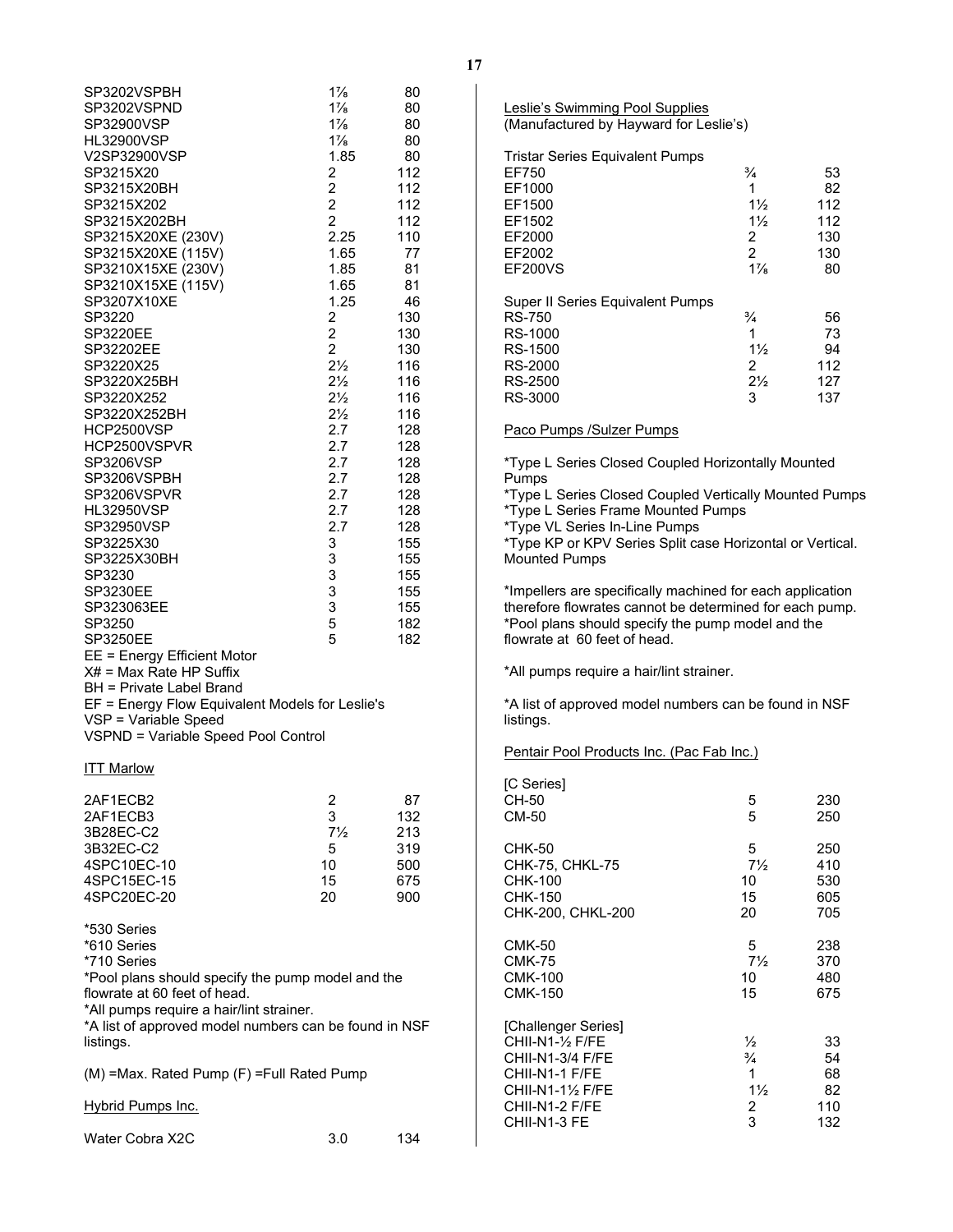| | | |
|---|---|---|
| SP3202VSPBH | 1⅞ | 80 |
| SP3202VSPND | 1⅞ | 80 |
| SP32900VSP | 1⅞ | 80 |
| HL32900VSP | 1⅞ | 80 |
| V2SP32900VSP | 1.85 | 80 |
| SP3215X20 | 2 | 112 |
| SP3215X20BH | 2 | 112 |
| SP3215X202 | 2 | 112 |
| SP3215X202BH | 2 | 112 |
| SP3215X20XE (230V) | 2.25 | 110 |
| SP3215X20XE (115V) | 1.65 | 77 |
| SP3210X15XE (230V) | 1.85 | 81 |
| SP3210X15XE (115V) | 1.65 | 81 |
| SP3207X10XE | 1.25 | 46 |
| SP3220 | 2 | 130 |
| SP3220EE | 2 | 130 |
| SP32202EE | 2 | 130 |
| SP3220X25 | 2½ | 116 |
| SP3220X25BH | 2½ | 116 |
| SP3220X252 | 2½ | 116 |
| SP3220X252BH | 2½ | 116 |
| HCP2500VSP | 2.7 | 128 |
| HCP2500VSPVR | 2.7 | 128 |
| SP3206VSP | 2.7 | 128 |
| SP3206VSPBH | 2.7 | 128 |
| SP3206VSPVR | 2.7 | 128 |
| HL32950VSP | 2.7 | 128 |
| SP32950VSP | 2.7 | 128 |
| SP3225X30 | 3 | 155 |
| SP3225X30BH | 3 | 155 |
| SP3230 | 3 | 155 |
| SP3230EE | 3 | 155 |
| SP323063EE | 3 | 155 |
| SP3250 | 5 | 182 |
| SP3250EE | 5 | 182 |

EE = Energy Efficient Motor
X# = Max Rate HP Suffix
BH = Private Label Brand
EF = Energy Flow Equivalent Models for Leslie's
VSP = Variable Speed
VSPND = Variable Speed Pool Control

ITT Marlow

| | | |
|---|---|---|
| 2AF1ECB2 | 2 | 87 |
| 2AF1ECB3 | 3 | 132 |
| 3B28EC-C2 | 7½ | 213 |
| 3B32EC-C2 | 5 | 319 |
| 4SPC10EC-10 | 10 | 500 |
| 4SPC15EC-15 | 15 | 675 |
| 4SPC20EC-20 | 20 | 900 |

*530 Series
*610 Series
*710 Series
*Pool plans should specify the pump model and the flowrate at 60 feet of head.
*All pumps require a hair/lint strainer.
*A list of approved model numbers can be found in NSF listings.

(M) =Max. Rated Pump (F) =Full Rated Pump

Hybrid Pumps Inc.

| | | |
|---|---|---|
| Water Cobra X2C | 3.0 | 134 |

Leslie's Swimming Pool Supplies
(Manufactured by Hayward for Leslie's)

Tristar Series Equivalent Pumps

| | | |
|---|---|---|
| EF750 | ¾ | 53 |
| EF1000 | 1 | 82 |
| EF1500 | 1½ | 112 |
| EF1502 | 1½ | 112 |
| EF2000 | 2 | 130 |
| EF2002 | 2 | 130 |
| EF200VS | 1⅞ | 80 |

Super II Series Equivalent Pumps

| | | |
|---|---|---|
| RS-750 | ¾ | 56 |
| RS-1000 | 1 | 73 |
| RS-1500 | 1½ | 94 |
| RS-2000 | 2 | 112 |
| RS-2500 | 2½ | 127 |
| RS-3000 | 3 | 137 |

Paco Pumps /Sulzer Pumps

*Type L Series Closed Coupled Horizontally Mounted Pumps
*Type L Series Closed Coupled Vertically Mounted Pumps
*Type L Series Frame Mounted Pumps
*Type VL Series In-Line Pumps
*Type KP or KPV Series Split case Horizontal or Vertical. Mounted Pumps

*Impellers are specifically machined for each application therefore flowrates cannot be determined for each pump.
*Pool plans should specify the pump model and the flowrate at 60 feet of head.

*All pumps require a hair/lint strainer.

*A list of approved model numbers can be found in NSF listings.

Pentair Pool Products Inc. (Pac Fab Inc.)

| | | |
|---|---|---|
| [C Series] | | |
| CH-50 | 5 | 230 |
| CM-50 | 5 | 250 |
| CHK-50 | 5 | 250 |
| CHK-75, CHKL-75 | 7½ | 410 |
| CHK-100 | 10 | 530 |
| CHK-150 | 15 | 605 |
| CHK-200, CHKL-200 | 20 | 705 |
| CMK-50 | 5 | 238 |
| CMK-75 | 7½ | 370 |
| CMK-100 | 10 | 480 |
| CMK-150 | 15 | 675 |
| [Challenger Series] | | |
| CHII-N1-½ F/FE | ½ | 33 |
| CHII-N1-3/4 F/FE | ¾ | 54 |
| CHII-N1-1 F/FE | 1 | 68 |
| CHII-N1-1½ F/FE | 1½ | 82 |
| CHII-N1-2 F/FE | 2 | 110 |
| CHII-N1-3 FE | 3 | 132 |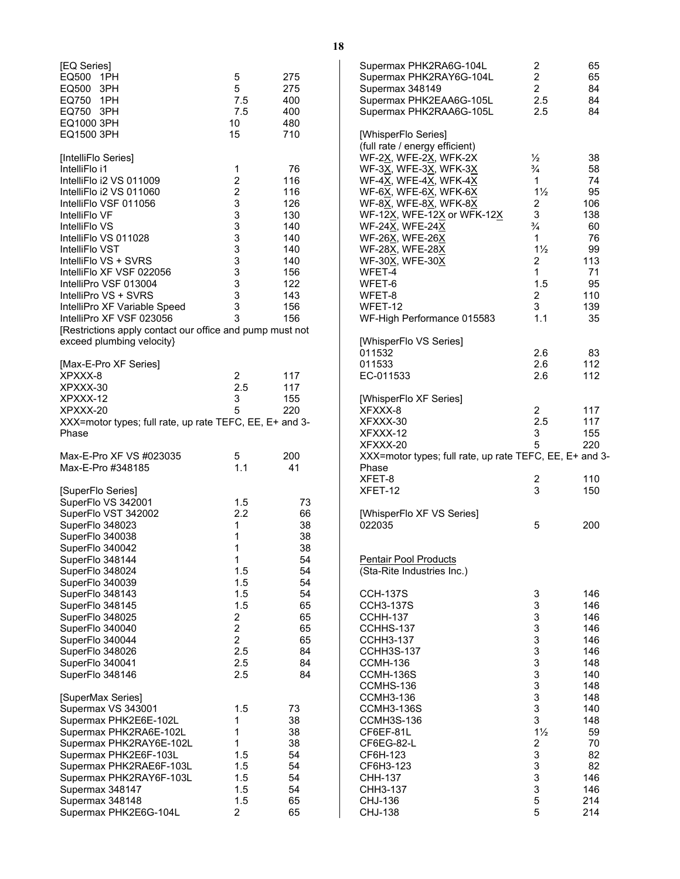[EQ Series]

| | | |
|---|---|---|
| EQ500 1PH | 5 | 275 |
| EQ500 3PH | 5 | 275 |
| EQ750 1PH | 7.5 | 400 |
| EQ750 3PH | 7.5 | 400 |
| EQ1000 3PH | 10 | 480 |
| EQ1500 3PH | 15 | 710 |

[IntelliFlo Series]

| | | |
|---|---|---|
| IntelliFlo i1 | 1 | 76 |
| IntelliFlo i2 VS 011009 | 2 | 116 |
| IntelliFlo i2 VS 011060 | 2 | 116 |
| IntelliFlo VSF 011056 | 3 | 126 |
| IntelliFlo VF | 3 | 130 |
| IntelliFlo VS | 3 | 140 |
| IntelliFlo VS 011028 | 3 | 140 |
| IntelliFlo VST | 3 | 140 |
| IntelliFlo VS + SVRS | 3 | 140 |
| IntelliFlo XF VSF 022056 | 3 | 156 |
| IntelliPro VSF 013004 | 3 | 122 |
| IntelliPro VS + SVRS | 3 | 143 |
| IntelliPro XF Variable Speed | 3 | 156 |
| IntelliPro XF VSF 023056 | 3 | 156 |

[Restrictions apply contact our office and pump must not exceed plumbing velocity}

[Max-E-Pro XF Series]

| | | |
|---|---|---|
| XPXXX-8 | 2 | 117 |
| XPXXX-30 | 2.5 | 117 |
| XPXXX-12 | 3 | 155 |
| XPXXX-20 | 5 | 220 |

XXX=motor types; full rate, up rate TEFC, EE, E+ and 3-Phase

| | | |
|---|---|---|
| Max-E-Pro XF VS #023035 | 5 | 200 |
| Max-E-Pro #348185 | 1.1 | 41 |

[SuperFlo Series]

| | | |
|---|---|---|
| SuperFlo VS 342001 | 1.5 | 73 |
| SuperFlo VST 342002 | 2.2 | 66 |
| SuperFlo 348023 | 1 | 38 |
| SuperFlo 340038 | 1 | 38 |
| SuperFlo 340042 | 1 | 38 |
| SuperFlo 348144 | 1 | 54 |
| SuperFlo 348024 | 1.5 | 54 |
| SuperFlo 340039 | 1.5 | 54 |
| SuperFlo 348143 | 1.5 | 54 |
| SuperFlo 348145 | 1.5 | 65 |
| SuperFlo 348025 | 2 | 65 |
| SuperFlo 340040 | 2 | 65 |
| SuperFlo 340044 | 2 | 65 |
| SuperFlo 348026 | 2.5 | 84 |
| SuperFlo 340041 | 2.5 | 84 |
| SuperFlo 348146 | 2.5 | 84 |

[SuperMax Series]

| | | |
|---|---|---|
| Supermax VS 343001 | 1.5 | 73 |
| Supermax PHK2E6E-102L | 1 | 38 |
| Supermax PHK2RA6E-102L | 1 | 38 |
| Supermax PHK2RAY6E-102L | 1 | 38 |
| Supermax PHK2E6F-103L | 1.5 | 54 |
| Supermax PHK2RAE6F-103L | 1.5 | 54 |
| Supermax PHK2RAY6F-103L | 1.5 | 54 |
| Supermax 348147 | 1.5 | 54 |
| Supermax 348148 | 1.5 | 65 |
| Supermax PHK2E6G-104L | 2 | 65 |
| Supermax PHK2RA6G-104L | 2 | 65 |
| Supermax PHK2RAY6G-104L | 2 | 65 |
| Supermax 348149 | 2 | 84 |
| Supermax PHK2EAA6G-105L | 2.5 | 84 |
| Supermax PHK2RAA6G-105L | 2.5 | 84 |

[WhisperFlo Series]
(full rate / energy efficient)

| | | |
|---|---|---|
| WF-2X, WFE-2X, WFK-2X | ½ | 38 |
| WF-3X, WFE-3X, WFK-3X | ¾ | 58 |
| WF-4X, WFE-4X, WFK-4X | 1 | 74 |
| WF-6X, WFE-6X, WFK-6X | 1½ | 95 |
| WF-8X, WFE-8X, WFK-8X | 2 | 106 |
| WF-12X, WFE-12X or WFK-12X | 3 | 138 |
| WF-24X, WFE-24X | ¾ | 60 |
| WF-26X, WFE-26X | 1 | 76 |
| WF-28X, WFE-28X | 1½ | 99 |
| WF-30X, WFE-30X | 2 | 113 |
| WFET-4 | 1 | 71 |
| WFET-6 | 1.5 | 95 |
| WFET-8 | 2 | 110 |
| WFET-12 | 3 | 139 |
| WF-High Performance 015583 | 1.1 | 35 |

[WhisperFlo VS Series]

| | | |
|---|---|---|
| 011532 | 2.6 | 83 |
| 011533 | 2.6 | 112 |
| EC-011533 | 2.6 | 112 |

[WhisperFlo XF Series]

| | | |
|---|---|---|
| XFXXX-8 | 2 | 117 |
| XFXXX-30 | 2.5 | 117 |
| XFXXX-12 | 3 | 155 |
| XFXXX-20 | 5 | 220 |

XXX=motor types; full rate, up rate TEFC, EE, E+ and 3-Phase

| | | |
|---|---|---|
| XFET-8 | 2 | 110 |
| XFET-12 | 3 | 150 |

[WhisperFlo XF VS Series]

| | | |
|---|---|---|
| 022035 | 5 | 200 |

Pentair Pool Products
(Sta-Rite Industries Inc.)

| | | |
|---|---|---|
| CCH-137S | 3 | 146 |
| CCH3-137S | 3 | 146 |
| CCHH-137 | 3 | 146 |
| CCHHS-137 | 3 | 146 |
| CCHH3-137 | 3 | 146 |
| CCHH3S-137 | 3 | 146 |
| CCMH-136 | 3 | 148 |
| CCMH-136S | 3 | 140 |
| CCMHS-136 | 3 | 148 |
| CCMH3-136 | 3 | 148 |
| CCMH3-136S | 3 | 140 |
| CCMH3S-136 | 3 | 148 |
| CF6EF-81L | 1½ | 59 |
| CF6EG-82-L | 2 | 70 |
| CF6H-123 | 3 | 82 |
| CF6H3-123 | 3 | 82 |
| CHH-137 | 3 | 146 |
| CHH3-137 | 3 | 146 |
| CHJ-136 | 5 | 214 |
| CHJ-138 | 5 | 214 |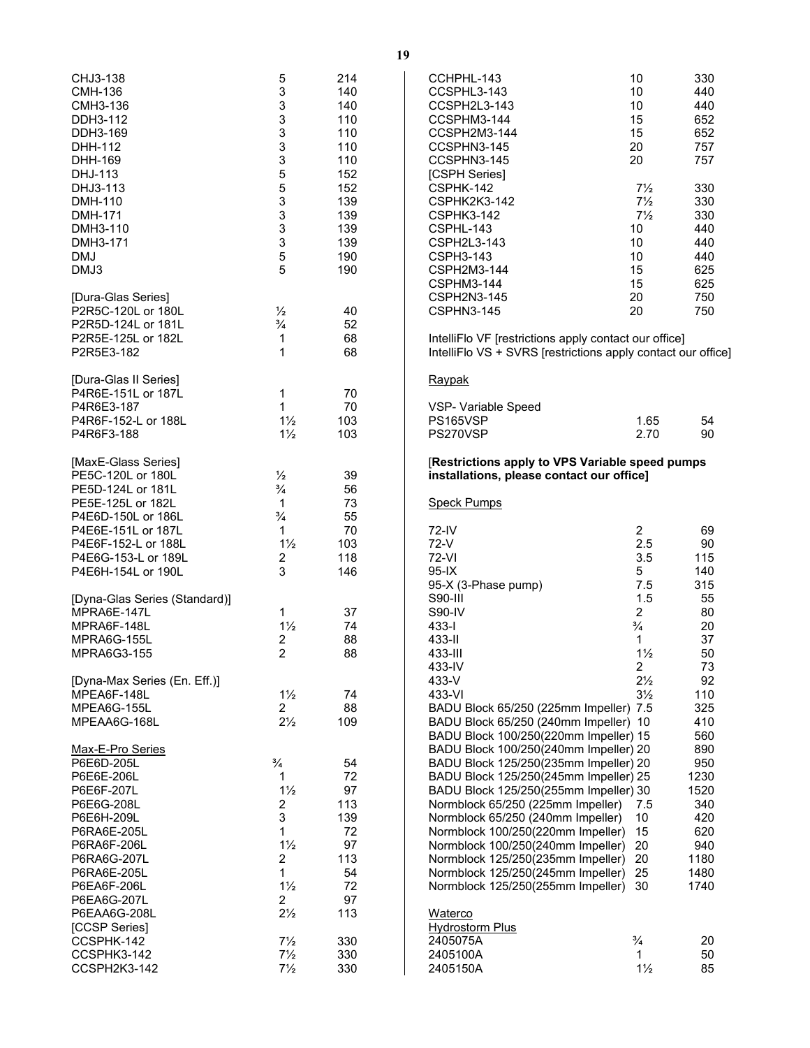| | | |
|---|---|---|
| CHJ3-138 | 5 | 214 |
| CMH-136 | 3 | 140 |
| CMH3-136 | 3 | 140 |
| DDH3-112 | 3 | 110 |
| DDH3-169 | 3 | 110 |
| DHH-112 | 3 | 110 |
| DHH-169 | 3 | 110 |
| DHJ-113 | 5 | 152 |
| DHJ3-113 | 5 | 152 |
| DMH-110 | 3 | 139 |
| DMH-171 | 3 | 139 |
| DMH3-110 | 3 | 139 |
| DMH3-171 | 3 | 139 |
| DMJ | 5 | 190 |
| DMJ3 | 5 | 190 |
| | | |
| [Dura-Glas Series] | | |
| P2R5C-120L or 180L | ½ | 40 |
| P2R5D-124L or 181L | ¾ | 52 |
| P2R5E-125L or 182L | 1 | 68 |
| P2R5E3-182 | 1 | 68 |
| | | |
| [Dura-Glas II Series] | | |
| P4R6E-151L or 187L | 1 | 70 |
| P4R6E3-187 | 1 | 70 |
| P4R6F-152-L or 188L | 1½ | 103 |
| P4R6F3-188 | 1½ | 103 |
| | | |
| [MaxE-Glass Series] | | |
| PE5C-120L or 180L | ½ | 39 |
| PE5D-124L or 181L | ¾ | 56 |
| PE5E-125L or 182L | 1 | 73 |
| P4E6D-150L or 186L | ¾ | 55 |
| P4E6E-151L or 187L | 1 | 70 |
| P4E6F-152-L or 188L | 1½ | 103 |
| P4E6G-153-L or 189L | 2 | 118 |
| P4E6H-154L or 190L | 3 | 146 |
| | | |
| [Dyna-Glas Series (Standard)] | | |
| MPRA6E-147L | 1 | 37 |
| MPRA6F-148L | 1½ | 74 |
| MPRA6G-155L | 2 | 88 |
| MPRA6G3-155 | 2 | 88 |
| | | |
| [Dyna-Max Series (En. Eff.)] | | |
| MPEA6F-148L | 1½ | 74 |
| MPEA6G-155L | 2 | 88 |
| MPEAA6G-168L | 2½ | 109 |
| | | |
| Max-E-Pro Series | | |
| P6E6D-205L | ¾ | 54 |
| P6E6E-206L | 1 | 72 |
| P6E6F-207L | 1½ | 97 |
| P6E6G-208L | 2 | 113 |
| P6E6H-209L | 3 | 139 |
| P6RA6E-205L | 1 | 72 |
| P6RA6F-206L | 1½ | 97 |
| P6RA6G-207L | 2 | 113 |
| P6RA6E-205L | 1 | 54 |
| P6EA6F-206L | 1½ | 72 |
| P6EA6G-207L | 2 | 97 |
| P6EAA6G-208L | 2½ | 113 |
| [CCSP Series] | | |
| CCSPHK-142 | 7½ | 330 |
| CCSPHK3-142 | 7½ | 330 |
| CCSPH2K3-142 | 7½ | 330 |
| CCHPHL-143 | 10 | 330 |
| CCSPHL3-143 | 10 | 440 |
| CCSPH2L3-143 | 10 | 440 |
| CCSPHM3-144 | 15 | 652 |
| CCSPH2M3-144 | 15 | 652 |
| CCSPHN3-145 | 20 | 757 |
| CCSPHN3-145 | 20 | 757 |
| [CSPH Series] | | |
| CSPHK-142 | 7½ | 330 |
| CSPHK2K3-142 | 7½ | 330 |
| CSPHK3-142 | 7½ | 330 |
| CSPHL-143 | 10 | 440 |
| CSPH2L3-143 | 10 | 440 |
| CSPH3-143 | 10 | 440 |
| CSPH2M3-144 | 15 | 625 |
| CSPHM3-144 | 15 | 625 |
| CSPH2N3-145 | 20 | 750 |
| CSPHN3-145 | 20 | 750 |

IntelliFlo VF [restrictions apply contact our office]
IntelliFlo VS + SVRS [restrictions apply contact our office]

Raypak

| | | |
|---|---|---|
| VSP- Variable Speed | | |
| PS165VSP | 1.65 | 54 |
| PS270VSP | 2.70 | 90 |

**[Restrictions apply to VPS Variable speed pumps installations, please contact our office]**

Speck Pumps

| | | |
|---|---|---|
| 72-IV | 2 | 69 |
| 72-V | 2.5 | 90 |
| 72-VI | 3.5 | 115 |
| 95-IX | 5 | 140 |
| 95-X (3-Phase pump) | 7.5 | 315 |
| S90-III | 1.5 | 55 |
| S90-IV | 2 | 80 |
| 433-I | ¾ | 20 |
| 433-II | 1 | 37 |
| 433-III | 1½ | 50 |
| 433-IV | 2 | 73 |
| 433-V | 2½ | 92 |
| 433-VI | 3½ | 110 |
| BADU Block 65/250 (225mm Impeller) | 7.5 | 325 |
| BADU Block 65/250 (240mm Impeller) | 10 | 410 |
| BADU Block 100/250(220mm Impeller) | 15 | 560 |
| BADU Block 100/250(240mm Impeller) | 20 | 890 |
| BADU Block 125/250(235mm Impeller) | 20 | 950 |
| BADU Block 125/250(245mm Impeller) | 25 | 1230 |
| BADU Block 125/250(255mm Impeller) | 30 | 1520 |
| Normblock 65/250 (225mm Impeller) | 7.5 | 340 |
| Normblock 65/250 (240mm Impeller) | 10 | 420 |
| Normblock 100/250(220mm Impeller) | 15 | 620 |
| Normblock 100/250(240mm Impeller) | 20 | 940 |
| Normblock 125/250(235mm Impeller) | 20 | 1180 |
| Normblock 125/250(245mm Impeller) | 25 | 1480 |
| Normblock 125/250(255mm Impeller) | 30 | 1740 |

Waterco

Hydrostorm Plus

| | | |
|---|---|---|
| 2405075A | ¾ | 20 |
| 2405100A | 1 | 50 |
| 2405150A | 1½ | 85 |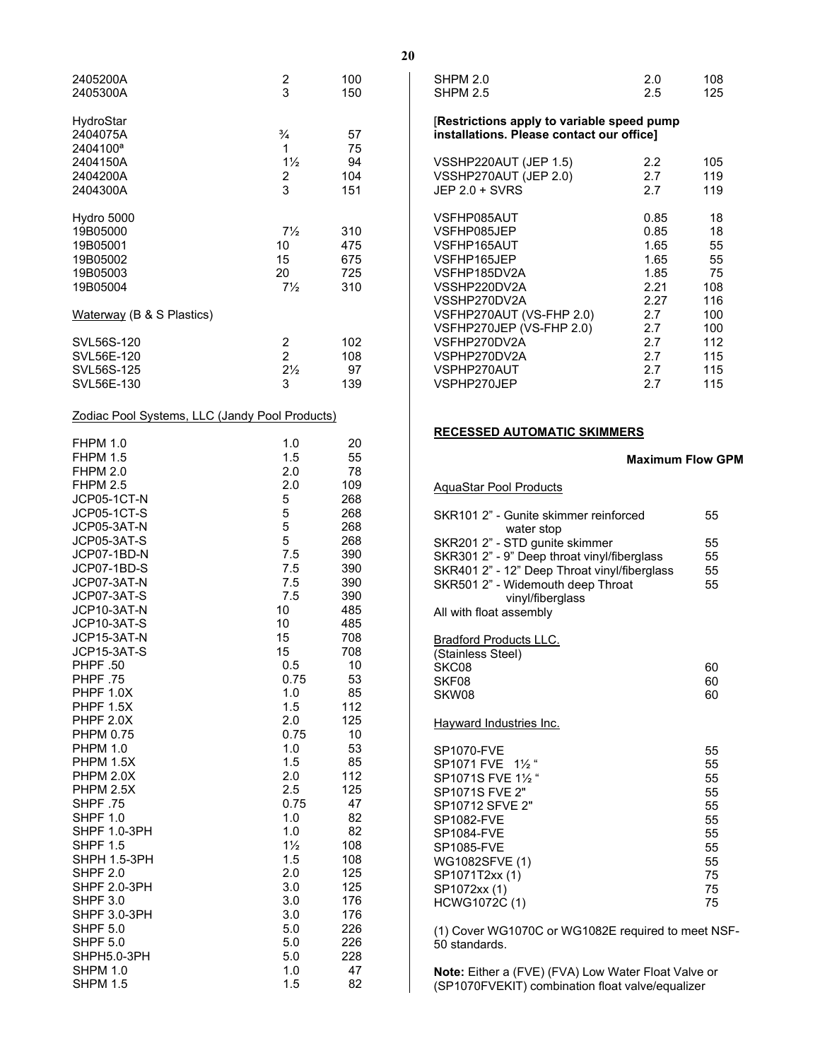| | | |
|---|---|---|
| 2405200A | 2 | 100 |
| 2405300A | 3 | 150 |

HydroStar

| | | |
|---|---|---|
| 2404075A | ¾ | 57 |
| 2404100[a] | 1 | 75 |
| 2404150A | 1½ | 94 |
| 2404200A | 2 | 104 |
| 2404300A | 3 | 151 |

Hydro 5000

| | | |
|---|---|---|
| 19B05000 | 7½ | 310 |
| 19B05001 | 10 | 475 |
| 19B05002 | 15 | 675 |
| 19B05003 | 20 | 725 |
| 19B05004 | 7½ | 310 |

Waterway (B & S Plastics)

| | | |
|---|---|---|
| SVL56S-120 | 2 | 102 |
| SVL56E-120 | 2 | 108 |
| SVL56S-125 | 2½ | 97 |
| SVL56E-130 | 3 | 139 |

Zodiac Pool Systems, LLC (Jandy Pool Products)

| | | |
|---|---|---|
| FHPM 1.0 | 1.0 | 20 |
| FHPM 1.5 | 1.5 | 55 |
| FHPM 2.0 | 2.0 | 78 |
| FHPM 2.5 | 2.0 | 109 |
| JCP05-1CT-N | 5 | 268 |
| JCP05-1CT-S | 5 | 268 |
| JCP05-3AT-N | 5 | 268 |
| JCP05-3AT-S | 5 | 268 |
| JCP07-1BD-N | 7.5 | 390 |
| JCP07-1BD-S | 7.5 | 390 |
| JCP07-3AT-N | 7.5 | 390 |
| JCP07-3AT-S | 7.5 | 390 |
| JCP10-3AT-N | 10 | 485 |
| JCP10-3AT-S | 10 | 485 |
| JCP15-3AT-N | 15 | 708 |
| JCP15-3AT-S | 15 | 708 |
| PHPF .50 | 0.5 | 10 |
| PHPF .75 | 0.75 | 53 |
| PHPF 1.0X | 1.0 | 85 |
| PHPF 1.5X | 1.5 | 112 |
| PHPF 2.0X | 2.0 | 125 |
| PHPM 0.75 | 0.75 | 10 |
| PHPM 1.0 | 1.0 | 53 |
| PHPM 1.5X | 1.5 | 85 |
| PHPM 2.0X | 2.0 | 112 |
| PHPM 2.5X | 2.5 | 125 |
| SHPF .75 | 0.75 | 47 |
| SHPF 1.0 | 1.0 | 82 |
| SHPF 1.0-3PH | 1.0 | 82 |
| SHPF 1.5 | 1½ | 108 |
| SHPH 1.5-3PH | 1.5 | 108 |
| SHPF 2.0 | 2.0 | 125 |
| SHPF 2.0-3PH | 3.0 | 125 |
| SHPF 3.0 | 3.0 | 176 |
| SHPF 3.0-3PH | 3.0 | 176 |
| SHPF 5.0 | 5.0 | 226 |
| SHPF 5.0 | 5.0 | 226 |
| SHPH5.0-3PH | 5.0 | 228 |
| SHPM 1.0 | 1.0 | 47 |
| SHPM 1.5 | 1.5 | 82 |
| SHPM 2.0 | 2.0 | 108 |
| SHPM 2.5 | 2.5 | 125 |

**[Restrictions apply to variable speed pump installations. Please contact our office]**

| | | |
|---|---|---|
| VSSHP220AUT (JEP 1.5) | 2.2 | 105 |
| VSSHP270AUT (JEP 2.0) | 2.7 | 119 |
| JEP 2.0 + SVRS | 2.7 | 119 |
| VSFHP085AUT | 0.85 | 18 |
| VSFHP085JEP | 0.85 | 18 |
| VSFHP165AUT | 1.65 | 55 |
| VSFHP165JEP | 1.65 | 55 |
| VSFHP185DV2A | 1.85 | 75 |
| VSSHP220DV2A | 2.21 | 108 |
| VSSHP270DV2A | 2.27 | 116 |
| VSFHP270AUT (VS-FHP 2.0) | 2.7 | 100 |
| VSFHP270JEP (VS-FHP 2.0) | 2.7 | 100 |
| VSFHP270DV2A | 2.7 | 112 |
| VSPHP270DV2A | 2.7 | 115 |
| VSPHP270AUT | 2.7 | 115 |
| VSPHP270JEP | 2.7 | 115 |

## RECESSED AUTOMATIC SKIMMERS

| | Maximum Flow GPM |
|---|---|
| AquaStar Pool Products | |
| SKR101 2" - Gunite skimmer reinforced water stop | 55 |
| SKR201 2" - STD gunite skimmer | 55 |
| SKR301 2" - 9" Deep throat vinyl/fiberglass | 55 |
| SKR401 2" - 12" Deep Throat vinyl/fiberglass | 55 |
| SKR501 2" - Widemouth deep Throat vinyl/fiberglass | 55 |
| All with float assembly | |
| Bradford Products LLC. (Stainless Steel) | |
| SKC08 | 60 |
| SKF08 | 60 |
| SKW08 | 60 |
| Hayward Industries Inc. | |
| SP1070-FVE | 55 |
| SP1071 FVE 1½ " | 55 |
| SP1071S FVE 1½ " | 55 |
| SP1071S FVE 2" | 55 |
| SP10712 SFVE 2" | 55 |
| SP1082-FVE | 55 |
| SP1084-FVE | 55 |
| SP1085-FVE | 55 |
| WG1082SFVE (1) | 55 |
| SP1071T2xx (1) | 75 |
| SP1072xx (1) | 75 |
| HCWG1072C (1) | 75 |

(1) Cover WG1070C or WG1082E required to meet NSF-50 standards.

**Note:** Either a (FVE) (FVA) Low Water Float Valve or (SP1070FVEKIT) combination float valve/equalizer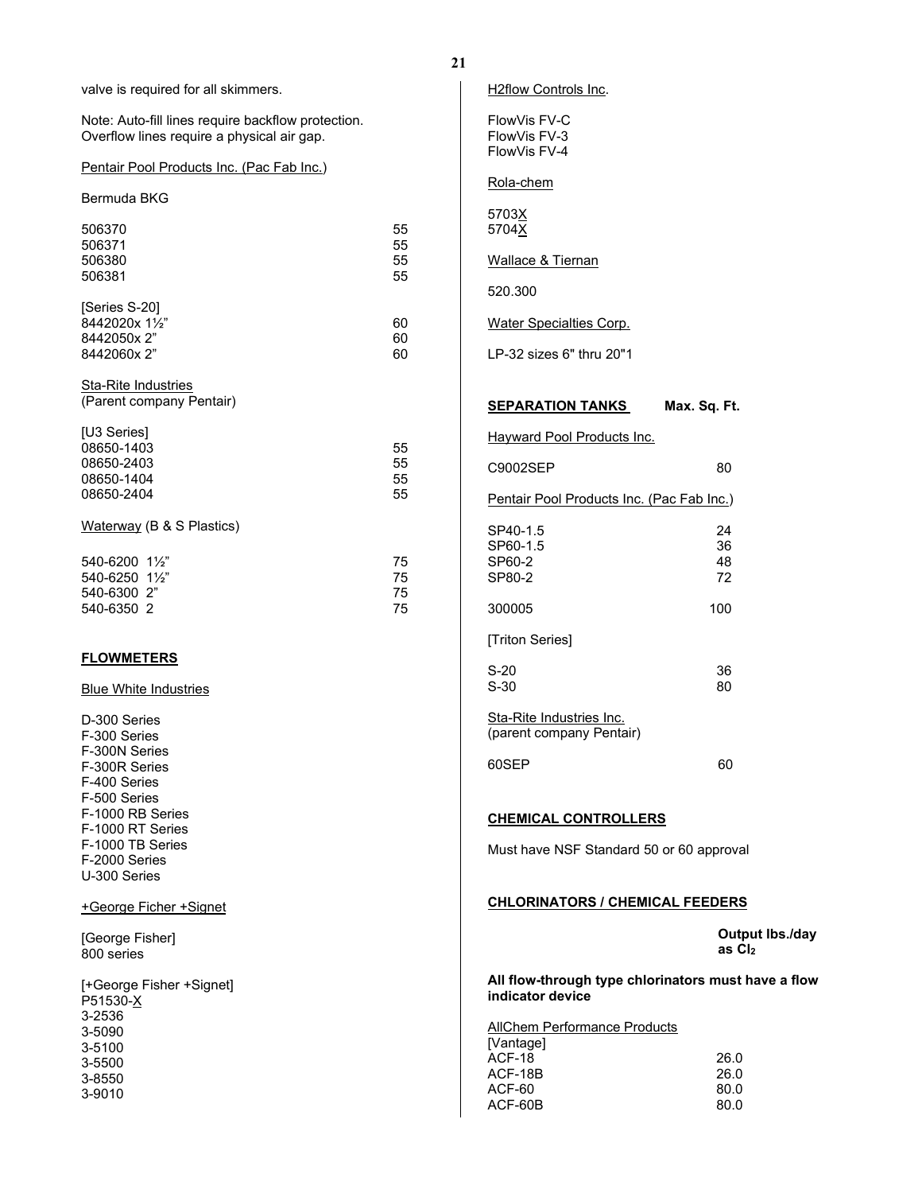valve is required for all skimmers.

Note: Auto-fill lines require backflow protection.
Overflow lines require a physical air gap.

Pentair Pool Products Inc. (Pac Fab Inc.)

Bermuda BKG

| | |
|---|---|
| 506370 | 55 |
| 506371 | 55 |
| 506380 | 55 |
| 506381 | 55 |

[Series S-20]

| | |
|---|---|
| 8442020x 1½" | 60 |
| 8442050x 2" | 60 |
| 8442060x 2" | 60 |

Sta-Rite Industries
(Parent company Pentair)

[U3 Series]

| | |
|---|---|
| 08650-1403 | 55 |
| 08650-2403 | 55 |
| 08650-1404 | 55 |
| 08650-2404 | 55 |

Waterway (B & S Plastics)

| | |
|---|---|
| 540-6200 1½" | 75 |
| 540-6250 1½" | 75 |
| 540-6300 2" | 75 |
| 540-6350 2 | 75 |

## FLOWMETERS

Blue White Industries

D-300 Series
F-300 Series
F-300N Series
F-300R Series
F-400 Series
F-500 Series
F-1000 RB Series
F-1000 RT Series
F-1000 TB Series
F-2000 Series
U-300 Series

+George Ficher +Signet

[George Fisher]
800 series

[+George Fisher +Signet]
P51530-X
3-2536
3-5090
3-5100
3-5500
3-8550
3-9010

H2flow Controls Inc.

FlowVis FV-C
FlowVis FV-3
FlowVis FV-4

Rola-chem

5703X
5704X

Wallace & Tiernan

520.300

Water Specialties Corp.

LP-32 sizes 6" thru 20"1

## SEPARATION TANKS — Max. Sq. Ft.

Hayward Pool Products Inc.

| | |
|---|---|
| C9002SEP | 80 |

Pentair Pool Products Inc. (Pac Fab Inc.)

| | |
|---|---|
| SP40-1.5 | 24 |
| SP60-1.5 | 36 |
| SP60-2 | 48 |
| SP80-2 | 72 |
| 300005 | 100 |

[Triton Series]

| | |
|---|---|
| S-20 | 36 |
| S-30 | 80 |

Sta-Rite Industries Inc.
(parent company Pentair)

| | |
|---|---|
| 60SEP | 60 |

## CHEMICAL CONTROLLERS

Must have NSF Standard 50 or 60 approval

## CHLORINATORS / CHEMICAL FEEDERS

**Output lbs./day as $Cl_2$**

**All flow-through type chlorinators must have a flow indicator device**

AllChem Performance Products
[Vantage]

| | |
|---|---|
| ACF-18 | 26.0 |
| ACF-18B | 26.0 |
| ACF-60 | 80.0 |
| ACF-60B | 80.0 |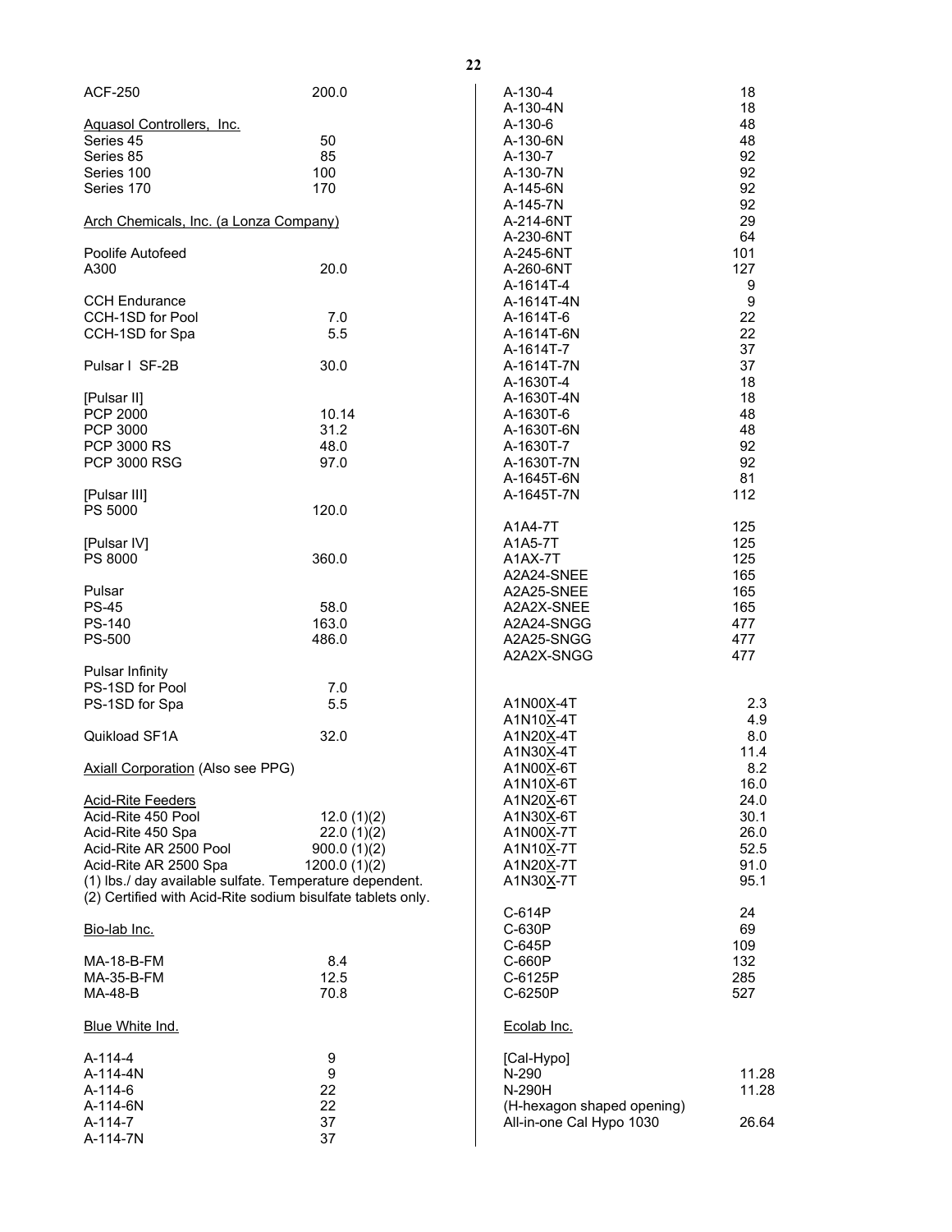| | |
|---|---|
| ACF-250 | 200.0 |
| | |
| Aquasol Controllers, Inc. | |
| Series 45 | 50 |
| Series 85 | 85 |
| Series 100 | 100 |
| Series 170 | 170 |
| | |
| Arch Chemicals, Inc. (a Lonza Company) | |
| | |
| Poolife Autofeed | |
| A300 | 20.0 |
| | |
| CCH Endurance | |
| CCH-1SD for Pool | 7.0 |
| CCH-1SD for Spa | 5.5 |
| | |
| Pulsar I SF-2B | 30.0 |
| | |
| [Pulsar II] | |
| PCP 2000 | 10.14 |
| PCP 3000 | 31.2 |
| PCP 3000 RS | 48.0 |
| PCP 3000 RSG | 97.0 |
| | |
| [Pulsar III] | |
| PS 5000 | 120.0 |
| | |
| [Pulsar IV] | |
| PS 8000 | 360.0 |
| | |
| Pulsar | |
| PS-45 | 58.0 |
| PS-140 | 163.0 |
| PS-500 | 486.0 |
| | |
| Pulsar Infinity | |
| PS-1SD for Pool | 7.0 |
| PS-1SD for Spa | 5.5 |
| | |
| Quikload SF1A | 32.0 |
| | |
| Axiall Corporation (Also see PPG) | |
| | |
| Acid-Rite Feeders | |
| Acid-Rite 450 Pool | 12.0 (1)(2) |
| Acid-Rite 450 Spa | 22.0 (1)(2) |
| Acid-Rite AR 2500 Pool | 900.0 (1)(2) |
| Acid-Rite AR 2500 Spa | 1200.0 (1)(2) |

(1) lbs./ day available sulfate. Temperature dependent.
(2) Certified with Acid-Rite sodium bisulfate tablets only.

| | |
|---|---|
| Bio-lab Inc. | |
| | |
| MA-18-B-FM | 8.4 |
| MA-35-B-FM | 12.5 |
| MA-48-B | 70.8 |
| | |
| Blue White Ind. | |
| | |
| A-114-4 | 9 |
| A-114-4N | 9 |
| A-114-6 | 22 |
| A-114-6N | 22 |
| A-114-7 | 37 |
| A-114-7N | 37 |
| A-130-4 | 18 |
| A-130-4N | 18 |
| A-130-6 | 48 |
| A-130-6N | 48 |
| A-130-7 | 92 |
| A-130-7N | 92 |
| A-145-6N | 92 |
| A-145-7N | 92 |
| A-214-6NT | 29 |
| A-230-6NT | 64 |
| A-245-6NT | 101 |
| A-260-6NT | 127 |
| A-1614T-4 | 9 |
| A-1614T-4N | 9 |
| A-1614T-6 | 22 |
| A-1614T-6N | 22 |
| A-1614T-7 | 37 |
| A-1614T-7N | 37 |
| A-1630T-4 | 18 |
| A-1630T-4N | 18 |
| A-1630T-6 | 48 |
| A-1630T-6N | 48 |
| A-1630T-7 | 92 |
| A-1630T-7N | 92 |
| A-1645T-6N | 81 |
| A-1645T-7N | 112 |
| | |
| A1A4-7T | 125 |
| A1A5-7T | 125 |
| A1AX-7T | 125 |
| A2A24-SNEE | 165 |
| A2A25-SNEE | 165 |
| A2A2X-SNEE | 165 |
| A2A24-SNGG | 477 |
| A2A25-SNGG | 477 |
| A2A2X-SNGG | 477 |
| | |
| A1N00X-4T | 2.3 |
| A1N10X-4T | 4.9 |
| A1N20X-4T | 8.0 |
| A1N30X-4T | 11.4 |
| A1N00X-6T | 8.2 |
| A1N10X-6T | 16.0 |
| A1N20X-6T | 24.0 |
| A1N30X-6T | 30.1 |
| A1N00X-7T | 26.0 |
| A1N10X-7T | 52.5 |
| A1N20X-7T | 91.0 |
| A1N30X-7T | 95.1 |
| | |
| C-614P | 24 |
| C-630P | 69 |
| C-645P | 109 |
| C-660P | 132 |
| C-6125P | 285 |
| C-6250P | 527 |
| | |
| Ecolab Inc. | |
| | |
| [Cal-Hypo] | |
| N-290 | 11.28 |
| N-290H | 11.28 |
| (H-hexagon shaped opening) | |
| All-in-one Cal Hypo 1030 | 26.64 |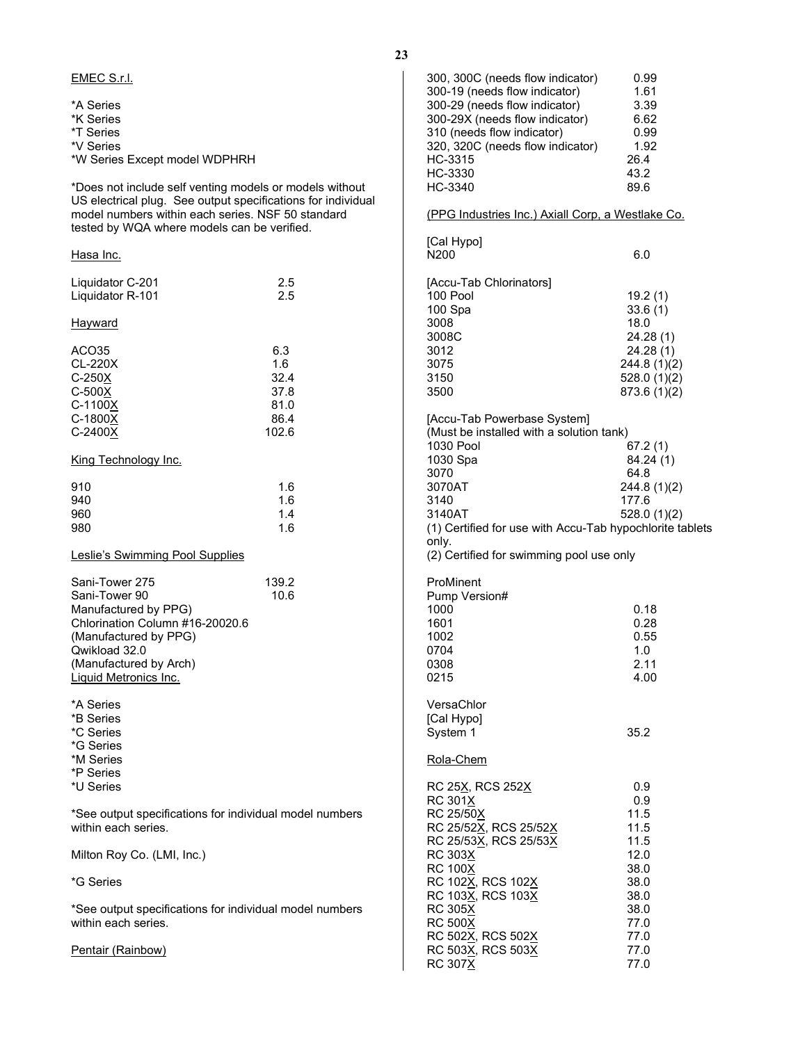EMEC S.r.l.

*A Series
*K Series
*T Series
*V Series
*W Series Except model WDPHRH

*Does not include self venting models or models without US electrical plug. See output specifications for individual model numbers within each series. NSF 50 standard tested by WQA where models can be verified.

Hasa Inc.

| | |
|---|---|
| Liquidator C-201 | 2.5 |
| Liquidator R-101 | 2.5 |

Hayward

| | |
|---|---|
| ACO35 | 6.3 |
| CL-220X | 1.6 |
| C-250X | 32.4 |
| C-500X | 37.8 |
| C-1100X | 81.0 |
| C-1800X | 86.4 |
| C-2400X | 102.6 |

King Technology Inc.

| | |
|---|---|
| 910 | 1.6 |
| 940 | 1.6 |
| 960 | 1.4 |
| 980 | 1.6 |

Leslie's Swimming Pool Supplies

| | |
|---|---|
| Sani-Tower 275 | 139.2 |
| Sani-Tower 90 | 10.6 |

Manufactured by PPG)
Chlorination Column #16-20020.6
(Manufactured by PPG)
Qwikload 32.0
(Manufactured by Arch)

Liquid Metronics Inc.

*A Series
*B Series
*C Series
*G Series
*M Series
*P Series
*U Series

*See output specifications for individual model numbers within each series.

Milton Roy Co. (LMI, Inc.)

*G Series

*See output specifications for individual model numbers within each series.

Pentair (Rainbow)

| | |
|---|---|
| 300, 300C (needs flow indicator) | 0.99 |
| 300-19 (needs flow indicator) | 1.61 |
| 300-29 (needs flow indicator) | 3.39 |
| 300-29X (needs flow indicator) | 6.62 |
| 310 (needs flow indicator) | 0.99 |
| 320, 320C (needs flow indicator) | 1.92 |
| HC-3315 | 26.4 |
| HC-3330 | 43.2 |
| HC-3340 | 89.6 |

(PPG Industries Inc.) Axiall Corp, a Westlake Co.

[Cal Hypo]

| | |
|---|---|
| N200 | 6.0 |

[Accu-Tab Chlorinators]

| | |
|---|---|
| 100 Pool | 19.2 (1) |
| 100 Spa | 33.6 (1) |
| 3008 | 18.0 |
| 3008C | 24.28 (1) |
| 3012 | 24.28 (1) |
| 3075 | 244.8 (1)(2) |
| 3150 | 528.0 (1)(2) |
| 3500 | 873.6 (1)(2) |

[Accu-Tab Powerbase System]
(Must be installed with a solution tank)

| | |
|---|---|
| 1030 Pool | 67.2 (1) |
| 1030 Spa | 84.24 (1) |
| 3070 | 64.8 |
| 3070AT | 244.8 (1)(2) |
| 3140 | 177.6 |
| 3140AT | 528.0 (1)(2) |

(1) Certified for use with Accu-Tab hypochlorite tablets only.
(2) Certified for swimming pool use only

ProMinent

| Pump Version# | |
|---|---|
| 1000 | 0.18 |
| 1601 | 0.28 |
| 1002 | 0.55 |
| 0704 | 1.0 |
| 0308 | 2.11 |
| 0215 | 4.00 |

VersaChlor
[Cal Hypo]

| | |
|---|---|
| System 1 | 35.2 |

Rola-Chem

| | |
|---|---|
| RC 25X, RCS 252X | 0.9 |
| RC 301X | 0.9 |
| RC 25/50X | 11.5 |
| RC 25/52X, RCS 25/52X | 11.5 |
| RC 25/53X, RCS 25/53X | 11.5 |
| RC 303X | 12.0 |
| RC 100X | 38.0 |
| RC 102X, RCS 102X | 38.0 |
| RC 103X, RCS 103X | 38.0 |
| RC 305X | 38.0 |
| RC 500X | 77.0 |
| RC 502X, RCS 502X | 77.0 |
| RC 503X, RCS 503X | 77.0 |
| RC 307X | 77.0 |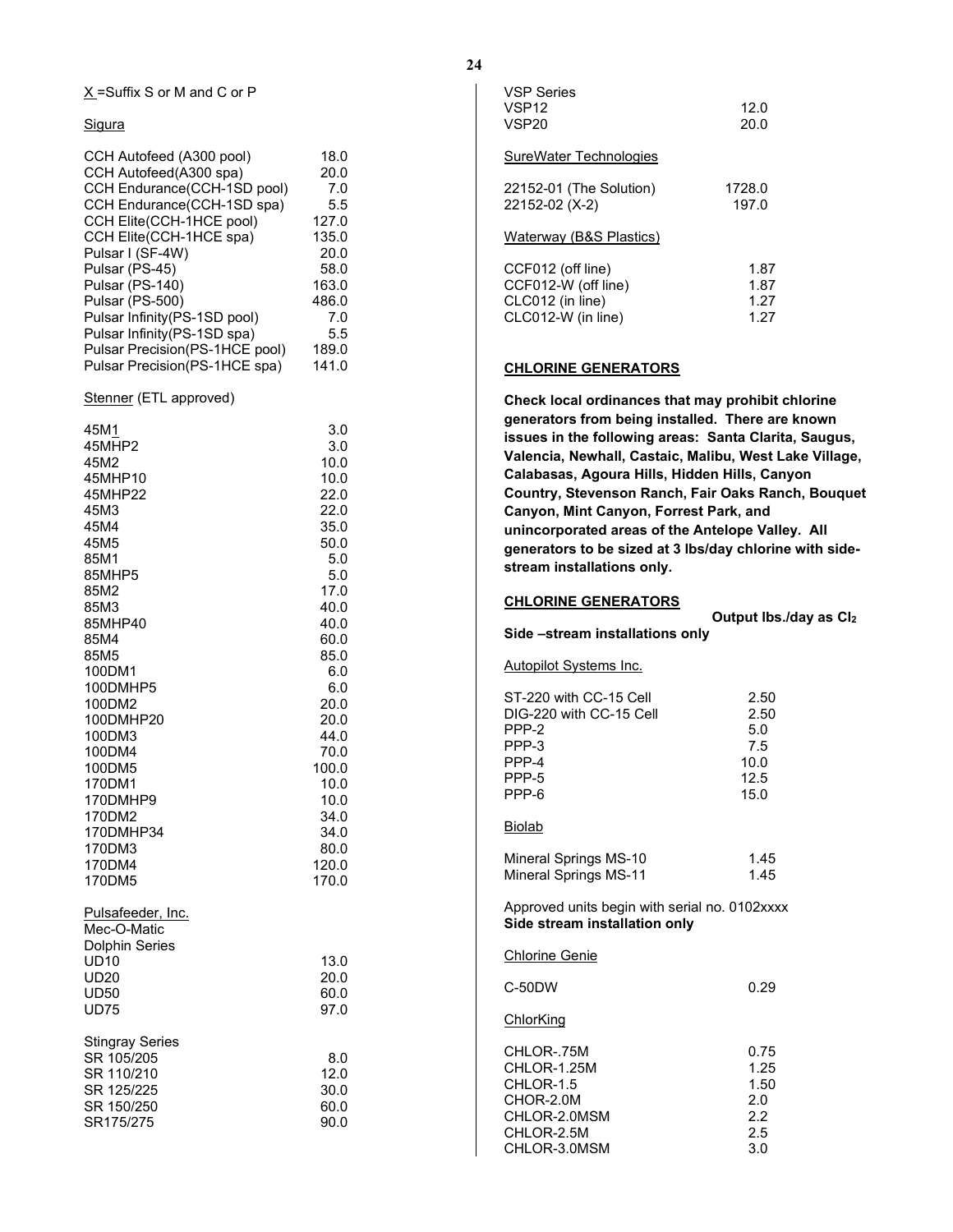X =Suffix S or M and C or P

Sigura

| | |
|---|---|
| CCH Autofeed (A300 pool) | 18.0 |
| CCH Autofeed(A300 spa) | 20.0 |
| CCH Endurance(CCH-1SD pool) | 7.0 |
| CCH Endurance(CCH-1SD spa) | 5.5 |
| CCH Elite(CCH-1HCE pool) | 127.0 |
| CCH Elite(CCH-1HCE spa) | 135.0 |
| Pulsar I (SF-4W) | 20.0 |
| Pulsar (PS-45) | 58.0 |
| Pulsar (PS-140) | 163.0 |
| Pulsar (PS-500) | 486.0 |
| Pulsar Infinity(PS-1SD pool) | 7.0 |
| Pulsar Infinity(PS-1SD spa) | 5.5 |
| Pulsar Precision(PS-1HCE pool) | 189.0 |
| Pulsar Precision(PS-1HCE spa) | 141.0 |

Stenner (ETL approved)

| | |
|---|---|
| 45M1 | 3.0 |
| 45MHP2 | 3.0 |
| 45M2 | 10.0 |
| 45MHP10 | 10.0 |
| 45MHP22 | 22.0 |
| 45M3 | 22.0 |
| 45M4 | 35.0 |
| 45M5 | 50.0 |
| 85M1 | 5.0 |
| 85MHP5 | 5.0 |
| 85M2 | 17.0 |
| 85M3 | 40.0 |
| 85MHP40 | 40.0 |
| 85M4 | 60.0 |
| 85M5 | 85.0 |
| 100DM1 | 6.0 |
| 100DMHP5 | 6.0 |
| 100DM2 | 20.0 |
| 100DMHP20 | 20.0 |
| 100DM3 | 44.0 |
| 100DM4 | 70.0 |
| 100DM5 | 100.0 |
| 170DM1 | 10.0 |
| 170DMHP9 | 10.0 |
| 170DM2 | 34.0 |
| 170DMHP34 | 34.0 |
| 170DM3 | 80.0 |
| 170DM4 | 120.0 |
| 170DM5 | 170.0 |

Pulsafeeder, Inc.
Mec-O-Matic
Dolphin Series

| | |
|---|---|
| UD10 | 13.0 |
| UD20 | 20.0 |
| UD50 | 60.0 |
| UD75 | 97.0 |

Stingray Series

| | |
|---|---|
| SR 105/205 | 8.0 |
| SR 110/210 | 12.0 |
| SR 125/225 | 30.0 |
| SR 150/250 | 60.0 |
| SR175/275 | 90.0 |

VSP Series

| | |
|---|---|
| VSP12 | 12.0 |
| VSP20 | 20.0 |

SureWater Technologies

| | |
|---|---|
| 22152-01 (The Solution) | 1728.0 |
| 22152-02 (X-2) | 197.0 |

Waterway (B&S Plastics)

| | |
|---|---|
| CCF012 (off line) | 1.87 |
| CCF012-W (off line) | 1.87 |
| CLC012 (in line) | 1.27 |
| CLC012-W (in line) | 1.27 |

## CHLORINE GENERATORS

**Check local ordinances that may prohibit chlorine generators from being installed. There are known issues in the following areas: Santa Clarita, Saugus, Valencia, Newhall, Castaic, Malibu, West Lake Village, Calabasas, Agoura Hills, Hidden Hills, Canyon Country, Stevenson Ranch, Fair Oaks Ranch, Bouquet Canyon, Mint Canyon, Forrest Park, and unincorporated areas of the Antelope Valley. All generators to be sized at 3 lbs/day chlorine with side-stream installations only.**

## CHLORINE GENERATORS

**Output lbs./day as $Cl_2$**

**Side –stream installations only**

Autopilot Systems Inc.

| | |
|---|---|
| ST-220 with CC-15 Cell | 2.50 |
| DIG-220 with CC-15 Cell | 2.50 |
| PPP-2 | 5.0 |
| PPP-3 | 7.5 |
| PPP-4 | 10.0 |
| PPP-5 | 12.5 |
| PPP-6 | 15.0 |

Biolab

| | |
|---|---|
| Mineral Springs MS-10 | 1.45 |
| Mineral Springs MS-11 | 1.45 |

Approved units begin with serial no. 0102xxxx
**Side stream installation only**

Chlorine Genie

| | |
|---|---|
| C-50DW | 0.29 |

ChlorKing

| | |
|---|---|
| CHLOR-.75M | 0.75 |
| CHLOR-1.25M | 1.25 |
| CHLOR-1.5 | 1.50 |
| CHOR-2.0M | 2.0 |
| CHLOR-2.0MSM | 2.2 |
| CHLOR-2.5M | 2.5 |
| CHLOR-3.0MSM | 3.0 |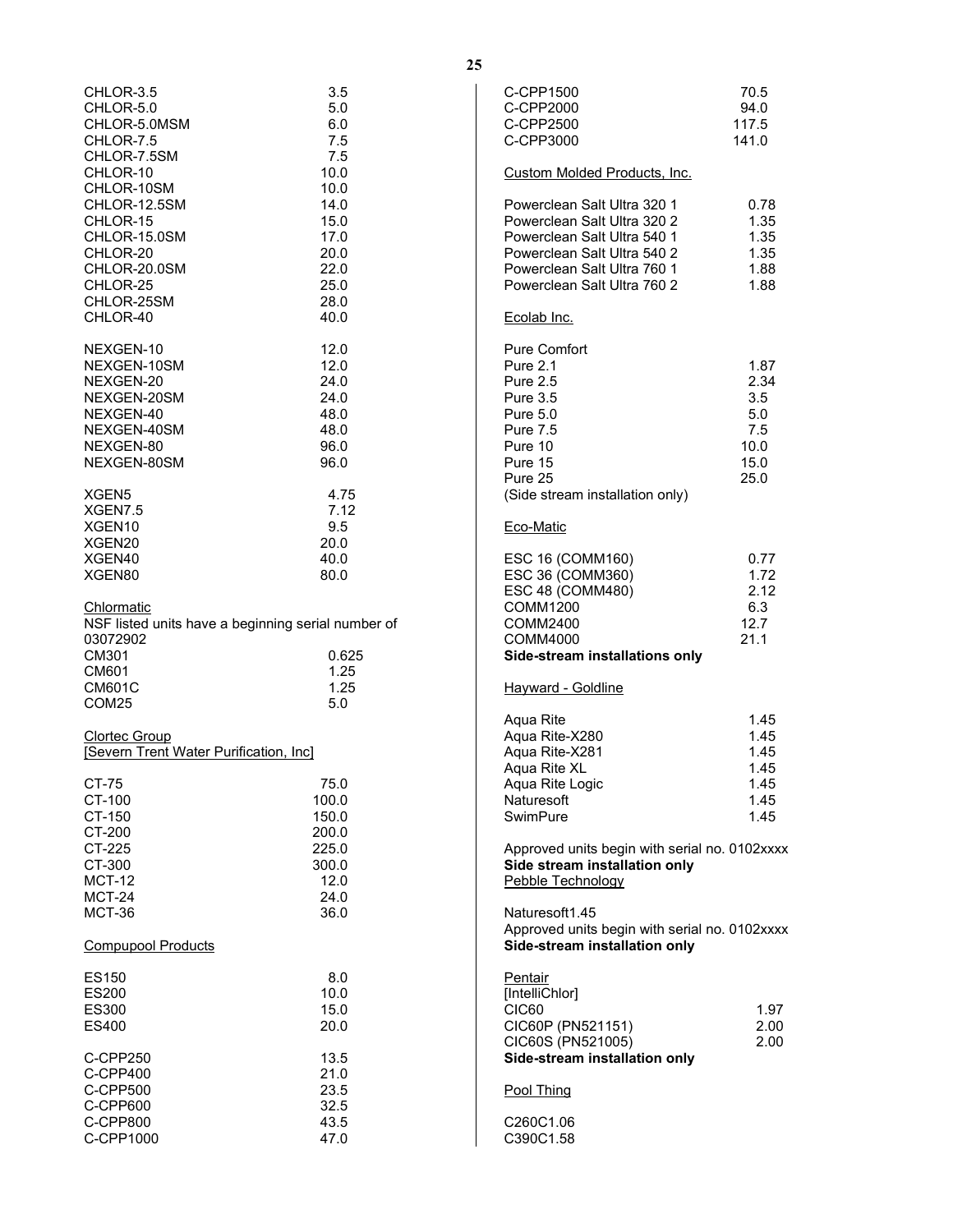| | |
|---|---|
| CHLOR-3.5 | 3.5 |
| CHLOR-5.0 | 5.0 |
| CHLOR-5.0MSM | 6.0 |
| CHLOR-7.5 | 7.5 |
| CHLOR-7.5SM | 7.5 |
| CHLOR-10 | 10.0 |
| CHLOR-10SM | 10.0 |
| CHLOR-12.5SM | 14.0 |
| CHLOR-15 | 15.0 |
| CHLOR-15.0SM | 17.0 |
| CHLOR-20 | 20.0 |
| CHLOR-20.0SM | 22.0 |
| CHLOR-25 | 25.0 |
| CHLOR-25SM | 28.0 |
| CHLOR-40 | 40.0 |

| | |
|---|---|
| NEXGEN-10 | 12.0 |
| NEXGEN-10SM | 12.0 |
| NEXGEN-20 | 24.0 |
| NEXGEN-20SM | 24.0 |
| NEXGEN-40 | 48.0 |
| NEXGEN-40SM | 48.0 |
| NEXGEN-80 | 96.0 |
| NEXGEN-80SM | 96.0 |

| | |
|---|---|
| XGEN5 | 4.75 |
| XGEN7.5 | 7.12 |
| XGEN10 | 9.5 |
| XGEN20 | 20.0 |
| XGEN40 | 40.0 |
| XGEN80 | 80.0 |

Chlormatic

NSF listed units have a beginning serial number of 03072902

| | |
|---|---|
| CM301 | 0.625 |
| CM601 | 1.25 |
| CM601C | 1.25 |
| COM25 | 5.0 |

Clortec Group
[Severn Trent Water Purification, Inc]

| | |
|---|---|
| CT-75 | 75.0 |
| CT-100 | 100.0 |
| CT-150 | 150.0 |
| CT-200 | 200.0 |
| CT-225 | 225.0 |
| CT-300 | 300.0 |
| MCT-12 | 12.0 |
| MCT-24 | 24.0 |
| MCT-36 | 36.0 |

Compupool Products

| | |
|---|---|
| ES150 | 8.0 |
| ES200 | 10.0 |
| ES300 | 15.0 |
| ES400 | 20.0 |

| | |
|---|---|
| C-CPP250 | 13.5 |
| C-CPP400 | 21.0 |
| C-CPP500 | 23.5 |
| C-CPP600 | 32.5 |
| C-CPP800 | 43.5 |
| C-CPP1000 | 47.0 |
| C-CPP1500 | 70.5 |
| C-CPP2000 | 94.0 |
| C-CPP2500 | 117.5 |
| C-CPP3000 | 141.0 |

Custom Molded Products, Inc.

| | |
|---|---|
| Powerclean Salt Ultra 320 1 | 0.78 |
| Powerclean Salt Ultra 320 2 | 1.35 |
| Powerclean Salt Ultra 540 1 | 1.35 |
| Powerclean Salt Ultra 540 2 | 1.35 |
| Powerclean Salt Ultra 760 1 | 1.88 |
| Powerclean Salt Ultra 760 2 | 1.88 |

Ecolab Inc.

Pure Comfort

| | |
|---|---|
| Pure 2.1 | 1.87 |
| Pure 2.5 | 2.34 |
| Pure 3.5 | 3.5 |
| Pure 5.0 | 5.0 |
| Pure 7.5 | 7.5 |
| Pure 10 | 10.0 |
| Pure 15 | 15.0 |
| Pure 25 | 25.0 |

(Side stream installation only)

Eco-Matic

| | |
|---|---|
| ESC 16 (COMM160) | 0.77 |
| ESC 36 (COMM360) | 1.72 |
| ESC 48 (COMM480) | 2.12 |
| COMM1200 | 6.3 |
| COMM2400 | 12.7 |
| COMM4000 | 21.1 |

**Side-stream installations only**

Hayward - Goldline

| | |
|---|---|
| Aqua Rite | 1.45 |
| Aqua Rite-X280 | 1.45 |
| Aqua Rite-X281 | 1.45 |
| Aqua Rite XL | 1.45 |
| Aqua Rite Logic | 1.45 |
| Naturesoft | 1.45 |
| SwimPure | 1.45 |

Approved units begin with serial no. 0102xxxx
**Side stream installation only**

Pebble Technology

Naturesoft1.45
Approved units begin with serial no. 0102xxxx
**Side-stream installation only**

Pentair
[IntelliChlor]

| | |
|---|---|
| CIC60 | 1.97 |
| CIC60P (PN521151) | 2.00 |
| CIC60S (PN521005) | 2.00 |

**Side-stream installation only**

Pool Thing

C260C1.06
C390C1.58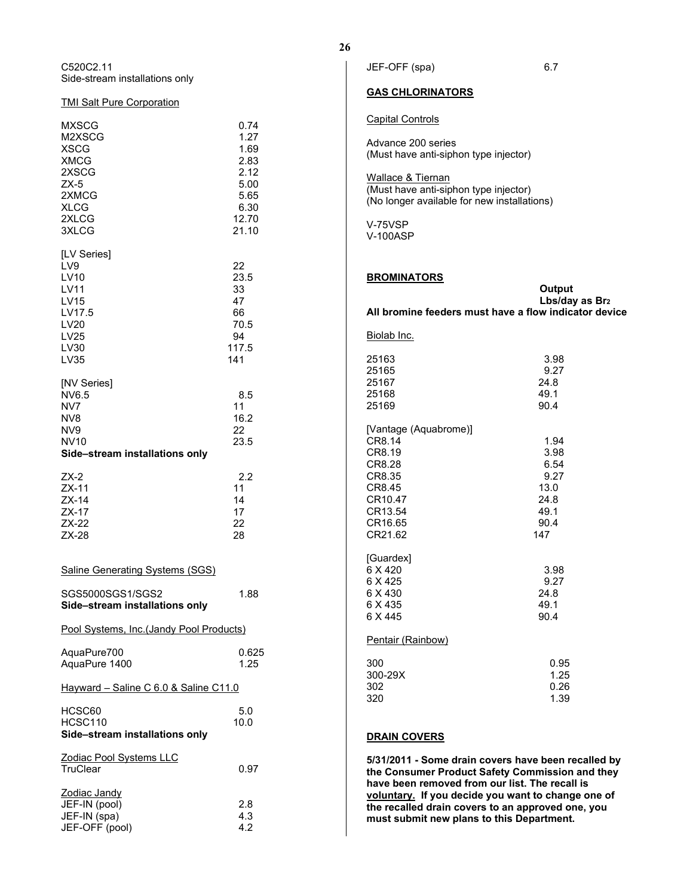C520C2.11
Side-stream installations only

TMI Salt Pure Corporation

| | |
|---|---|
| MXSCG | 0.74 |
| M2XSCG | 1.27 |
| XSCG | 1.69 |
| XMCG | 2.83 |
| 2XSCG | 2.12 |
| ZX-5 | 5.00 |
| 2XMCG | 5.65 |
| XLCG | 6.30 |
| 2XLCG | 12.70 |
| 3XLCG | 21.10 |

[LV Series]

| | |
|---|---|
| LV9 | 22 |
| LV10 | 23.5 |
| LV11 | 33 |
| LV15 | 47 |
| LV17.5 | 66 |
| LV20 | 70.5 |
| LV25 | 94 |
| LV30 | 117.5 |
| LV35 | 141 |

[NV Series]

| | |
|---|---|
| NV6.5 | 8.5 |
| NV7 | 11 |
| NV8 | 16.2 |
| NV9 | 22 |
| NV10 | 23.5 |

**Side–stream installations only**

| | |
|---|---|
| ZX-2 | 2.2 |
| ZX-11 | 11 |
| ZX-14 | 14 |
| ZX-17 | 17 |
| ZX-22 | 22 |
| ZX-28 | 28 |

Saline Generating Systems (SGS)

| | |
|---|---|
| SGS5000SGS1/SGS2 | 1.88 |

**Side–stream installations only**

Pool Systems, Inc.(Jandy Pool Products)

| | |
|---|---|
| AquaPure700 | 0.625 |
| AquaPure 1400 | 1.25 |

Hayward – Saline C 6.0 & Saline C11.0

| | |
|---|---|
| HCSC60 | 5.0 |
| HCSC110 | 10.0 |

**Side–stream installations only**

Zodiac Pool Systems LLC

| | |
|---|---|
| TruClear | 0.97 |

Zodiac Jandy

| | |
|---|---|
| JEF-IN (pool) | 2.8 |
| JEF-IN (spa) | 4.3 |
| JEF-OFF (pool) | 4.2 |
| JEF-OFF (spa) | 6.7 |

## GAS CHLORINATORS

Capital Controls

Advance 200 series
(Must have anti-siphon type injector)

Wallace & Tiernan
(Must have anti-siphon type injector)
(No longer available for new installations)

V-75VSP
V-100ASP

## BROMINATORS

**Output Lbs/day as $Br_2$**

**All bromine feeders must have a flow indicator device**

Biolab Inc.

| | |
|---|---|
| 25163 | 3.98 |
| 25165 | 9.27 |
| 25167 | 24.8 |
| 25168 | 49.1 |
| 25169 | 90.4 |

[Vantage (Aquabrome)]

| | |
|---|---|
| CR8.14 | 1.94 |
| CR8.19 | 3.98 |
| CR8.28 | 6.54 |
| CR8.35 | 9.27 |
| CR8.45 | 13.0 |
| CR10.47 | 24.8 |
| CR13.54 | 49.1 |
| CR16.65 | 90.4 |
| CR21.62 | 147 |

[Guardex]

| | |
|---|---|
| 6 X 420 | 3.98 |
| 6 X 425 | 9.27 |
| 6 X 430 | 24.8 |
| 6 X 435 | 49.1 |
| 6 X 445 | 90.4 |

Pentair (Rainbow)

| | |
|---|---|
| 300 | 0.95 |
| 300-29X | 1.25 |
| 302 | 0.26 |
| 320 | 1.39 |

## DRAIN COVERS

**5/31/2011 - Some drain covers have been recalled by the Consumer Product Safety Commission and they have been removed from our list. The recall is voluntary. If you decide you want to change one of the recalled drain covers to an approved one, you must submit new plans to this Department.**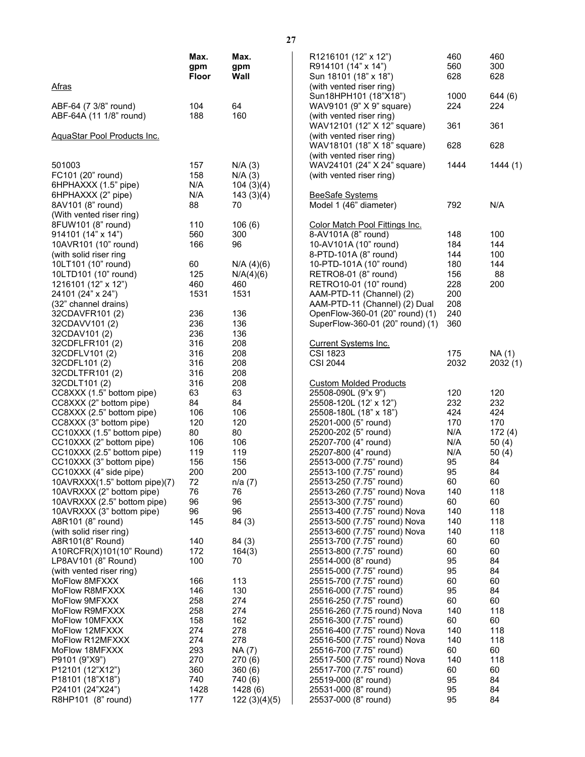| | Max. gpm Floor | Max. gpm Wall |
|---|---|---|
| Afras | | |
| ABF-64 (7 3/8" round) | 104 | 64 |
| ABF-64A (11 1/8" round) | 188 | 160 |
| AquaStar Pool Products Inc. | | |
| 501003 | 157 | N/A (3) |
| FC101 (20" round) | 158 | N/A (3) |
| 6HPHAXXX (1.5" pipe) | N/A | 104 (3)(4) |
| 6HPHAXXX (2" pipe) | N/A | 143 (3)(4) |
| 8AV101 (8" round) (With vented riser ring) | 88 | 70 |
| 8FUW101 (8" round) | 110 | 106 (6) |
| 914101 (14" x 14") | 560 | 300 |
| 10AVR101 (10" round) (with solid riser ring | 166 | 96 |
| 10LT101 (10" round) | 60 | N/A (4)(6) |
| 10LTD101 (10" round) | 125 | N/A(4)(6) |
| 1216101 (12" x 12") | 460 | 460 |
| 24101 (24" x 24") | 1531 | 1531 |
| (32" channel drains) | | |
| 32CDAVFR101 (2) | 236 | 136 |
| 32CDAVV101 (2) | 236 | 136 |
| 32CDAV101 (2) | 236 | 136 |
| 32CDFLFR101 (2) | 316 | 208 |
| 32CDFLV101 (2) | 316 | 208 |
| 32CDFL101 (2) | 316 | 208 |
| 32CDLTFR101 (2) | 316 | 208 |
| 32CDLT101 (2) | 316 | 208 |
| CC8XXX (1.5" bottom pipe) | 63 | 63 |
| CC8XXX (2" bottom pipe) | 84 | 84 |
| CC8XXX (2.5" bottom pipe) | 106 | 106 |
| CC8XXX (3" bottom pipe) | 120 | 120 |
| CC10XXX (1.5" bottom pipe) | 80 | 80 |
| CC10XXX (2" bottom pipe) | 106 | 106 |
| CC10XXX (2.5" bottom pipe) | 119 | 119 |
| CC10XXX (3" bottom pipe) | 156 | 156 |
| CC10XXX (4" side pipe) | 200 | 200 |
| 10AVRXXX(1.5" bottom pipe)(7) | 72 | n/a (7) |
| 10AVRXXX (2" bottom pipe) | 76 | 76 |
| 10AVRXXX (2.5" bottom pipe) | 96 | 96 |
| 10AVRXXX (3" bottom pipe) | 96 | 96 |
| A8R101 (8" round) (with solid riser ring) | 145 | 84 (3) |
| A8R101(8" Round) | 140 | 84 (3) |
| A10RCFR(X)101(10" Round) | 172 | 164(3) |
| LP8AV101 (8" Round) (with vented riser ring) | 100 | 70 |
| MoFlow 8MFXXX | 166 | 113 |
| MoFlow R8MFXXX | 146 | 130 |
| MoFlow 9MFXXX | 258 | 274 |
| MoFlow R9MFXXX | 258 | 274 |
| MoFlow 10MFXXX | 158 | 162 |
| MoFlow 12MFXXX | 274 | 278 |
| MoFlow R12MFXXX | 274 | 278 |
| MoFlow 18MFXXX | 293 | NA (7) |
| P9101 (9"X9") | 270 | 270 (6) |
| P12101 (12"X12") | 360 | 360 (6) |
| P18101 (18"X18") | 740 | 740 (6) |
| P24101 (24"X24") | 1428 | 1428 (6) |
| R8HP101 (8" round) | 177 | 122 (3)(4)(5) |
| R1216101 (12" x 12") | 460 | 460 |
| R914101 (14" x 14") | 560 | 300 |
| Sun 18101 (18" x 18") (with vented riser ring) | 628 | 628 |
| Sun18HPH101 (18"X18") | 1000 | 644 (6) |
| WAV9101 (9" X 9" square) (with vented riser ring) | 224 | 224 |
| WAV12101 (12" X 12" square) (with vented riser ring) | 361 | 361 |
| WAV18101 (18" X 18" square) (with vented riser ring) | 628 | 628 |
| WAV24101 (24" X 24" square) (with vented riser ring) | 1444 | 1444 (1) |
| BeeSafe Systems | | |
| Model 1 (46" diameter) | 792 | N/A |
| Color Match Pool Fittings Inc. | | |
| 8-AV101A (8" round) | 148 | 100 |
| 10-AV101A (10" round) | 184 | 144 |
| 8-PTD-101A (8" round) | 144 | 100 |
| 10-PTD-101A (10" round) | 180 | 144 |
| RETRO8-01 (8" round) | 156 | 88 |
| RETRO10-01 (10" round) | 228 | 200 |
| AAM-PTD-11 (Channel) (2) | 200 | |
| AAM-PTD-11 (Channel) (2) Dual | 208 | |
| OpenFlow-360-01 (20" round) (1) | 240 | |
| SuperFlow-360-01 (20" round) (1) | 360 | |
| Current Systems Inc. | | |
| CSI 1823 | 175 | NA (1) |
| CSI 2044 | 2032 | 2032 (1) |
| Custom Molded Products | | |
| 25508-090L (9"x 9") | 120 | 120 |
| 25508-120L (12' x 12") | 232 | 232 |
| 25508-180L (18" x 18") | 424 | 424 |
| 25201-000 (5" round) | 170 | 170 |
| 25200-202 (5" round) | N/A | 172 (4) |
| 25207-700 (4" round) | N/A | 50 (4) |
| 25207-800 (4" round) | N/A | 50 (4) |
| 25513-000 (7.75" round) | 95 | 84 |
| 25513-100 (7.75" round) | 95 | 84 |
| 25513-250 (7.75" round) | 60 | 60 |
| 25513-260 (7.75" round) Nova | 140 | 118 |
| 25513-300 (7.75" round) | 60 | 60 |
| 25513-400 (7.75" round) Nova | 140 | 118 |
| 25513-500 (7.75" round) Nova | 140 | 118 |
| 25513-600 (7.75" round) Nova | 140 | 118 |
| 25513-700 (7.75" round) | 60 | 60 |
| 25513-800 (7.75" round) | 60 | 60 |
| 25514-000 (8" round) | 95 | 84 |
| 25515-000 (7.75" round) | 95 | 84 |
| 25515-700 (7.75" round) | 60 | 60 |
| 25516-000 (7.75" round) | 95 | 84 |
| 25516-250 (7.75" round) | 60 | 60 |
| 25516-260 (7.75 round) Nova | 140 | 118 |
| 25516-300 (7.75" round) | 60 | 60 |
| 25516-400 (7.75" round) Nova | 140 | 118 |
| 25516-500 (7.75" round) Nova | 140 | 118 |
| 25516-700 (7.75" round) | 60 | 60 |
| 25517-500 (7.75" round) Nova | 140 | 118 |
| 25517-700 (7.75" round) | 60 | 60 |
| 25519-000 (8" round) | 95 | 84 |
| 25531-000 (8" round) | 95 | 84 |
| 25537-000 (8" round) | 95 | 84 |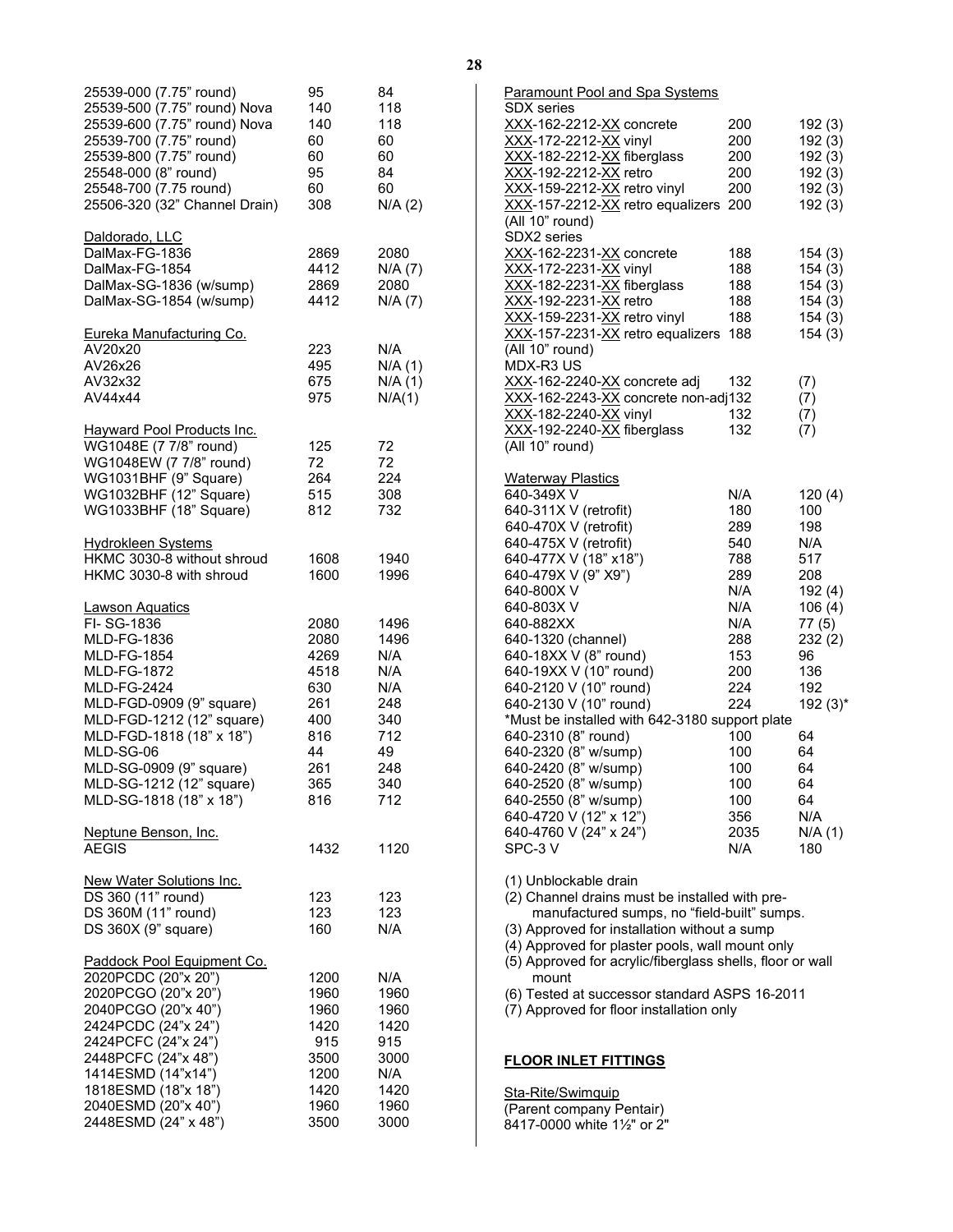| | | |
|---|---|---|
| 25539-000 (7.75" round) | 95 | 84 |
| 25539-500 (7.75" round) Nova | 140 | 118 |
| 25539-600 (7.75" round) Nova | 140 | 118 |
| 25539-700 (7.75" round) | 60 | 60 |
| 25539-800 (7.75" round) | 60 | 60 |
| 25548-000 (8" round) | 95 | 84 |
| 25548-700 (7.75 round) | 60 | 60 |
| 25506-320 (32" Channel Drain) | 308 | N/A (2) |

Daldorado, LLC

| | | |
|---|---|---|
| DalMax-FG-1836 | 2869 | 2080 |
| DalMax-FG-1854 | 4412 | N/A (7) |
| DalMax-SG-1836 (w/sump) | 2869 | 2080 |
| DalMax-SG-1854 (w/sump) | 4412 | N/A (7) |

Eureka Manufacturing Co.

| | | |
|---|---|---|
| AV20x20 | 223 | N/A |
| AV26x26 | 495 | N/A (1) |
| AV32x32 | 675 | N/A (1) |
| AV44x44 | 975 | N/A(1) |

Hayward Pool Products Inc.

| | | |
|---|---|---|
| WG1048E (7 7/8" round) | 125 | 72 |
| WG1048EW (7 7/8" round) | 72 | 72 |
| WG1031BHF (9" Square) | 264 | 224 |
| WG1032BHF (12" Square) | 515 | 308 |
| WG1033BHF (18" Square) | 812 | 732 |

Hydrokleen Systems

| | | |
|---|---|---|
| HKMC 3030-8 without shroud | 1608 | 1940 |
| HKMC 3030-8 with shroud | 1600 | 1996 |

Lawson Aquatics

| | | |
|---|---|---|
| FI- SG-1836 | 2080 | 1496 |
| MLD-FG-1836 | 2080 | 1496 |
| MLD-FG-1854 | 4269 | N/A |
| MLD-FG-1872 | 4518 | N/A |
| MLD-FG-2424 | 630 | N/A |
| MLD-FGD-0909 (9" square) | 261 | 248 |
| MLD-FGD-1212 (12" square) | 400 | 340 |
| MLD-FGD-1818 (18" x 18") | 816 | 712 |
| MLD-SG-06 | 44 | 49 |
| MLD-SG-0909 (9" square) | 261 | 248 |
| MLD-SG-1212 (12" square) | 365 | 340 |
| MLD-SG-1818 (18" x 18") | 816 | 712 |

Neptune Benson, Inc.

| | | |
|---|---|---|
| AEGIS | 1432 | 1120 |

New Water Solutions Inc.

| | | |
|---|---|---|
| DS 360 (11" round) | 123 | 123 |
| DS 360M (11" round) | 123 | 123 |
| DS 360X (9" square) | 160 | N/A |

Paddock Pool Equipment Co.

| | | |
|---|---|---|
| 2020PCDC (20"x 20") | 1200 | N/A |
| 2020PCGO (20"x 20") | 1960 | 1960 |
| 2040PCGO (20"x 40") | 1960 | 1960 |
| 2424PCDC (24"x 24") | 1420 | 1420 |
| 2424PCFC (24"x 24") | 915 | 915 |
| 2448PCFC (24"x 48") | 3500 | 3000 |
| 1414ESMD (14"x14") | 1200 | N/A |
| 1818ESMD (18"x 18") | 1420 | 1420 |
| 2040ESMD (20"x 40") | 1960 | 1960 |
| 2448ESMD (24" x 48") | 3500 | 3000 |

Paramount Pool and Spa Systems

SDX series

| | | |
|---|---|---|
| XXX-162-2212-XX concrete | 200 | 192 (3) |
| XXX-172-2212-XX vinyl | 200 | 192 (3) |
| XXX-182-2212-XX fiberglass | 200 | 192 (3) |
| XXX-192-2212-XX retro | 200 | 192 (3) |
| XXX-159-2212-XX retro vinyl | 200 | 192 (3) |
| XXX-157-2212-XX retro equalizers | 200 | 192 (3) |

(All 10" round)

SDX2 series

| | | |
|---|---|---|
| XXX-162-2231-XX concrete | 188 | 154 (3) |
| XXX-172-2231-XX vinyl | 188 | 154 (3) |
| XXX-182-2231-XX fiberglass | 188 | 154 (3) |
| XXX-192-2231-XX retro | 188 | 154 (3) |
| XXX-159-2231-XX retro vinyl | 188 | 154 (3) |
| XXX-157-2231-XX retro equalizers | 188 | 154 (3) |

(All 10" round)

MDX-R3 US

| | | |
|---|---|---|
| XXX-162-2240-XX concrete adj | 132 | (7) |
| XXX-162-2243-XX concrete non-adj | 132 | (7) |
| XXX-182-2240-XX vinyl | 132 | (7) |
| XXX-192-2240-XX fiberglass | 132 | (7) |

(All 10" round)

Waterway Plastics

| | | |
|---|---|---|
| 640-349X V | N/A | 120 (4) |
| 640-311X V (retrofit) | 180 | 100 |
| 640-470X V (retrofit) | 289 | 198 |
| 640-475X V (retrofit) | 540 | N/A |
| 640-477X V (18" x18") | 788 | 517 |
| 640-479X V (9" X9") | 289 | 208 |
| 640-800X V | N/A | 192 (4) |
| 640-803X V | N/A | 106 (4) |
| 640-882XX | N/A | 77 (5) |
| 640-1320 (channel) | 288 | 232 (2) |
| 640-18XX V (8" round) | 153 | 96 |
| 640-19XX V (10" round) | 200 | 136 |
| 640-2120 V (10" round) | 224 | 192 |
| 640-2130 V (10" round) | 224 | 192 (3)* |
| *Must be installed with 642-3180 support plate | | |
| 640-2310 (8" round) | 100 | 64 |
| 640-2320 (8" w/sump) | 100 | 64 |
| 640-2420 (8" w/sump) | 100 | 64 |
| 640-2520 (8" w/sump) | 100 | 64 |
| 640-2550 (8" w/sump) | 100 | 64 |
| 640-4720 V (12" x 12") | 356 | N/A |
| 640-4760 V (24" x 24") | 2035 | N/A (1) |
| SPC-3 V | N/A | 180 |

(1) Unblockable drain
(2) Channel drains must be installed with pre-manufactured sumps, no "field-built" sumps.
(3) Approved for installation without a sump
(4) Approved for plaster pools, wall mount only
(5) Approved for acrylic/fiberglass shells, floor or wall mount
(6) Tested at successor standard ASPS 16-2011
(7) Approved for floor installation only

## FLOOR INLET FITTINGS

Sta-Rite/Swimquip
(Parent company Pentair)
8417-0000 white 1½" or 2"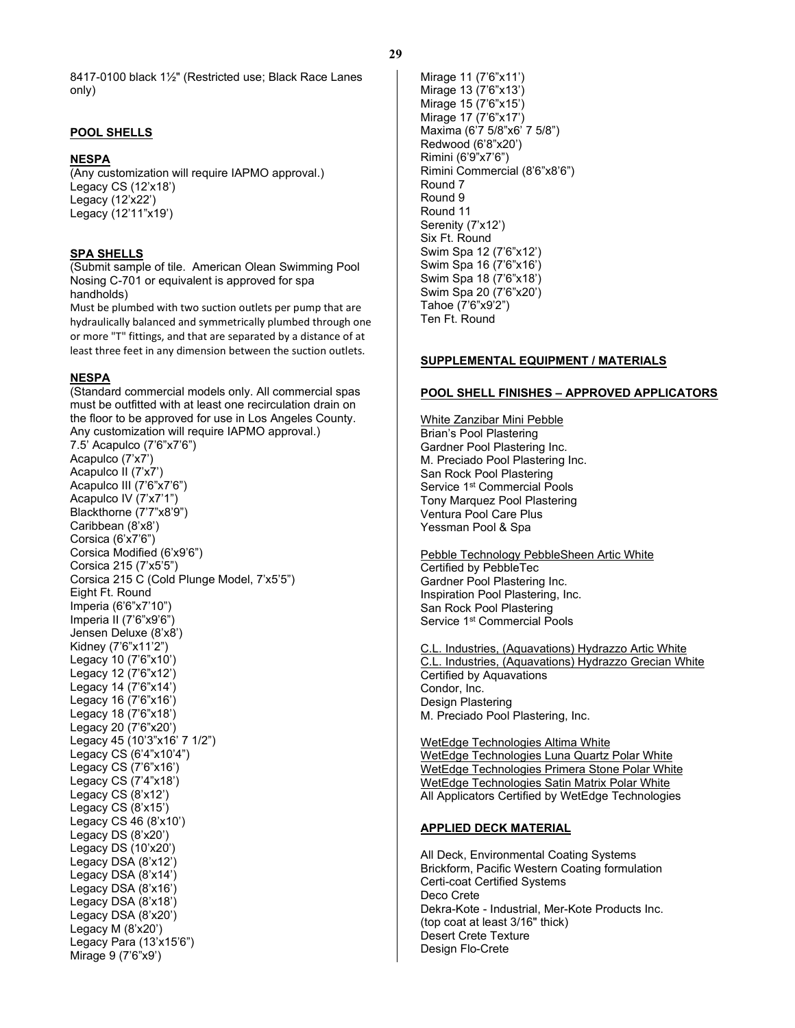8417-0100 black 1½" (Restricted use; Black Race Lanes only)

**POOL SHELLS**

**NESPA**

(Any customization will require IAPMO approval.)
Legacy CS (12'x18')
Legacy (12'x22')
Legacy (12'11"x19')

**SPA SHELLS**

(Submit sample of tile. American Olean Swimming Pool Nosing C-701 or equivalent is approved for spa handholds)
Must be plumbed with two suction outlets per pump that are hydraulically balanced and symmetrically plumbed through one or more "T" fittings, and that are separated by a distance of at least three feet in any dimension between the suction outlets.

**NESPA**

(Standard commercial models only. All commercial spas must be outfitted with at least one recirculation drain on the floor to be approved for use in Los Angeles County. Any customization will require IAPMO approval.)
7.5' Acapulco (7'6"x7'6")
Acapulco (7'x7')
Acapulco II (7'x7')
Acapulco III (7'6"x7'6")
Acapulco IV (7'x7'1")
Blackthorne (7'7"x8'9")
Caribbean (8'x8')
Corsica (6'x7'6")
Corsica Modified (6'x9'6")
Corsica 215 (7'x5'5")
Corsica 215 C (Cold Plunge Model, 7'x5'5")
Eight Ft. Round
Imperia (6'6"x7'10")
Imperia II (7'6"x9'6")
Jensen Deluxe (8'x8')
Kidney (7'6"x11'2")
Legacy 10 (7'6"x10')
Legacy 12 (7'6"x12')
Legacy 14 (7'6"x14')
Legacy 16 (7'6"x16')
Legacy 18 (7'6"x18')
Legacy 20 (7'6"x20')
Legacy 45 (10'3"x16' 7 1/2")
Legacy CS (6'4"x10'4")
Legacy CS (7'6"x16')
Legacy CS (7'4"x18')
Legacy CS (8'x12')
Legacy CS (8'x15')
Legacy CS 46 (8'x10')
Legacy DS (8'x20')
Legacy DS (10'x20')
Legacy DSA (8'x12')
Legacy DSA (8'x14')
Legacy DSA (8'x16')
Legacy DSA (8'x18')
Legacy DSA (8'x20')
Legacy M (8'x20')
Legacy Para (13'x15'6")
Mirage 9 (7'6"x9')
Mirage 11 (7'6"x11')
Mirage 13 (7'6"x13')
Mirage 15 (7'6"x15')
Mirage 17 (7'6"x17')
Maxima (6'7 5/8"x6' 7 5/8")
Redwood (6'8"x20')
Rimini (6'9"x7'6")
Rimini Commercial (8'6"x8'6")
Round 7
Round 9
Round 11
Serenity (7'x12')
Six Ft. Round
Swim Spa 12 (7'6"x12')
Swim Spa 16 (7'6"x16')
Swim Spa 18 (7'6"x18')
Swim Spa 20 (7'6"x20')
Tahoe (7'6"x9'2")
Ten Ft. Round

**SUPPLEMENTAL EQUIPMENT / MATERIALS**

**POOL SHELL FINISHES – APPROVED APPLICATORS**

White Zanzibar Mini Pebble
Brian's Pool Plastering
Gardner Pool Plastering Inc.
M. Preciado Pool Plastering Inc.
San Rock Pool Plastering
Service 1st Commercial Pools
Tony Marquez Pool Plastering
Ventura Pool Care Plus
Yessman Pool & Spa

Pebble Technology PebbleSheen Artic White
Certified by PebbleTec
Gardner Pool Plastering Inc.
Inspiration Pool Plastering, Inc.
San Rock Pool Plastering
Service 1st Commercial Pools

C.L. Industries, (Aquavations) Hydrazzo Artic White
C.L. Industries, (Aquavations) Hydrazzo Grecian White
Certified by Aquavations
Condor, Inc.
Design Plastering
M. Preciado Pool Plastering, Inc.

WetEdge Technologies Altima White
WetEdge Technologies Luna Quartz Polar White
WetEdge Technologies Primera Stone Polar White
WetEdge Technologies Satin Matrix Polar White
All Applicators Certified by WetEdge Technologies

**APPLIED DECK MATERIAL**

All Deck, Environmental Coating Systems
Brickform, Pacific Western Coating formulation
Certi-coat Certified Systems
Deco Crete
Dekra-Kote - Industrial, Mer-Kote Products Inc. (top coat at least 3/16" thick)
Desert Crete Texture
Design Flo-Crete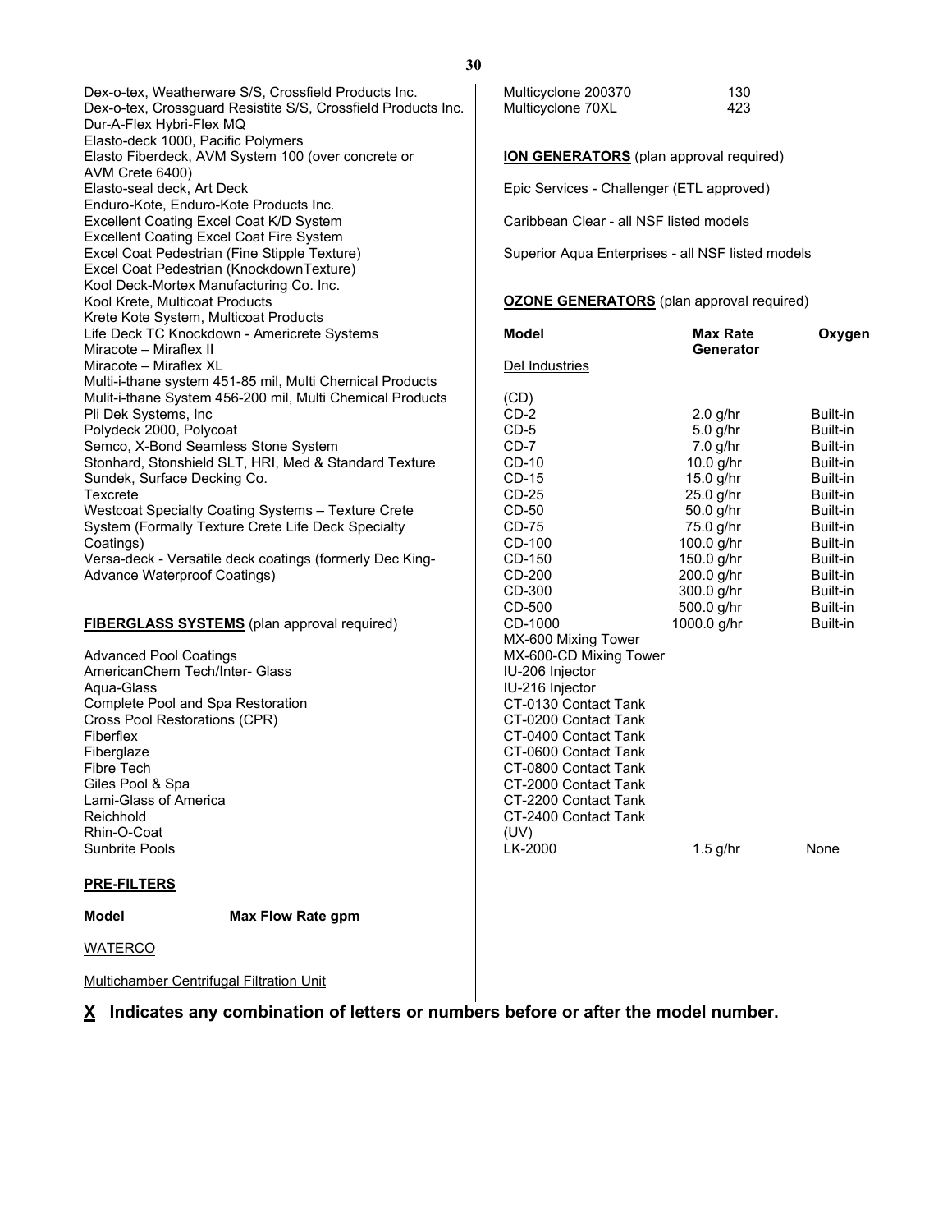Dex-o-tex, Weatherware S/S, Crossfield Products Inc.
Dex-o-tex, Crossguard Resistite S/S, Crossfield Products Inc.
Dur-A-Flex Hybri-Flex MQ
Elasto-deck 1000, Pacific Polymers
Elasto Fiberdeck, AVM System 100 (over concrete or AVM Crete 6400)
Elasto-seal deck, Art Deck
Enduro-Kote, Enduro-Kote Products Inc.
Excellent Coating Excel Coat K/D System
Excellent Coating Excel Coat Fire System
Excel Coat Pedestrian (Fine Stipple Texture)
Excel Coat Pedestrian (KnockdownTexture)
Kool Deck-Mortex Manufacturing Co. Inc.
Kool Krete, Multicoat Products
Krete Kote System, Multicoat Products
Life Deck TC Knockdown - Americrete Systems
Miracote – Miraflex II
Miracote – Miraflex XL
Multi-i-thane system 451-85 mil, Multi Chemical Products
Mulit-i-thane System 456-200 mil, Multi Chemical Products
Pli Dek Systems, Inc
Polydeck 2000, Polycoat
Semco, X-Bond Seamless Stone System
Stonhard, Stonshield SLT, HRI, Med & Standard Texture
Sundek, Surface Decking Co.
Texcrete
Westcoat Specialty Coating Systems – Texture Crete System (Formally Texture Crete Life Deck Specialty Coatings)
Versa-deck - Versatile deck coatings (formerly Dec King-Advance Waterproof Coatings)

**FIBERGLASS SYSTEMS** (plan approval required)

Advanced Pool Coatings
AmericanChem Tech/Inter- Glass
Aqua-Glass
Complete Pool and Spa Restoration
Cross Pool Restorations (CPR)
Fiberflex
Fiberglaze
Fibre Tech
Giles Pool & Spa
Lami-Glass of America
Reichhold
Rhin-O-Coat
Sunbrite Pools

**PRE-FILTERS**

| Model | Max Flow Rate gpm |
|---|---|
| WATERCO | |
| Multichamber Centrifugal Filtration Unit | |
| Multicyclone 200370 | 130 |
| Multicyclone 70XL | 423 |

**ION GENERATORS** (plan approval required)

Epic Services - Challenger (ETL approved)

Caribbean Clear - all NSF listed models

Superior Aqua Enterprises - all NSF listed models

**OZONE GENERATORS** (plan approval required)

| Model | Max Rate Generator | Oxygen |
|---|---|---|
| Del Industries | | |
| (CD) | | |
| CD-2 | 2.0 g/hr | Built-in |
| CD-5 | 5.0 g/hr | Built-in |
| CD-7 | 7.0 g/hr | Built-in |
| CD-10 | 10.0 g/hr | Built-in |
| CD-15 | 15.0 g/hr | Built-in |
| CD-25 | 25.0 g/hr | Built-in |
| CD-50 | 50.0 g/hr | Built-in |
| CD-75 | 75.0 g/hr | Built-in |
| CD-100 | 100.0 g/hr | Built-in |
| CD-150 | 150.0 g/hr | Built-in |
| CD-200 | 200.0 g/hr | Built-in |
| CD-300 | 300.0 g/hr | Built-in |
| CD-500 | 500.0 g/hr | Built-in |
| CD-1000 | 1000.0 g/hr | Built-in |
| MX-600 Mixing Tower | | |
| MX-600-CD Mixing Tower | | |
| IU-206 Injector | | |
| IU-216 Injector | | |
| CT-0130 Contact Tank | | |
| CT-0200 Contact Tank | | |
| CT-0400 Contact Tank | | |
| CT-0600 Contact Tank | | |
| CT-0800 Contact Tank | | |
| CT-2000 Contact Tank | | |
| CT-2200 Contact Tank | | |
| CT-2400 Contact Tank | | |
| (UV) | | |
| LK-2000 | 1.5 g/hr | None |

**X Indicates any combination of letters or numbers before or after the model number.**